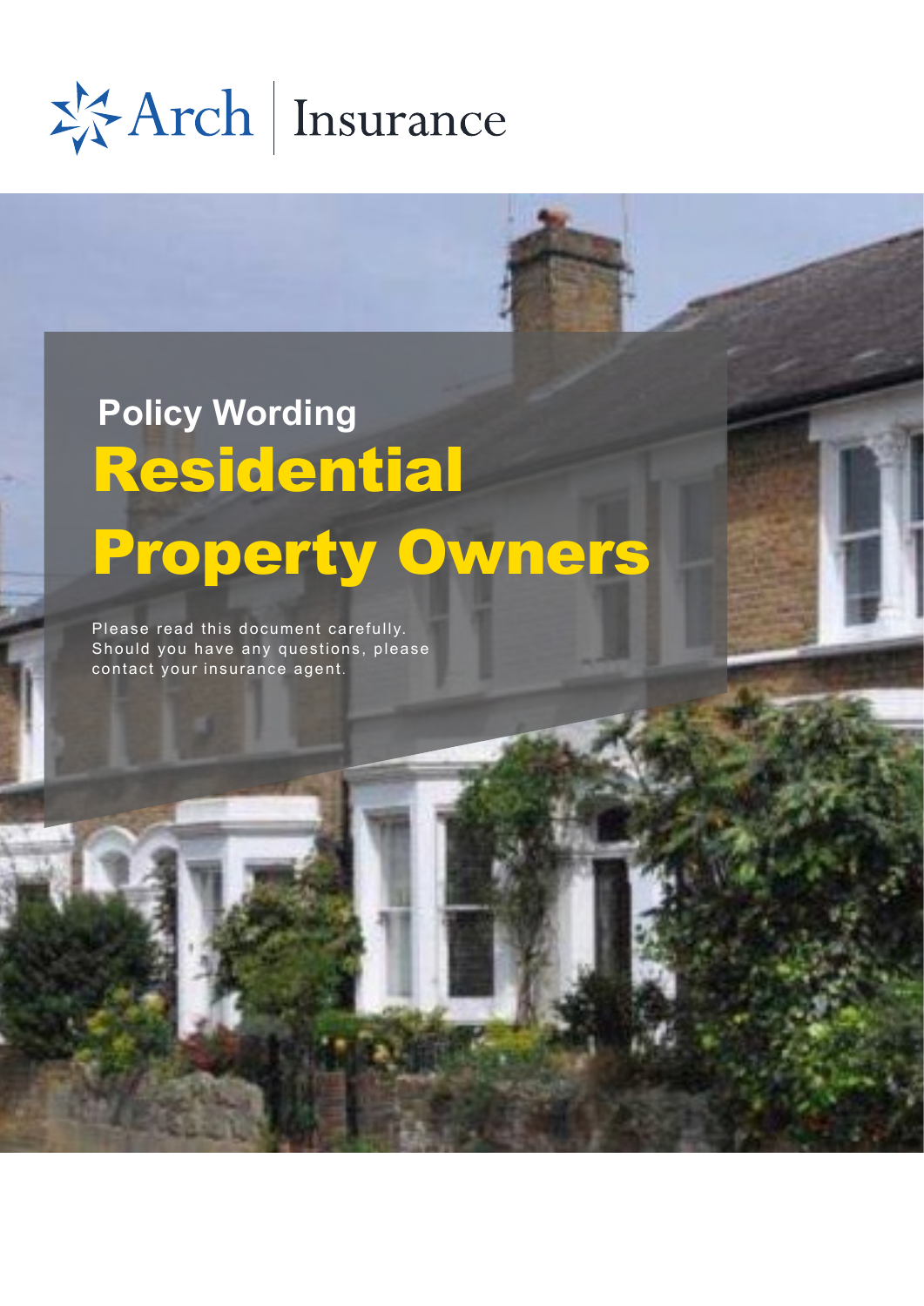Arch Insurance

Policy Wording

# Residential Property Owners

Please read this document carefully.
Should you have any questions, please contact your insurance agent.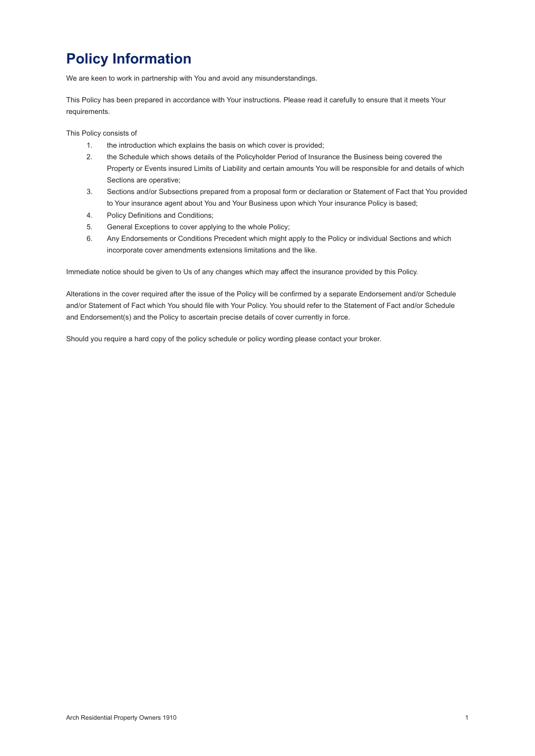# Policy Information

We are keen to work in partnership with You and avoid any misunderstandings.

This Policy has been prepared in accordance with Your instructions. Please read it carefully to ensure that it meets Your requirements.

This Policy consists of

1. the introduction which explains the basis on which cover is provided;
2. the Schedule which shows details of the Policyholder Period of Insurance the Business being covered the Property or Events insured Limits of Liability and certain amounts You will be responsible for and details of which Sections are operative;
3. Sections and/or Subsections prepared from a proposal form or declaration or Statement of Fact that You provided to Your insurance agent about You and Your Business upon which Your insurance Policy is based;
4. Policy Definitions and Conditions;
5. General Exceptions to cover applying to the whole Policy;
6. Any Endorsements or Conditions Precedent which might apply to the Policy or individual Sections and which incorporate cover amendments extensions limitations and the like.

Immediate notice should be given to Us of any changes which may affect the insurance provided by this Policy.

Alterations in the cover required after the issue of the Policy will be confirmed by a separate Endorsement and/or Schedule and/or Statement of Fact which You should file with Your Policy. You should refer to the Statement of Fact and/or Schedule and Endorsement(s) and the Policy to ascertain precise details of cover currently in force.

Should you require a hard copy of the policy schedule or policy wording please contact your broker.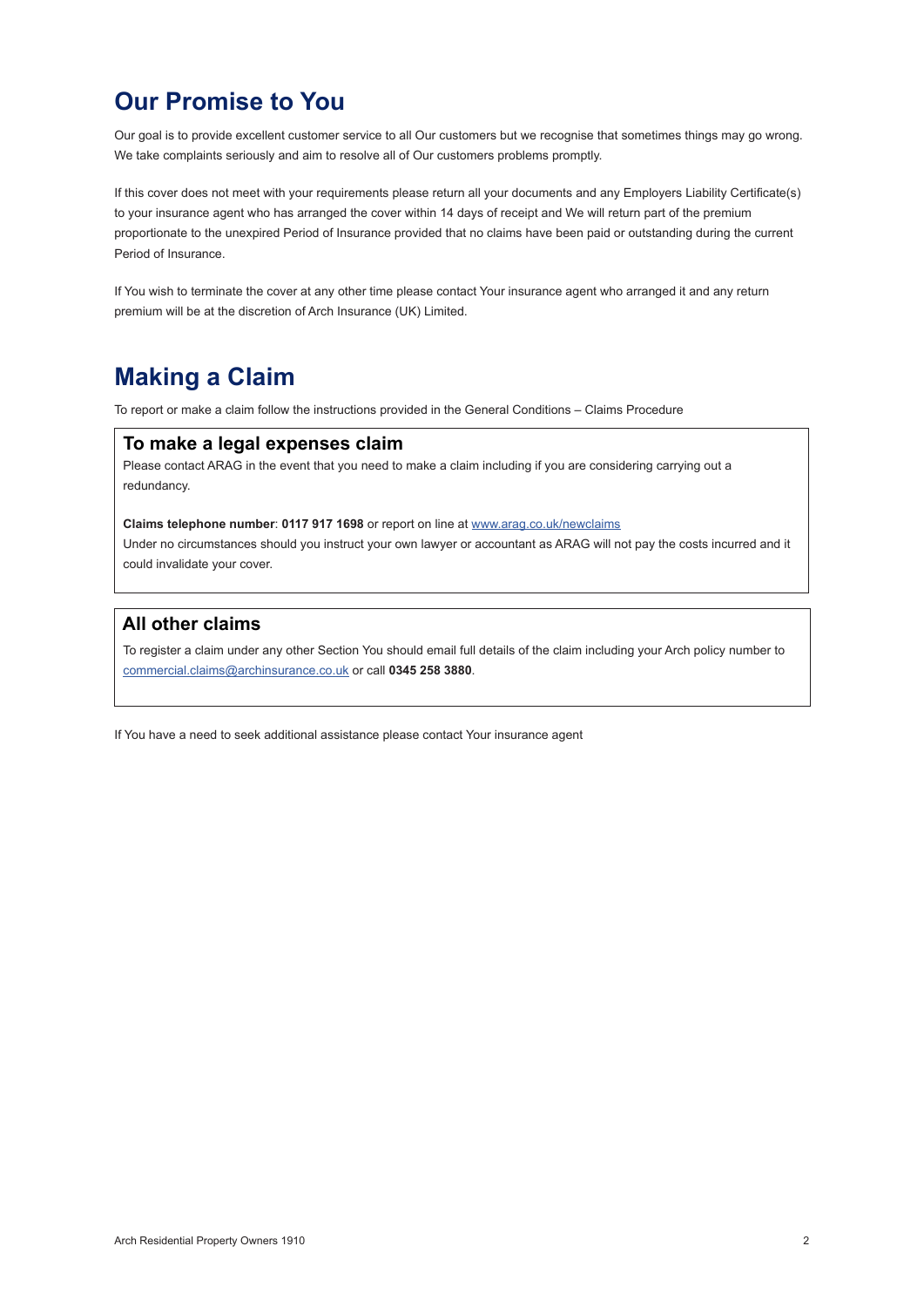# Our Promise to You

Our goal is to provide excellent customer service to all Our customers but we recognise that sometimes things may go wrong. We take complaints seriously and aim to resolve all of Our customers problems promptly.

If this cover does not meet with your requirements please return all your documents and any Employers Liability Certificate(s) to your insurance agent who has arranged the cover within 14 days of receipt and We will return part of the premium proportionate to the unexpired Period of Insurance provided that no claims have been paid or outstanding during the current Period of Insurance.

If You wish to terminate the cover at any other time please contact Your insurance agent who arranged it and any return premium will be at the discretion of Arch Insurance (UK) Limited.

# Making a Claim

To report or make a claim follow the instructions provided in the General Conditions – Claims Procedure

### To make a legal expenses claim

Please contact ARAG in the event that you need to make a claim including if you are considering carrying out a redundancy.

**Claims telephone number**: **0117 917 1698** or report on line at www.arag.co.uk/newclaims

Under no circumstances should you instruct your own lawyer or accountant as ARAG will not pay the costs incurred and it could invalidate your cover.

### All other claims

To register a claim under any other Section You should email full details of the claim including your Arch policy number to commercial.claims@archinsurance.co.uk or call **0345 258 3880**.

If You have a need to seek additional assistance please contact Your insurance agent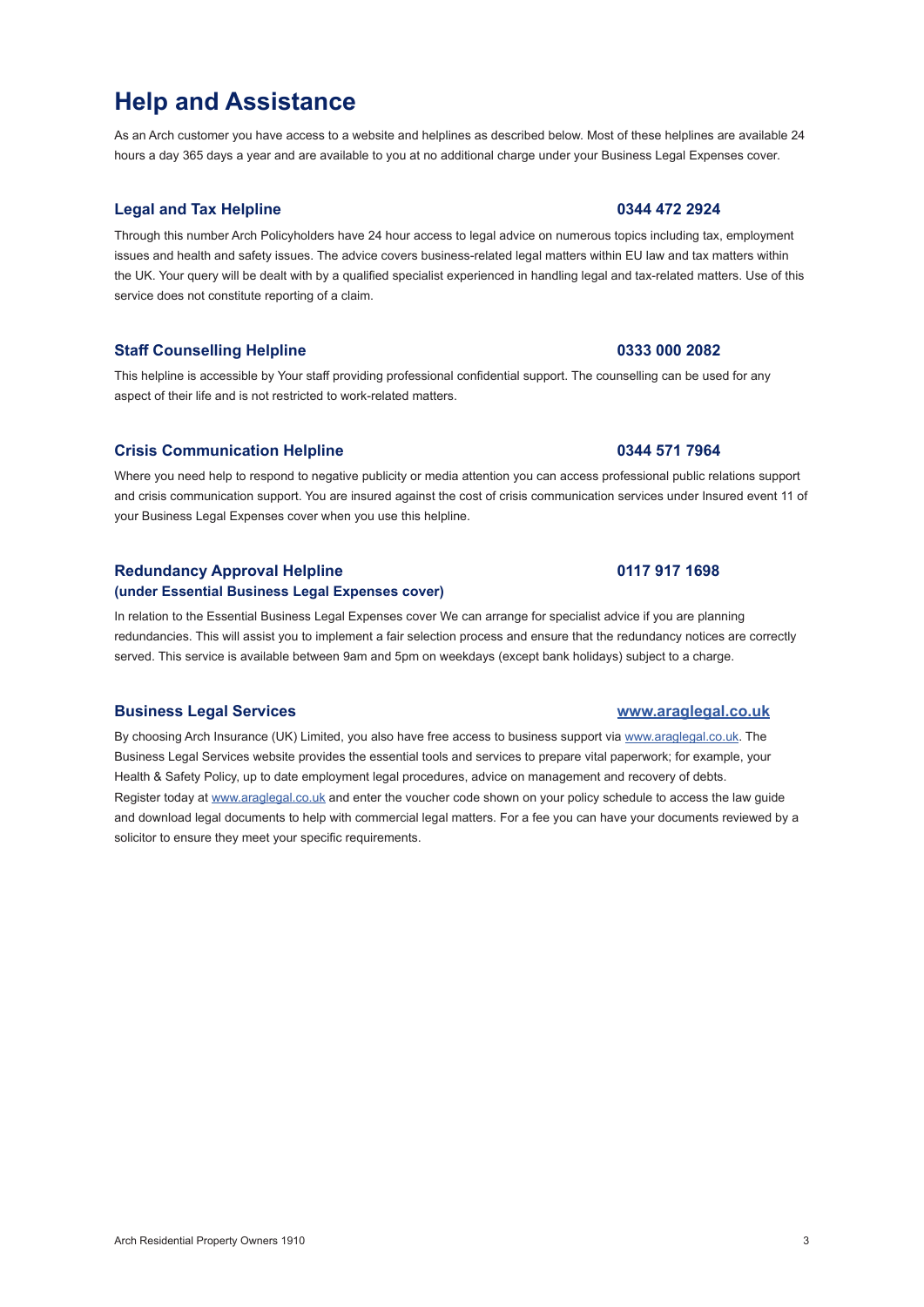# Help and Assistance

As an Arch customer you have access to a website and helplines as described below. Most of these helplines are available 24 hours a day 365 days a year and are available to you at no additional charge under your Business Legal Expenses cover.

### Legal and Tax Helpline — 0344 472 2924

Through this number Arch Policyholders have 24 hour access to legal advice on numerous topics including tax, employment issues and health and safety issues. The advice covers business-related legal matters within EU law and tax matters within the UK. Your query will be dealt with by a qualified specialist experienced in handling legal and tax-related matters. Use of this service does not constitute reporting of a claim.

### Staff Counselling Helpline — 0333 000 2082

This helpline is accessible by Your staff providing professional confidential support. The counselling can be used for any aspect of their life and is not restricted to work-related matters.

### Crisis Communication Helpline — 0344 571 7964

Where you need help to respond to negative publicity or media attention you can access professional public relations support and crisis communication support. You are insured against the cost of crisis communication services under Insured event 11 of your Business Legal Expenses cover when you use this helpline.

### Redundancy Approval Helpline (under Essential Business Legal Expenses cover) — 0117 917 1698

In relation to the Essential Business Legal Expenses cover We can arrange for specialist advice if you are planning redundancies. This will assist you to implement a fair selection process and ensure that the redundancy notices are correctly served. This service is available between 9am and 5pm on weekdays (except bank holidays) subject to a charge.

### Business Legal Services — www.araglegal.co.uk

By choosing Arch Insurance (UK) Limited, you also have free access to business support via www.araglegal.co.uk. The Business Legal Services website provides the essential tools and services to prepare vital paperwork; for example, your Health & Safety Policy, up to date employment legal procedures, advice on management and recovery of debts.
Register today at www.araglegal.co.uk and enter the voucher code shown on your policy schedule to access the law guide and download legal documents to help with commercial legal matters. For a fee you can have your documents reviewed by a solicitor to ensure they meet your specific requirements.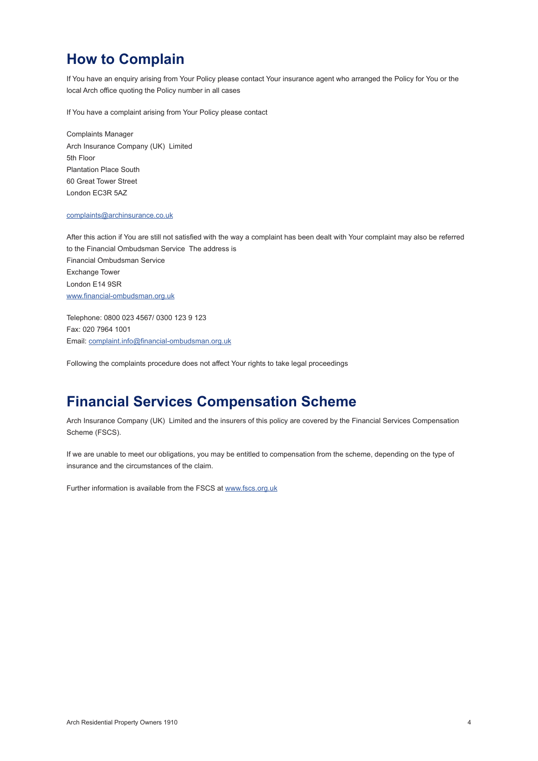## How to Complain

If You have an enquiry arising from Your Policy please contact Your insurance agent who arranged the Policy for You or the local Arch office quoting the Policy number in all cases

If You have a complaint arising from Your Policy please contact

Complaints Manager
Arch Insurance Company (UK) Limited
5th Floor
Plantation Place South
60 Great Tower Street
London EC3R 5AZ

complaints@archinsurance.co.uk

After this action if You are still not satisfied with the way a complaint has been dealt with Your complaint may also be referred to the Financial Ombudsman Service The address is
Financial Ombudsman Service
Exchange Tower
London E14 9SR
www.financial-ombudsman.org.uk

Telephone: 0800 023 4567/ 0300 123 9 123
Fax: 020 7964 1001
Email: complaint.info@financial-ombudsman.org.uk

Following the complaints procedure does not affect Your rights to take legal proceedings

## Financial Services Compensation Scheme

Arch Insurance Company (UK) Limited and the insurers of this policy are covered by the Financial Services Compensation Scheme (FSCS).

If we are unable to meet our obligations, you may be entitled to compensation from the scheme, depending on the type of insurance and the circumstances of the claim.

Further information is available from the FSCS at www.fscs.org.uk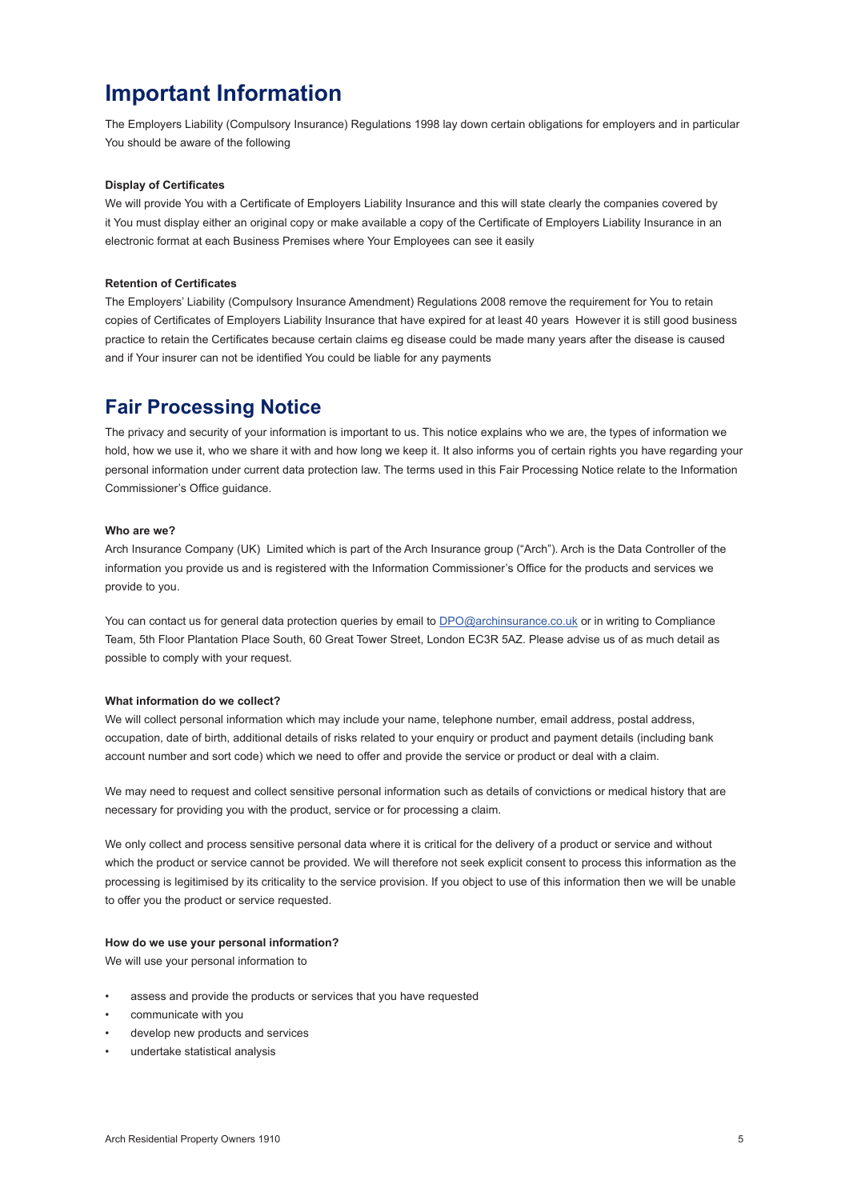# Important Information

The Employers Liability (Compulsory Insurance) Regulations 1998 lay down certain obligations for employers and in particular You should be aware of the following

**Display of Certificates**

We will provide You with a Certificate of Employers Liability Insurance and this will state clearly the companies covered by it You must display either an original copy or make available a copy of the Certificate of Employers Liability Insurance in an electronic format at each Business Premises where Your Employees can see it easily

**Retention of Certificates**

The Employers' Liability (Compulsory Insurance Amendment) Regulations 2008 remove the requirement for You to retain copies of Certificates of Employers Liability Insurance that have expired for at least 40 years However it is still good business practice to retain the Certificates because certain claims eg disease could be made many years after the disease is caused and if Your insurer can not be identified You could be liable for any payments

# Fair Processing Notice

The privacy and security of your information is important to us. This notice explains who we are, the types of information we hold, how we use it, who we share it with and how long we keep it. It also informs you of certain rights you have regarding your personal information under current data protection law. The terms used in this Fair Processing Notice relate to the Information Commissioner's Office guidance.

**Who are we?**

Arch Insurance Company (UK) Limited which is part of the Arch Insurance group ("Arch"). Arch is the Data Controller of the information you provide us and is registered with the Information Commissioner's Office for the products and services we provide to you.

You can contact us for general data protection queries by email to DPO@archinsurance.co.uk or in writing to Compliance Team, 5th Floor Plantation Place South, 60 Great Tower Street, London EC3R 5AZ. Please advise us of as much detail as possible to comply with your request.

**What information do we collect?**

We will collect personal information which may include your name, telephone number, email address, postal address, occupation, date of birth, additional details of risks related to your enquiry or product and payment details (including bank account number and sort code) which we need to offer and provide the service or product or deal with a claim.

We may need to request and collect sensitive personal information such as details of convictions or medical history that are necessary for providing you with the product, service or for processing a claim.

We only collect and process sensitive personal data where it is critical for the delivery of a product or service and without which the product or service cannot be provided. We will therefore not seek explicit consent to process this information as the processing is legitimised by its criticality to the service provision. If you object to use of this information then we will be unable to offer you the product or service requested.

**How do we use your personal information?**

We will use your personal information to

- assess and provide the products or services that you have requested
- communicate with you
- develop new products and services
- undertake statistical analysis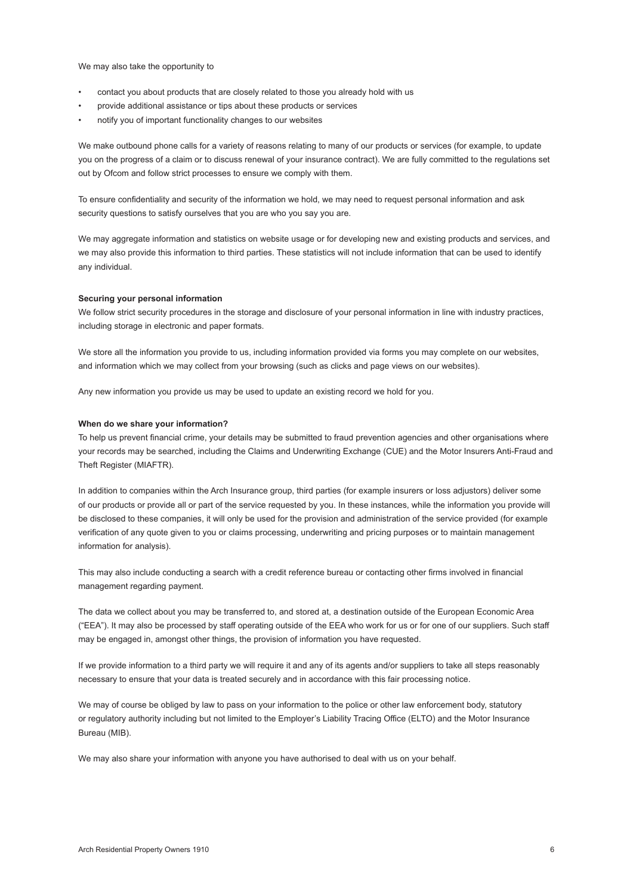We may also take the opportunity to

- contact you about products that are closely related to those you already hold with us
- provide additional assistance or tips about these products or services
- notify you of important functionality changes to our websites

We make outbound phone calls for a variety of reasons relating to many of our products or services (for example, to update you on the progress of a claim or to discuss renewal of your insurance contract). We are fully committed to the regulations set out by Ofcom and follow strict processes to ensure we comply with them.

To ensure confidentiality and security of the information we hold, we may need to request personal information and ask security questions to satisfy ourselves that you are who you say you are.

We may aggregate information and statistics on website usage or for developing new and existing products and services, and we may also provide this information to third parties. These statistics will not include information that can be used to identify any individual.

**Securing your personal information**

We follow strict security procedures in the storage and disclosure of your personal information in line with industry practices, including storage in electronic and paper formats.

We store all the information you provide to us, including information provided via forms you may complete on our websites, and information which we may collect from your browsing (such as clicks and page views on our websites).

Any new information you provide us may be used to update an existing record we hold for you.

**When do we share your information?**

To help us prevent financial crime, your details may be submitted to fraud prevention agencies and other organisations where your records may be searched, including the Claims and Underwriting Exchange (CUE) and the Motor Insurers Anti-Fraud and Theft Register (MIAFTR).

In addition to companies within the Arch Insurance group, third parties (for example insurers or loss adjustors) deliver some of our products or provide all or part of the service requested by you. In these instances, while the information you provide will be disclosed to these companies, it will only be used for the provision and administration of the service provided (for example verification of any quote given to you or claims processing, underwriting and pricing purposes or to maintain management information for analysis).

This may also include conducting a search with a credit reference bureau or contacting other firms involved in financial management regarding payment.

The data we collect about you may be transferred to, and stored at, a destination outside of the European Economic Area ("EEA"). It may also be processed by staff operating outside of the EEA who work for us or for one of our suppliers. Such staff may be engaged in, amongst other things, the provision of information you have requested.

If we provide information to a third party we will require it and any of its agents and/or suppliers to take all steps reasonably necessary to ensure that your data is treated securely and in accordance with this fair processing notice.

We may of course be obliged by law to pass on your information to the police or other law enforcement body, statutory or regulatory authority including but not limited to the Employer's Liability Tracing Office (ELTO) and the Motor Insurance Bureau (MIB).

We may also share your information with anyone you have authorised to deal with us on your behalf.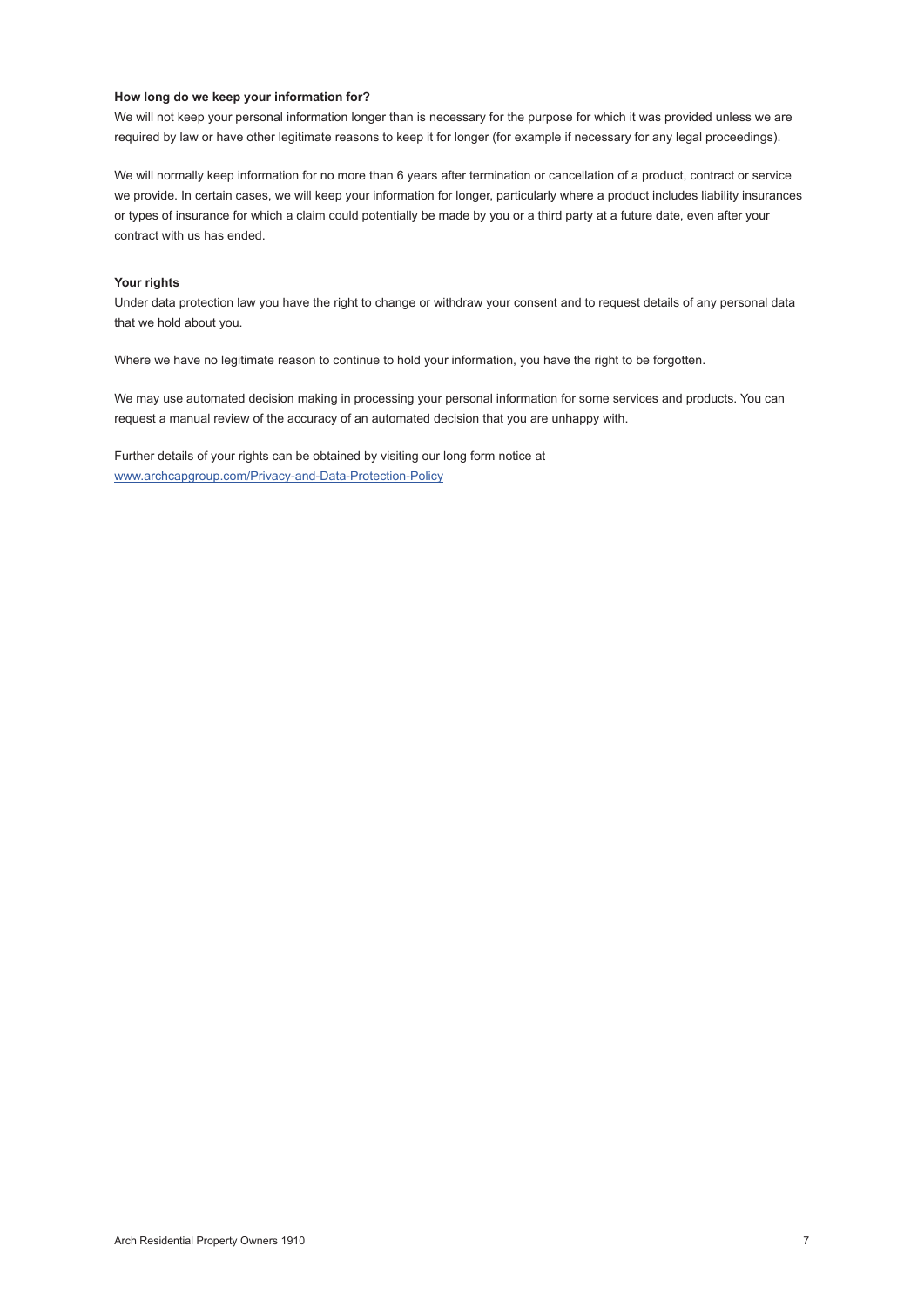**How long do we keep your information for?**

We will not keep your personal information longer than is necessary for the purpose for which it was provided unless we are required by law or have other legitimate reasons to keep it for longer (for example if necessary for any legal proceedings).

We will normally keep information for no more than 6 years after termination or cancellation of a product, contract or service we provide. In certain cases, we will keep your information for longer, particularly where a product includes liability insurances or types of insurance for which a claim could potentially be made by you or a third party at a future date, even after your contract with us has ended.

**Your rights**

Under data protection law you have the right to change or withdraw your consent and to request details of any personal data that we hold about you.

Where we have no legitimate reason to continue to hold your information, you have the right to be forgotten.

We may use automated decision making in processing your personal information for some services and products. You can request a manual review of the accuracy of an automated decision that you are unhappy with.

Further details of your rights can be obtained by visiting our long form notice at
[www.archcapgroup.com/Privacy-and-Data-Protection-Policy](http://www.archcapgroup.com/Privacy-and-Data-Protection-Policy)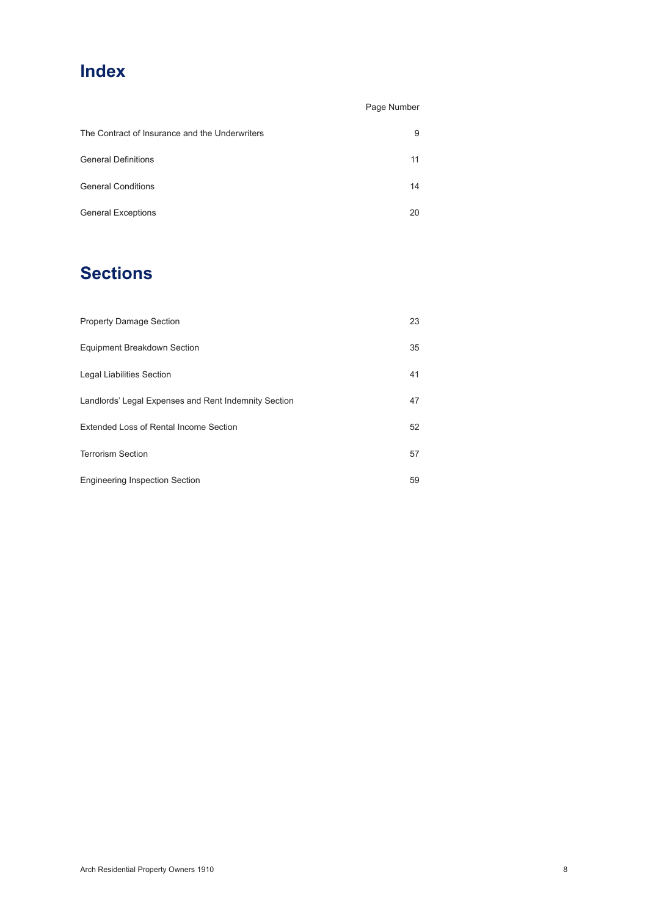# Index

| | Page Number |
|---|---|
| The Contract of Insurance and the Underwriters | 9 |
| General Definitions | 11 |
| General Conditions | 14 |
| General Exceptions | 20 |

# Sections

| | |
|---|---|
| Property Damage Section | 23 |
| Equipment Breakdown Section | 35 |
| Legal Liabilities Section | 41 |
| Landlords' Legal Expenses and Rent Indemnity Section | 47 |
| Extended Loss of Rental Income Section | 52 |
| Terrorism Section | 57 |
| Engineering Inspection Section | 59 |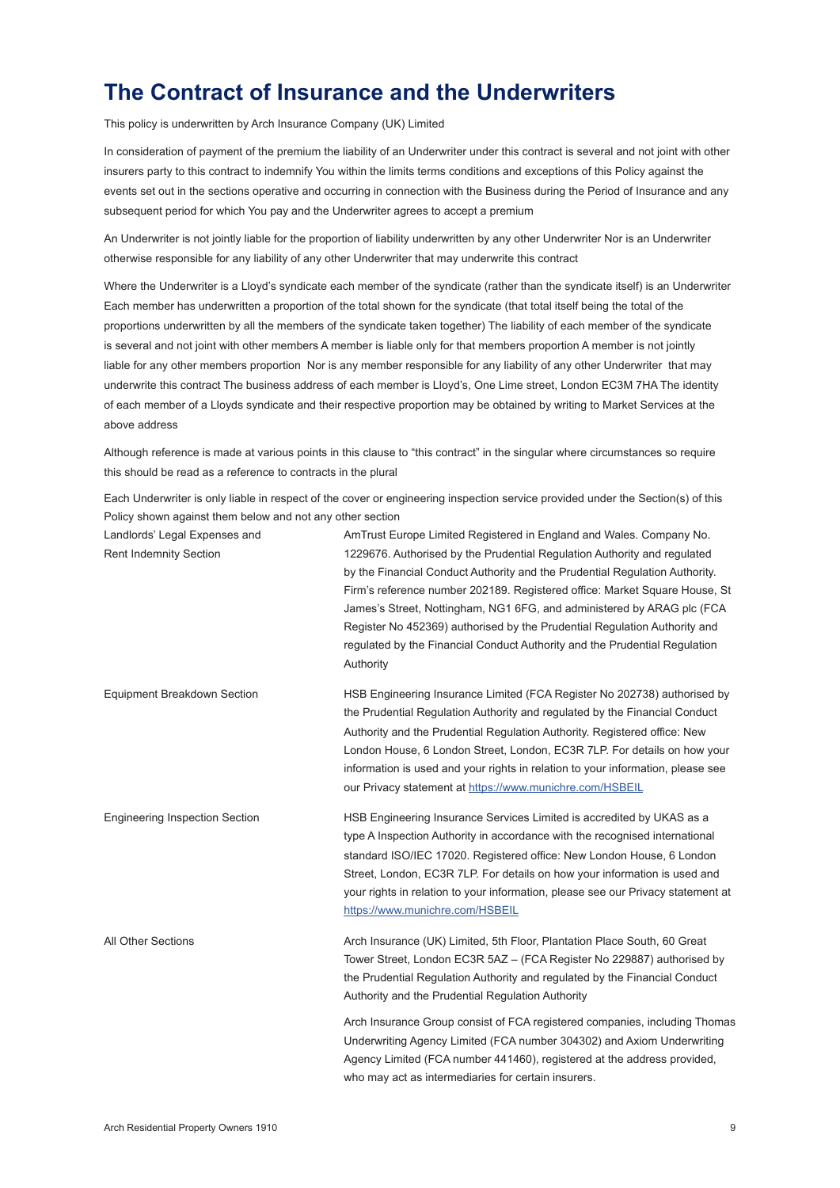# The Contract of Insurance and the Underwriters

This policy is underwritten by Arch Insurance Company (UK) Limited

In consideration of payment of the premium the liability of an Underwriter under this contract is several and not joint with other insurers party to this contract to indemnify You within the limits terms conditions and exceptions of this Policy against the events set out in the sections operative and occurring in connection with the Business during the Period of Insurance and any subsequent period for which You pay and the Underwriter agrees to accept a premium

An Underwriter is not jointly liable for the proportion of liability underwritten by any other Underwriter Nor is an Underwriter otherwise responsible for any liability of any other Underwriter that may underwrite this contract

Where the Underwriter is a Lloyd's syndicate each member of the syndicate (rather than the syndicate itself) is an Underwriter Each member has underwritten a proportion of the total shown for the syndicate (that total itself being the total of the proportions underwritten by all the members of the syndicate taken together) The liability of each member of the syndicate is several and not joint with other members A member is liable only for that members proportion A member is not jointly liable for any other members proportion Nor is any member responsible for any liability of any other Underwriter that may underwrite this contract The business address of each member is Lloyd's, One Lime street, London EC3M 7HA The identity of each member of a Lloyds syndicate and their respective proportion may be obtained by writing to Market Services at the above address

Although reference is made at various points in this clause to "this contract" in the singular where circumstances so require this should be read as a reference to contracts in the plural

Each Underwriter is only liable in respect of the cover or engineering inspection service provided under the Section(s) of this Policy shown against them below and not any other section

| | |
|---|---|
| Landlords' Legal Expenses and Rent Indemnity Section | AmTrust Europe Limited Registered in England and Wales. Company No. 1229676. Authorised by the Prudential Regulation Authority and regulated by the Financial Conduct Authority and the Prudential Regulation Authority. Firm's reference number 202189. Registered office: Market Square House, St James's Street, Nottingham, NG1 6FG, and administered by ARAG plc (FCA Register No 452369) authorised by the Prudential Regulation Authority and regulated by the Financial Conduct Authority and the Prudential Regulation Authority |
| Equipment Breakdown Section | HSB Engineering Insurance Limited (FCA Register No 202738) authorised by the Prudential Regulation Authority and regulated by the Financial Conduct Authority and the Prudential Regulation Authority. Registered office: New London House, 6 London Street, London, EC3R 7LP. For details on how your information is used and your rights in relation to your information, please see our Privacy statement at https://www.munichre.com/HSBEIL |
| Engineering Inspection Section | HSB Engineering Insurance Services Limited is accredited by UKAS as a type A Inspection Authority in accordance with the recognised international standard ISO/IEC 17020. Registered office: New London House, 6 London Street, London, EC3R 7LP. For details on how your information is used and your rights in relation to your information, please see our Privacy statement at https://www.munichre.com/HSBEIL |
| All Other Sections | Arch Insurance (UK) Limited, 5th Floor, Plantation Place South, 60 Great Tower Street, London EC3R 5AZ – (FCA Register No 229887) authorised by the Prudential Regulation Authority and regulated by the Financial Conduct Authority and the Prudential Regulation Authority<br><br>Arch Insurance Group consist of FCA registered companies, including Thomas Underwriting Agency Limited (FCA number 304302) and Axiom Underwriting Agency Limited (FCA number 441460), registered at the address provided, who may act as intermediaries for certain insurers. |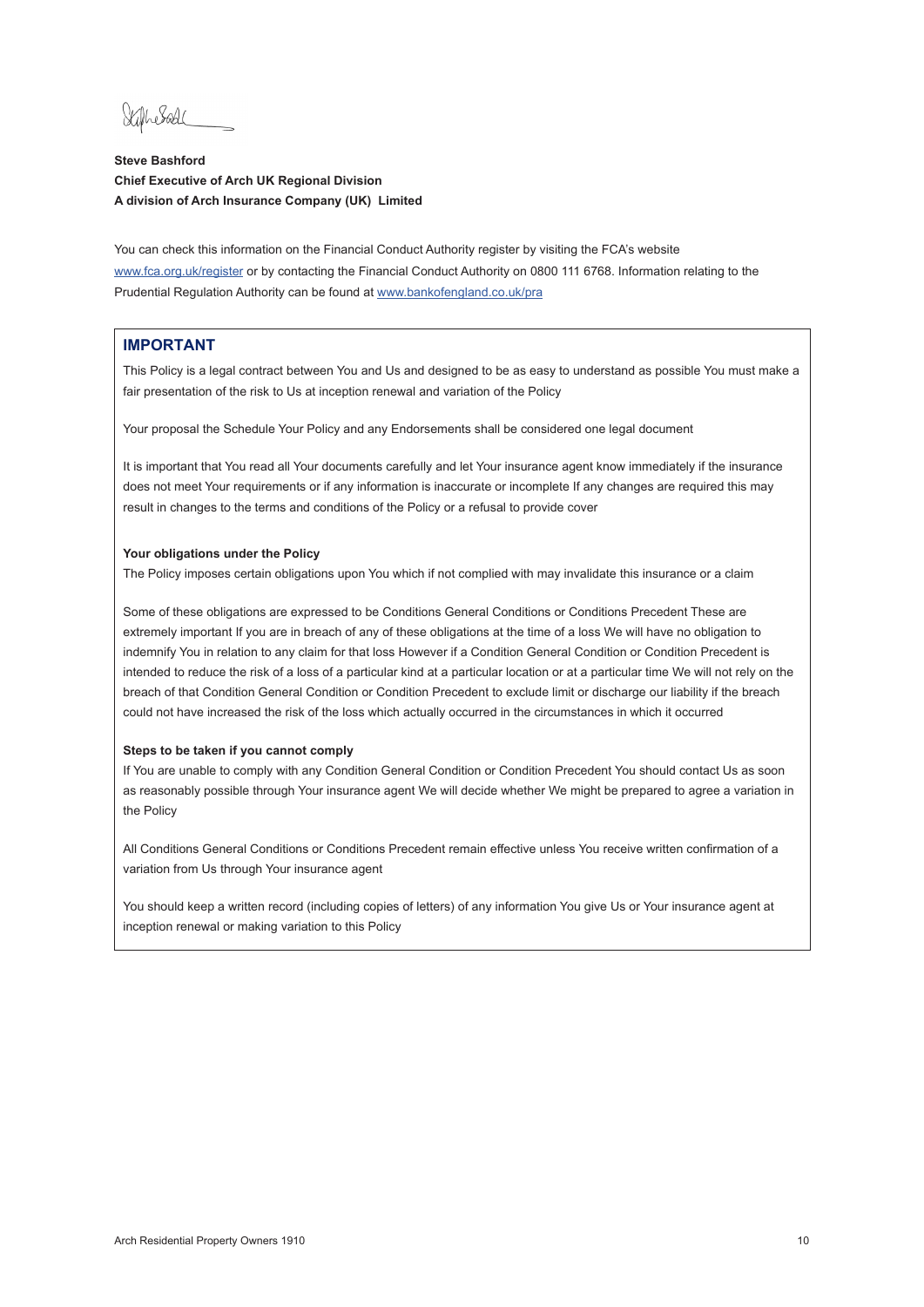**Steve Bashford**
**Chief Executive of Arch UK Regional Division**
**A division of Arch Insurance Company (UK) Limited**

You can check this information on the Financial Conduct Authority register by visiting the FCA's website www.fca.org.uk/register or by contacting the Financial Conduct Authority on 0800 111 6768. Information relating to the Prudential Regulation Authority can be found at www.bankofengland.co.uk/pra

## IMPORTANT

This Policy is a legal contract between You and Us and designed to be as easy to understand as possible You must make a fair presentation of the risk to Us at inception renewal and variation of the Policy

Your proposal the Schedule Your Policy and any Endorsements shall be considered one legal document

It is important that You read all Your documents carefully and let Your insurance agent know immediately if the insurance does not meet Your requirements or if any information is inaccurate or incomplete If any changes are required this may result in changes to the terms and conditions of the Policy or a refusal to provide cover

**Your obligations under the Policy**

The Policy imposes certain obligations upon You which if not complied with may invalidate this insurance or a claim

Some of these obligations are expressed to be Conditions General Conditions or Conditions Precedent These are extremely important If you are in breach of any of these obligations at the time of a loss We will have no obligation to indemnify You in relation to any claim for that loss However if a Condition General Condition or Condition Precedent is intended to reduce the risk of a loss of a particular kind at a particular location or at a particular time We will not rely on the breach of that Condition General Condition or Condition Precedent to exclude limit or discharge our liability if the breach could not have increased the risk of the loss which actually occurred in the circumstances in which it occurred

**Steps to be taken if you cannot comply**

If You are unable to comply with any Condition General Condition or Condition Precedent You should contact Us as soon as reasonably possible through Your insurance agent We will decide whether We might be prepared to agree a variation in the Policy

All Conditions General Conditions or Conditions Precedent remain effective unless You receive written confirmation of a variation from Us through Your insurance agent

You should keep a written record (including copies of letters) of any information You give Us or Your insurance agent at inception renewal or making variation to this Policy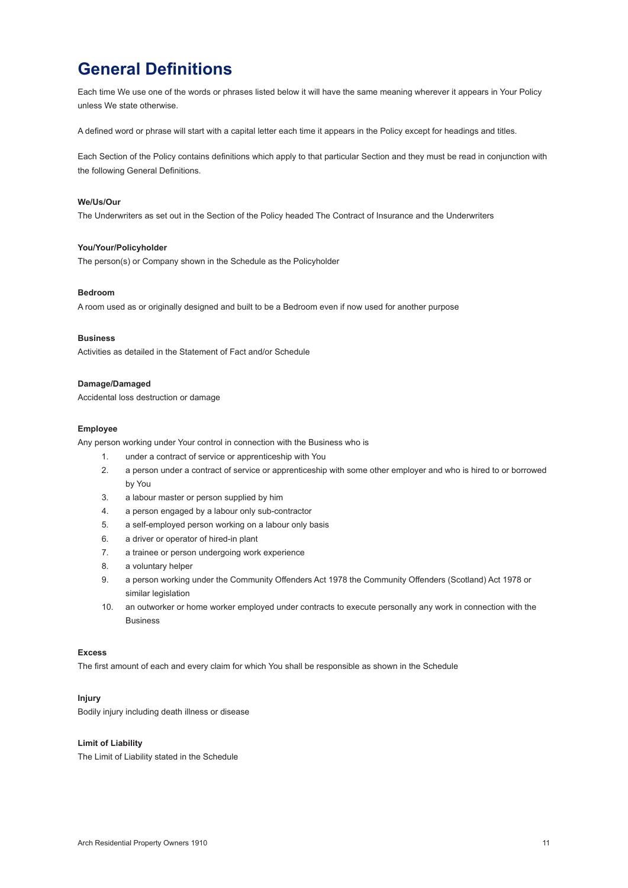# General Definitions

Each time We use one of the words or phrases listed below it will have the same meaning wherever it appears in Your Policy unless We state otherwise.

A defined word or phrase will start with a capital letter each time it appears in the Policy except for headings and titles.

Each Section of the Policy contains definitions which apply to that particular Section and they must be read in conjunction with the following General Definitions.

**We/Us/Our**

The Underwriters as set out in the Section of the Policy headed The Contract of Insurance and the Underwriters

**You/Your/Policyholder**

The person(s) or Company shown in the Schedule as the Policyholder

**Bedroom**

A room used as or originally designed and built to be a Bedroom even if now used for another purpose

**Business**

Activities as detailed in the Statement of Fact and/or Schedule

**Damage/Damaged**

Accidental loss destruction or damage

**Employee**

Any person working under Your control in connection with the Business who is

1. under a contract of service or apprenticeship with You
2. a person under a contract of service or apprenticeship with some other employer and who is hired to or borrowed by You
3. a labour master or person supplied by him
4. a person engaged by a labour only sub-contractor
5. a self-employed person working on a labour only basis
6. a driver or operator of hired-in plant
7. a trainee or person undergoing work experience
8. a voluntary helper
9. a person working under the Community Offenders Act 1978 the Community Offenders (Scotland) Act 1978 or similar legislation
10. an outworker or home worker employed under contracts to execute personally any work in connection with the Business

**Excess**

The first amount of each and every claim for which You shall be responsible as shown in the Schedule

**Injury**

Bodily injury including death illness or disease

**Limit of Liability**

The Limit of Liability stated in the Schedule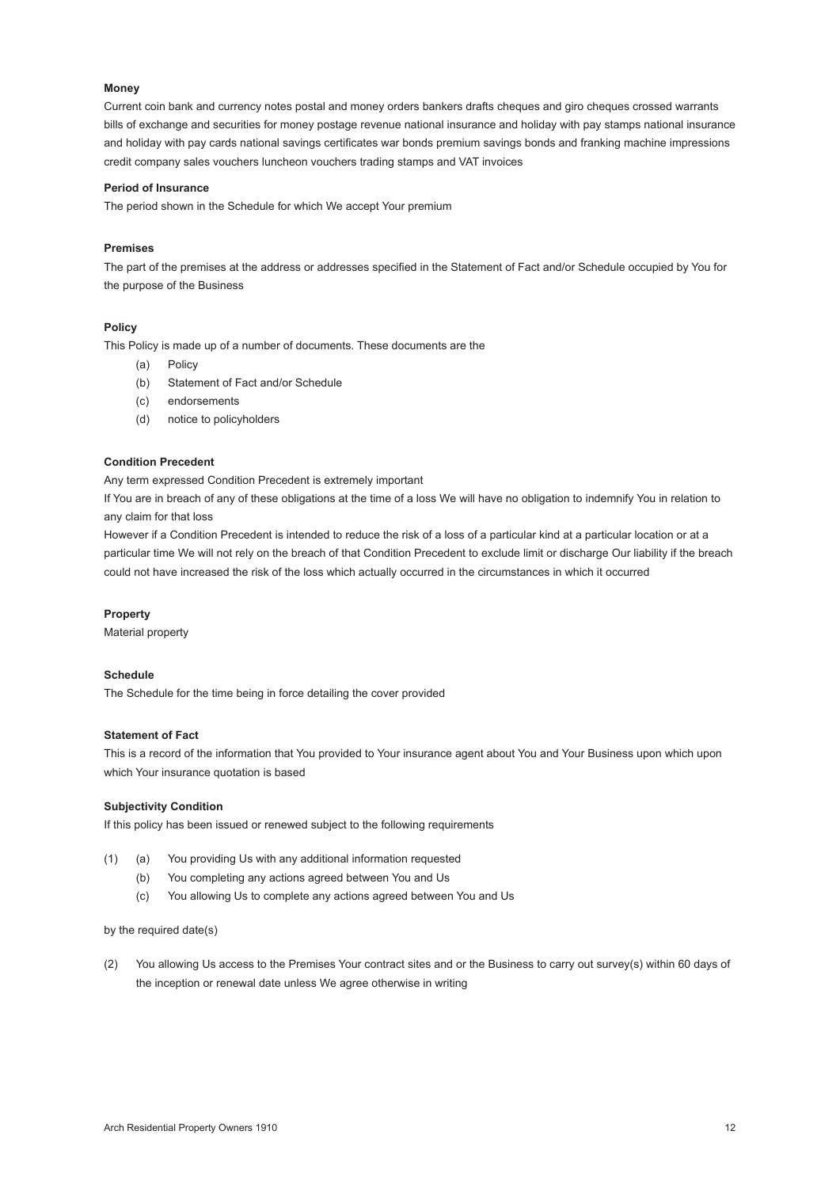**Money**

Current coin bank and currency notes postal and money orders bankers drafts cheques and giro cheques crossed warrants bills of exchange and securities for money postage revenue national insurance and holiday with pay stamps national insurance and holiday with pay cards national savings certificates war bonds premium savings bonds and franking machine impressions credit company sales vouchers luncheon vouchers trading stamps and VAT invoices

**Period of Insurance**

The period shown in the Schedule for which We accept Your premium

**Premises**

The part of the premises at the address or addresses specified in the Statement of Fact and/or Schedule occupied by You for the purpose of the Business

**Policy**

This Policy is made up of a number of documents. These documents are the

- (a) Policy
- (b) Statement of Fact and/or Schedule
- (c) endorsements
- (d) notice to policyholders

**Condition Precedent**

Any term expressed Condition Precedent is extremely important

If You are in breach of any of these obligations at the time of a loss We will have no obligation to indemnify You in relation to any claim for that loss

However if a Condition Precedent is intended to reduce the risk of a loss of a particular kind at a particular location or at a particular time We will not rely on the breach of that Condition Precedent to exclude limit or discharge Our liability if the breach could not have increased the risk of the loss which actually occurred in the circumstances in which it occurred

**Property**

Material property

**Schedule**

The Schedule for the time being in force detailing the cover provided

**Statement of Fact**

This is a record of the information that You provided to Your insurance agent about You and Your Business upon which upon which Your insurance quotation is based

**Subjectivity Condition**

If this policy has been issued or renewed subject to the following requirements

(1) (a) You providing Us with any additional information requested
  (b) You completing any actions agreed between You and Us
  (c) You allowing Us to complete any actions agreed between You and Us

by the required date(s)

(2) You allowing Us access to the Premises Your contract sites and or the Business to carry out survey(s) within 60 days of the inception or renewal date unless We agree otherwise in writing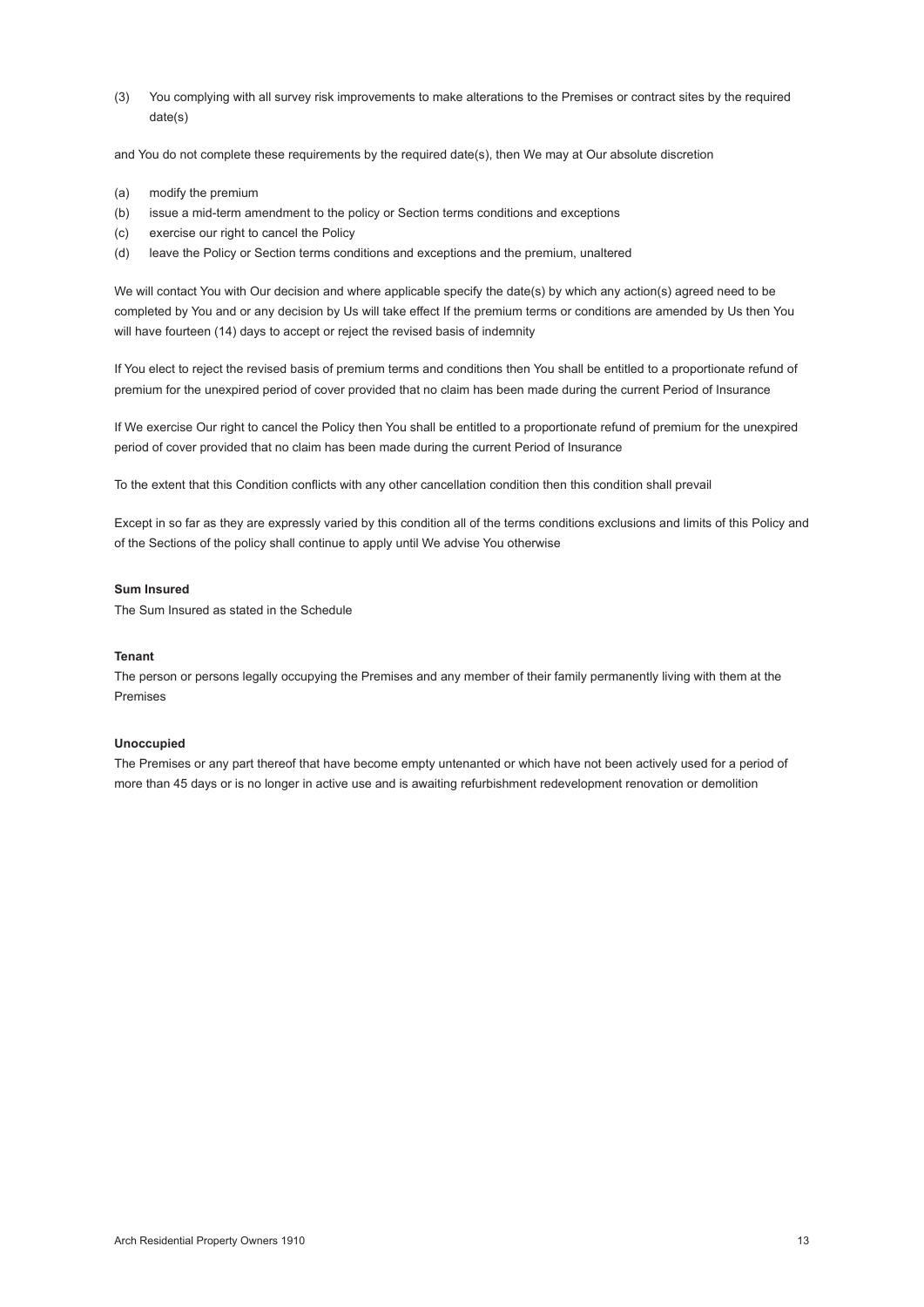(3) You complying with all survey risk improvements to make alterations to the Premises or contract sites by the required date(s)

and You do not complete these requirements by the required date(s), then We may at Our absolute discretion

(a) modify the premium
(b) issue a mid-term amendment to the policy or Section terms conditions and exceptions
(c) exercise our right to cancel the Policy
(d) leave the Policy or Section terms conditions and exceptions and the premium, unaltered

We will contact You with Our decision and where applicable specify the date(s) by which any action(s) agreed need to be completed by You and or any decision by Us will take effect If the premium terms or conditions are amended by Us then You will have fourteen (14) days to accept or reject the revised basis of indemnity

If You elect to reject the revised basis of premium terms and conditions then You shall be entitled to a proportionate refund of premium for the unexpired period of cover provided that no claim has been made during the current Period of Insurance

If We exercise Our right to cancel the Policy then You shall be entitled to a proportionate refund of premium for the unexpired period of cover provided that no claim has been made during the current Period of Insurance

To the extent that this Condition conflicts with any other cancellation condition then this condition shall prevail

Except in so far as they are expressly varied by this condition all of the terms conditions exclusions and limits of this Policy and of the Sections of the policy shall continue to apply until We advise You otherwise

**Sum Insured**

The Sum Insured as stated in the Schedule

**Tenant**

The person or persons legally occupying the Premises and any member of their family permanently living with them at the Premises

**Unoccupied**

The Premises or any part thereof that have become empty untenanted or which have not been actively used for a period of more than 45 days or is no longer in active use and is awaiting refurbishment redevelopment renovation or demolition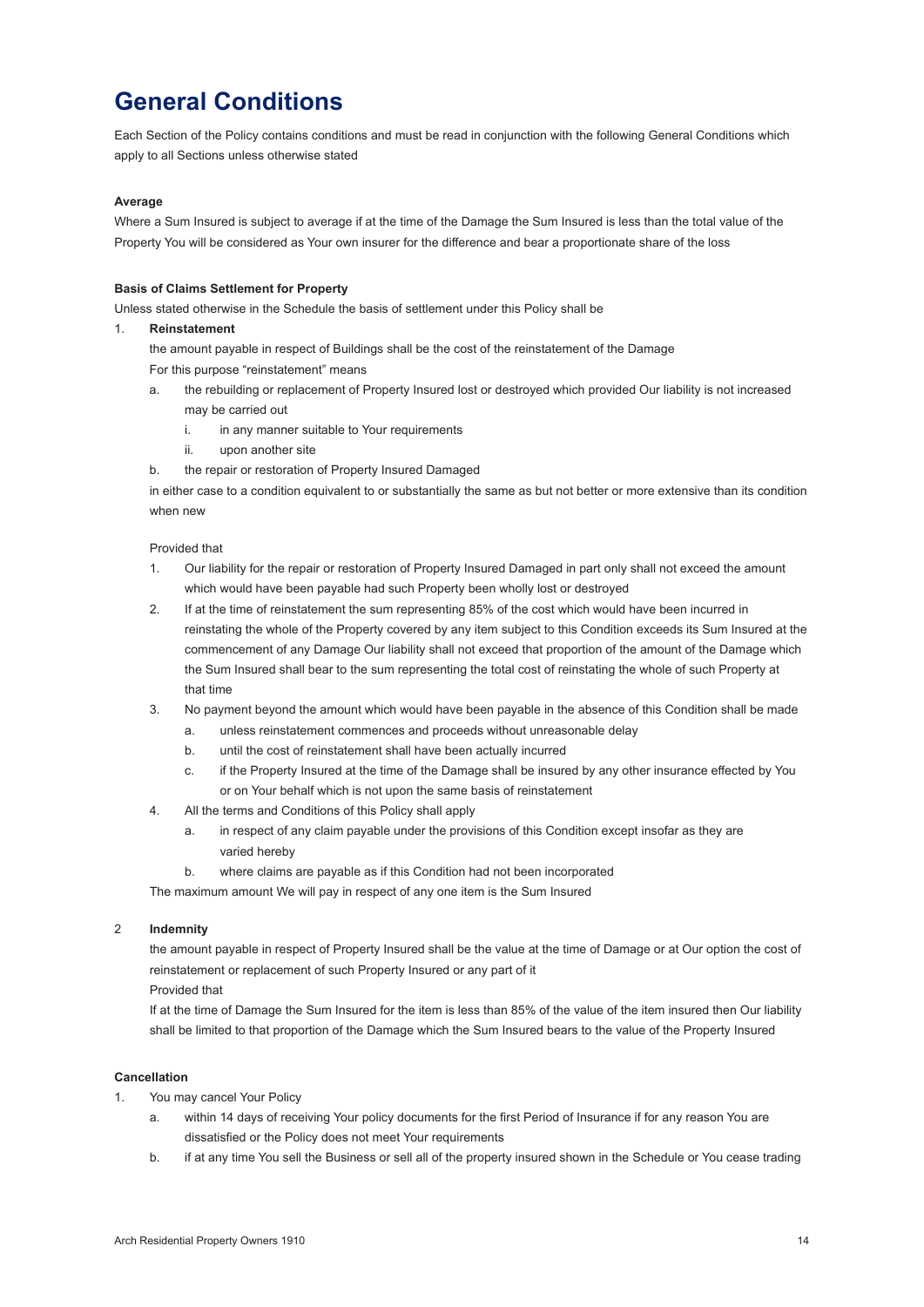# General Conditions

Each Section of the Policy contains conditions and must be read in conjunction with the following General Conditions which apply to all Sections unless otherwise stated

**Average**

Where a Sum Insured is subject to average if at the time of the Damage the Sum Insured is less than the total value of the Property You will be considered as Your own insurer for the difference and bear a proportionate share of the loss

**Basis of Claims Settlement for Property**

Unless stated otherwise in the Schedule the basis of settlement under this Policy shall be

1. **Reinstatement**

   the amount payable in respect of Buildings shall be the cost of the reinstatement of the Damage

   For this purpose "reinstatement" means

   a. the rebuilding or replacement of Property Insured lost or destroyed which provided Our liability is not increased may be carried out
      i. in any manner suitable to Your requirements
      ii. upon another site

   b. the repair or restoration of Property Insured Damaged

   in either case to a condition equivalent to or substantially the same as but not better or more extensive than its condition when new

   Provided that

   1. Our liability for the repair or restoration of Property Insured Damaged in part only shall not exceed the amount which would have been payable had such Property been wholly lost or destroyed
   2. If at the time of reinstatement the sum representing 85% of the cost which would have been incurred in reinstating the whole of the Property covered by any item subject to this Condition exceeds its Sum Insured at the commencement of any Damage Our liability shall not exceed that proportion of the amount of the Damage which the Sum Insured shall bear to the sum representing the total cost of reinstating the whole of such Property at that time
   3. No payment beyond the amount which would have been payable in the absence of this Condition shall be made
      a. unless reinstatement commences and proceeds without unreasonable delay
      b. until the cost of reinstatement shall have been actually incurred
      c. if the Property Insured at the time of the Damage shall be insured by any other insurance effected by You or on Your behalf which is not upon the same basis of reinstatement
   4. All the terms and Conditions of this Policy shall apply
      a. in respect of any claim payable under the provisions of this Condition except insofar as they are varied hereby
      b. where claims are payable as if this Condition had not been incorporated

   The maximum amount We will pay in respect of any one item is the Sum Insured

2. **Indemnity**

   the amount payable in respect of Property Insured shall be the value at the time of Damage or at Our option the cost of reinstatement or replacement of such Property Insured or any part of it

   Provided that

   If at the time of Damage the Sum Insured for the item is less than 85% of the value of the item insured then Our liability shall be limited to that proportion of the Damage which the Sum Insured bears to the value of the Property Insured

**Cancellation**

1. You may cancel Your Policy
   a. within 14 days of receiving Your policy documents for the first Period of Insurance if for any reason You are dissatisfied or the Policy does not meet Your requirements
   b. if at any time You sell the Business or sell all of the property insured shown in the Schedule or You cease trading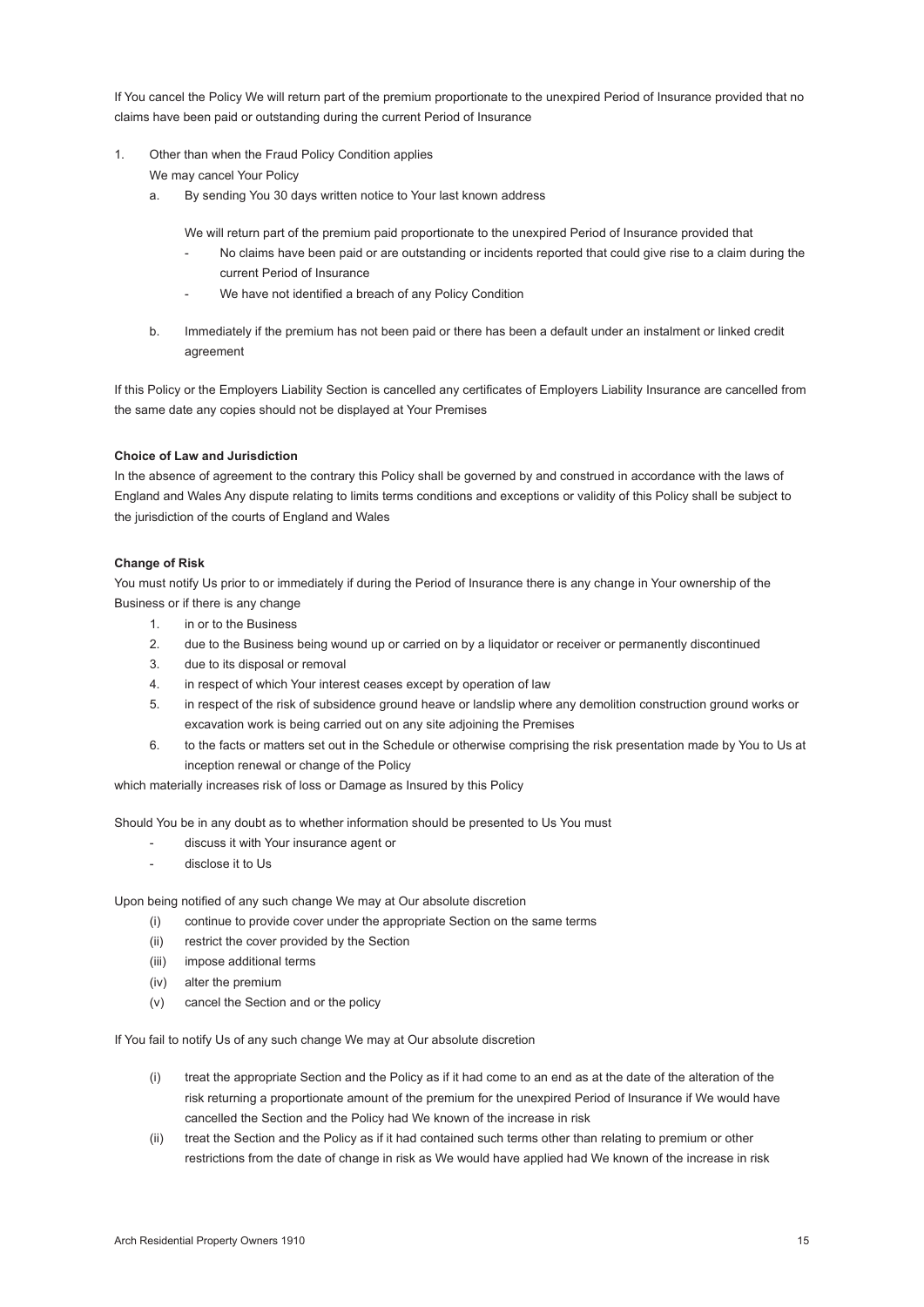If You cancel the Policy We will return part of the premium proportionate to the unexpired Period of Insurance provided that no claims have been paid or outstanding during the current Period of Insurance

1. Other than when the Fraud Policy Condition applies

   We may cancel Your Policy

   a. By sending You 30 days written notice to Your last known address

      We will return part of the premium paid proportionate to the unexpired Period of Insurance provided that

      - No claims have been paid or are outstanding or incidents reported that could give rise to a claim during the current Period of Insurance
      - We have not identified a breach of any Policy Condition

   b. Immediately if the premium has not been paid or there has been a default under an instalment or linked credit agreement

If this Policy or the Employers Liability Section is cancelled any certificates of Employers Liability Insurance are cancelled from the same date any copies should not be displayed at Your Premises

**Choice of Law and Jurisdiction**

In the absence of agreement to the contrary this Policy shall be governed by and construed in accordance with the laws of England and Wales Any dispute relating to limits terms conditions and exceptions or validity of this Policy shall be subject to the jurisdiction of the courts of England and Wales

**Change of Risk**

You must notify Us prior to or immediately if during the Period of Insurance there is any change in Your ownership of the Business or if there is any change

1. in or to the Business
2. due to the Business being wound up or carried on by a liquidator or receiver or permanently discontinued
3. due to its disposal or removal
4. in respect of which Your interest ceases except by operation of law
5. in respect of the risk of subsidence ground heave or landslip where any demolition construction ground works or excavation work is being carried out on any site adjoining the Premises
6. to the facts or matters set out in the Schedule or otherwise comprising the risk presentation made by You to Us at inception renewal or change of the Policy

which materially increases risk of loss or Damage as Insured by this Policy

Should You be in any doubt as to whether information should be presented to Us You must

- discuss it with Your insurance agent or
- disclose it to Us

Upon being notified of any such change We may at Our absolute discretion

(i) continue to provide cover under the appropriate Section on the same terms
(ii) restrict the cover provided by the Section
(iii) impose additional terms
(iv) alter the premium
(v) cancel the Section and or the policy

If You fail to notify Us of any such change We may at Our absolute discretion

(i) treat the appropriate Section and the Policy as if it had come to an end as at the date of the alteration of the risk returning a proportionate amount of the premium for the unexpired Period of Insurance if We would have cancelled the Section and the Policy had We known of the increase in risk
(ii) treat the Section and the Policy as if it had contained such terms other than relating to premium or other restrictions from the date of change in risk as We would have applied had We known of the increase in risk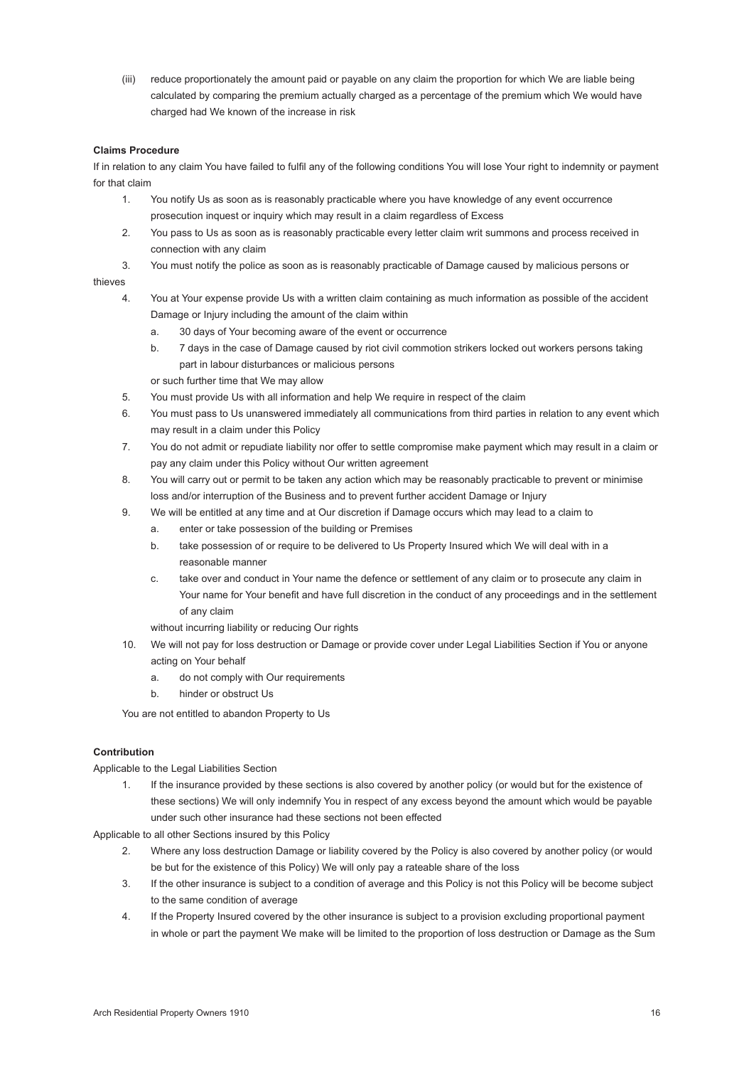(iii) reduce proportionately the amount paid or payable on any claim the proportion for which We are liable being calculated by comparing the premium actually charged as a percentage of the premium which We would have charged had We known of the increase in risk

**Claims Procedure**

If in relation to any claim You have failed to fulfil any of the following conditions You will lose Your right to indemnity or payment for that claim

1. You notify Us as soon as is reasonably practicable where you have knowledge of any event occurrence prosecution inquest or inquiry which may result in a claim regardless of Excess
2. You pass to Us as soon as is reasonably practicable every letter claim writ summons and process received in connection with any claim
3. You must notify the police as soon as is reasonably practicable of Damage caused by malicious persons or thieves
4. You at Your expense provide Us with a written claim containing as much information as possible of the accident Damage or Injury including the amount of the claim within
   a. 30 days of Your becoming aware of the event or occurrence
   b. 7 days in the case of Damage caused by riot civil commotion strikers locked out workers persons taking part in labour disturbances or malicious persons

   or such further time that We may allow
5. You must provide Us with all information and help We require in respect of the claim
6. You must pass to Us unanswered immediately all communications from third parties in relation to any event which may result in a claim under this Policy
7. You do not admit or repudiate liability nor offer to settle compromise make payment which may result in a claim or pay any claim under this Policy without Our written agreement
8. You will carry out or permit to be taken any action which may be reasonably practicable to prevent or minimise loss and/or interruption of the Business and to prevent further accident Damage or Injury
9. We will be entitled at any time and at Our discretion if Damage occurs which may lead to a claim to
   a. enter or take possession of the building or Premises
   b. take possession of or require to be delivered to Us Property Insured which We will deal with in a reasonable manner
   c. take over and conduct in Your name the defence or settlement of any claim or to prosecute any claim in Your name for Your benefit and have full discretion in the conduct of any proceedings and in the settlement of any claim

   without incurring liability or reducing Our rights
10. We will not pay for loss destruction or Damage or provide cover under Legal Liabilities Section if You or anyone acting on Your behalf
    a. do not comply with Our requirements
    b. hinder or obstruct Us

You are not entitled to abandon Property to Us

**Contribution**

Applicable to the Legal Liabilities Section

1. If the insurance provided by these sections is also covered by another policy (or would but for the existence of these sections) We will only indemnify You in respect of any excess beyond the amount which would be payable under such other insurance had these sections not been effected

Applicable to all other Sections insured by this Policy

2. Where any loss destruction Damage or liability covered by the Policy is also covered by another policy (or would be but for the existence of this Policy) We will only pay a rateable share of the loss
3. If the other insurance is subject to a condition of average and this Policy is not this Policy will be become subject to the same condition of average
4. If the Property Insured covered by the other insurance is subject to a provision excluding proportional payment in whole or part the payment We make will be limited to the proportion of loss destruction or Damage as the Sum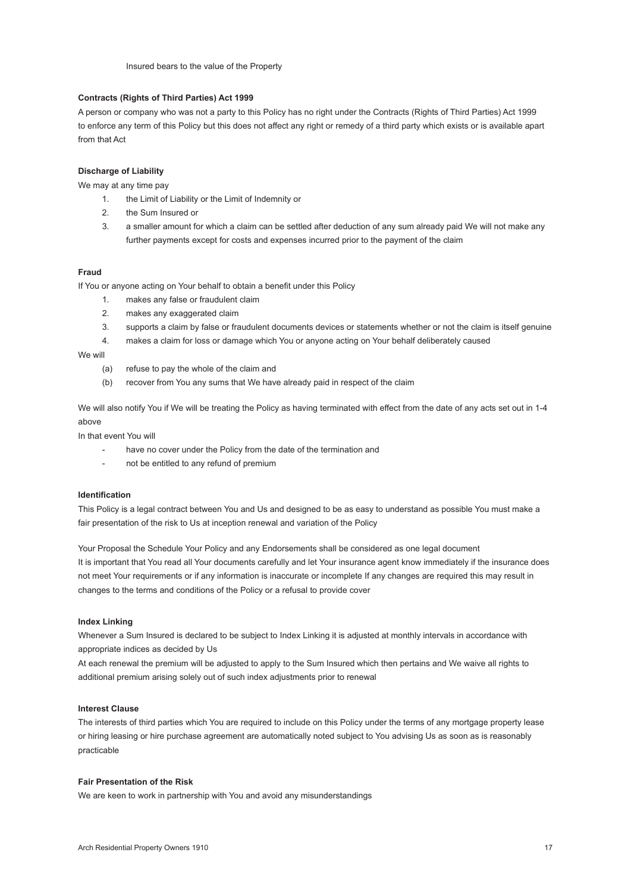Insured bears to the value of the Property

**Contracts (Rights of Third Parties) Act 1999**

A person or company who was not a party to this Policy has no right under the Contracts (Rights of Third Parties) Act 1999 to enforce any term of this Policy but this does not affect any right or remedy of a third party which exists or is available apart from that Act

**Discharge of Liability**

We may at any time pay

1. the Limit of Liability or the Limit of Indemnity or
2. the Sum Insured or
3. a smaller amount for which a claim can be settled after deduction of any sum already paid We will not make any further payments except for costs and expenses incurred prior to the payment of the claim

**Fraud**

If You or anyone acting on Your behalf to obtain a benefit under this Policy

1. makes any false or fraudulent claim
2. makes any exaggerated claim
3. supports a claim by false or fraudulent documents devices or statements whether or not the claim is itself genuine
4. makes a claim for loss or damage which You or anyone acting on Your behalf deliberately caused

We will

(a) refuse to pay the whole of the claim and

(b) recover from You any sums that We have already paid in respect of the claim

We will also notify You if We will be treating the Policy as having terminated with effect from the date of any acts set out in 1-4 above

In that event You will

- have no cover under the Policy from the date of the termination and
- not be entitled to any refund of premium

**Identification**

This Policy is a legal contract between You and Us and designed to be as easy to understand as possible You must make a fair presentation of the risk to Us at inception renewal and variation of the Policy

Your Proposal the Schedule Your Policy and any Endorsements shall be considered as one legal document

It is important that You read all Your documents carefully and let Your insurance agent know immediately if the insurance does not meet Your requirements or if any information is inaccurate or incomplete If any changes are required this may result in changes to the terms and conditions of the Policy or a refusal to provide cover

**Index Linking**

Whenever a Sum Insured is declared to be subject to Index Linking it is adjusted at monthly intervals in accordance with appropriate indices as decided by Us

At each renewal the premium will be adjusted to apply to the Sum Insured which then pertains and We waive all rights to additional premium arising solely out of such index adjustments prior to renewal

**Interest Clause**

The interests of third parties which You are required to include on this Policy under the terms of any mortgage property lease or hiring leasing or hire purchase agreement are automatically noted subject to You advising Us as soon as is reasonably practicable

**Fair Presentation of the Risk**

We are keen to work in partnership with You and avoid any misunderstandings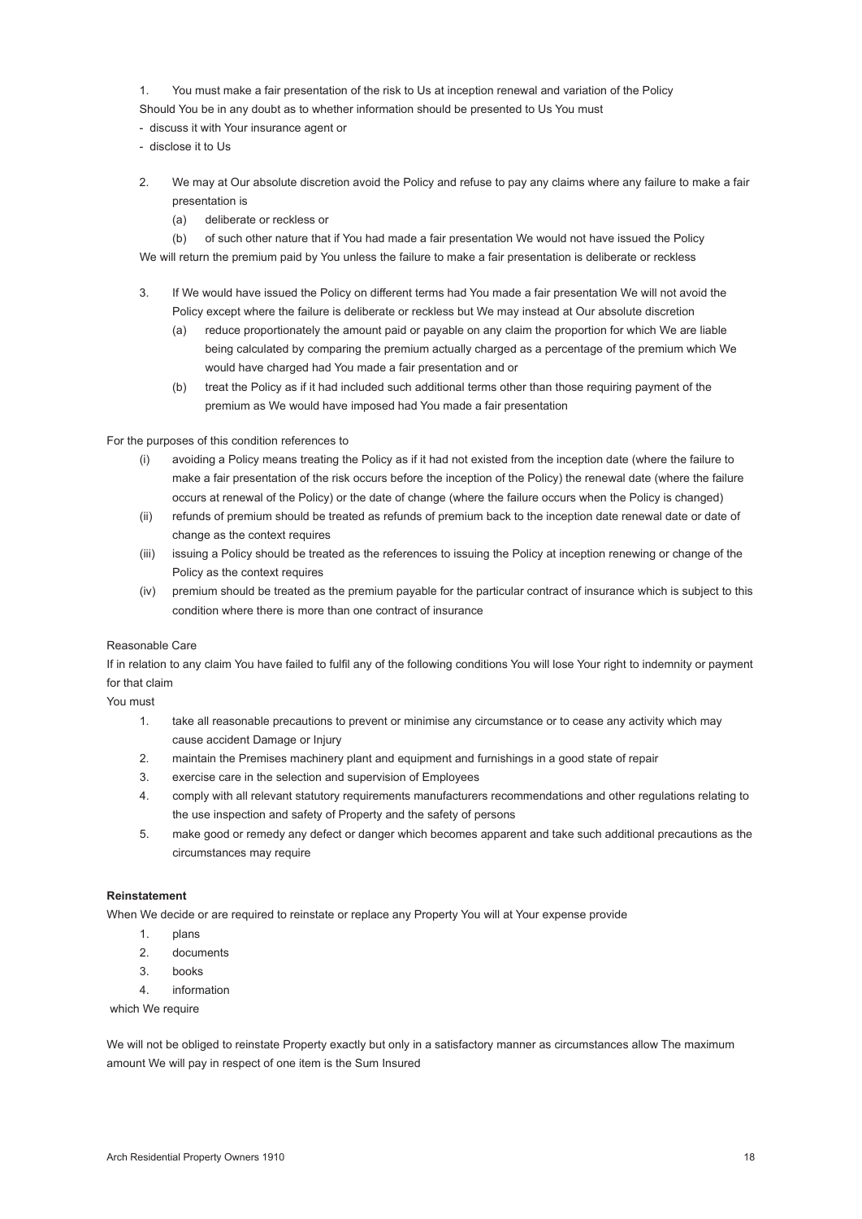1. You must make a fair presentation of the risk to Us at inception renewal and variation of the Policy

Should You be in any doubt as to whether information should be presented to Us You must

- discuss it with Your insurance agent or
- disclose it to Us

2. We may at Our absolute discretion avoid the Policy and refuse to pay any claims where any failure to make a fair presentation is
   (a) deliberate or reckless or
   (b) of such other nature that if You had made a fair presentation We would not have issued the Policy

We will return the premium paid by You unless the failure to make a fair presentation is deliberate or reckless

3. If We would have issued the Policy on different terms had You made a fair presentation We will not avoid the Policy except where the failure is deliberate or reckless but We may instead at Our absolute discretion
   (a) reduce proportionately the amount paid or payable on any claim the proportion for which We are liable being calculated by comparing the premium actually charged as a percentage of the premium which We would have charged had You made a fair presentation and or
   (b) treat the Policy as if it had included such additional terms other than those requiring payment of the premium as We would have imposed had You made a fair presentation

For the purposes of this condition references to

(i) avoiding a Policy means treating the Policy as if it had not existed from the inception date (where the failure to make a fair presentation of the risk occurs before the inception of the Policy) the renewal date (where the failure occurs at renewal of the Policy) or the date of change (where the failure occurs when the Policy is changed)
(ii) refunds of premium should be treated as refunds of premium back to the inception date renewal date or date of change as the context requires
(iii) issuing a Policy should be treated as the references to issuing the Policy at inception renewing or change of the Policy as the context requires
(iv) premium should be treated as the premium payable for the particular contract of insurance which is subject to this condition where there is more than one contract of insurance

Reasonable Care

If in relation to any claim You have failed to fulfil any of the following conditions You will lose Your right to indemnity or payment for that claim

You must

1. take all reasonable precautions to prevent or minimise any circumstance or to cease any activity which may cause accident Damage or Injury
2. maintain the Premises machinery plant and equipment and furnishings in a good state of repair
3. exercise care in the selection and supervision of Employees
4. comply with all relevant statutory requirements manufacturers recommendations and other regulations relating to the use inspection and safety of Property and the safety of persons
5. make good or remedy any defect or danger which becomes apparent and take such additional precautions as the circumstances may require

**Reinstatement**

When We decide or are required to reinstate or replace any Property You will at Your expense provide

1. plans
2. documents
3. books
4. information

which We require

We will not be obliged to reinstate Property exactly but only in a satisfactory manner as circumstances allow The maximum amount We will pay in respect of one item is the Sum Insured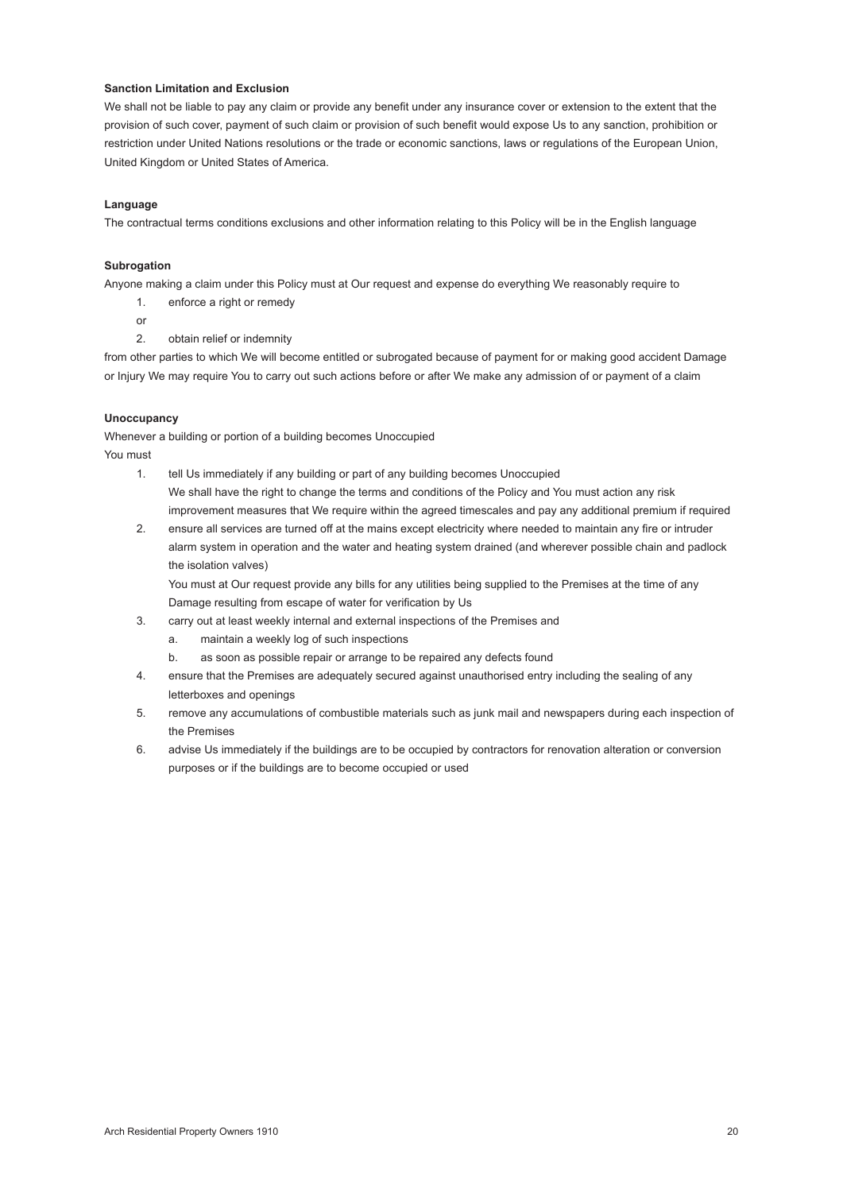**Sanction Limitation and Exclusion**

We shall not be liable to pay any claim or provide any benefit under any insurance cover or extension to the extent that the provision of such cover, payment of such claim or provision of such benefit would expose Us to any sanction, prohibition or restriction under United Nations resolutions or the trade or economic sanctions, laws or regulations of the European Union, United Kingdom or United States of America.

**Language**

The contractual terms conditions exclusions and other information relating to this Policy will be in the English language

**Subrogation**

Anyone making a claim under this Policy must at Our request and expense do everything We reasonably require to

1. enforce a right or remedy

   or

2. obtain relief or indemnity

from other parties to which We will become entitled or subrogated because of payment for or making good accident Damage or Injury We may require You to carry out such actions before or after We make any admission of or payment of a claim

**Unoccupancy**

Whenever a building or portion of a building becomes Unoccupied

You must

1. tell Us immediately if any building or part of any building becomes Unoccupied

   We shall have the right to change the terms and conditions of the Policy and You must action any risk improvement measures that We require within the agreed timescales and pay any additional premium if required
2. ensure all services are turned off at the mains except electricity where needed to maintain any fire or intruder alarm system in operation and the water and heating system drained (and wherever possible chain and padlock the isolation valves)

   You must at Our request provide any bills for any utilities being supplied to the Premises at the time of any Damage resulting from escape of water for verification by Us
3. carry out at least weekly internal and external inspections of the Premises and
   a. maintain a weekly log of such inspections
   b. as soon as possible repair or arrange to be repaired any defects found
4. ensure that the Premises are adequately secured against unauthorised entry including the sealing of any letterboxes and openings
5. remove any accumulations of combustible materials such as junk mail and newspapers during each inspection of the Premises
6. advise Us immediately if the buildings are to be occupied by contractors for renovation alteration or conversion purposes or if the buildings are to become occupied or used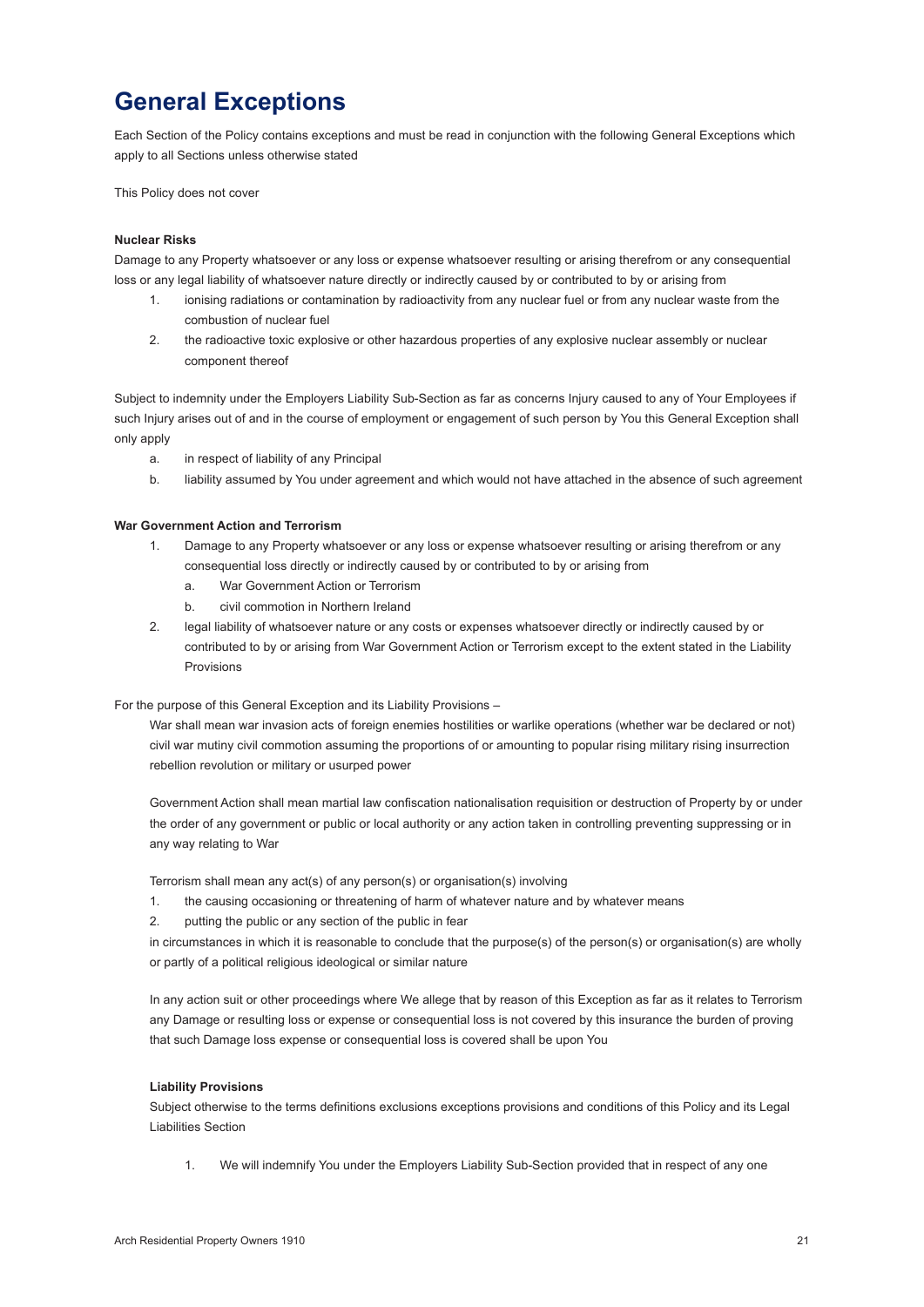# General Exceptions

Each Section of the Policy contains exceptions and must be read in conjunction with the following General Exceptions which apply to all Sections unless otherwise stated

This Policy does not cover

**Nuclear Risks**

Damage to any Property whatsoever or any loss or expense whatsoever resulting or arising therefrom or any consequential loss or any legal liability of whatsoever nature directly or indirectly caused by or contributed to by or arising from

1. ionising radiations or contamination by radioactivity from any nuclear fuel or from any nuclear waste from the combustion of nuclear fuel
2. the radioactive toxic explosive or other hazardous properties of any explosive nuclear assembly or nuclear component thereof

Subject to indemnity under the Employers Liability Sub-Section as far as concerns Injury caused to any of Your Employees if such Injury arises out of and in the course of employment or engagement of such person by You this General Exception shall only apply

a. in respect of liability of any Principal

b. liability assumed by You under agreement and which would not have attached in the absence of such agreement

**War Government Action and Terrorism**

1. Damage to any Property whatsoever or any loss or expense whatsoever resulting or arising therefrom or any consequential loss directly or indirectly caused by or contributed to by or arising from
   a. War Government Action or Terrorism
   b. civil commotion in Northern Ireland
2. legal liability of whatsoever nature or any costs or expenses whatsoever directly or indirectly caused by or contributed to by or arising from War Government Action or Terrorism except to the extent stated in the Liability Provisions

For the purpose of this General Exception and its Liability Provisions –

War shall mean war invasion acts of foreign enemies hostilities or warlike operations (whether war be declared or not) civil war mutiny civil commotion assuming the proportions of or amounting to popular rising military rising insurrection rebellion revolution or military or usurped power

Government Action shall mean martial law confiscation nationalisation requisition or destruction of Property by or under the order of any government or public or local authority or any action taken in controlling preventing suppressing or in any way relating to War

Terrorism shall mean any act(s) of any person(s) or organisation(s) involving

1. the causing occasioning or threatening of harm of whatever nature and by whatever means
2. putting the public or any section of the public in fear

in circumstances in which it is reasonable to conclude that the purpose(s) of the person(s) or organisation(s) are wholly or partly of a political religious ideological or similar nature

In any action suit or other proceedings where We allege that by reason of this Exception as far as it relates to Terrorism any Damage or resulting loss or expense or consequential loss is not covered by this insurance the burden of proving that such Damage loss expense or consequential loss is covered shall be upon You

**Liability Provisions**

Subject otherwise to the terms definitions exclusions exceptions provisions and conditions of this Policy and its Legal Liabilities Section

1. We will indemnify You under the Employers Liability Sub-Section provided that in respect of any one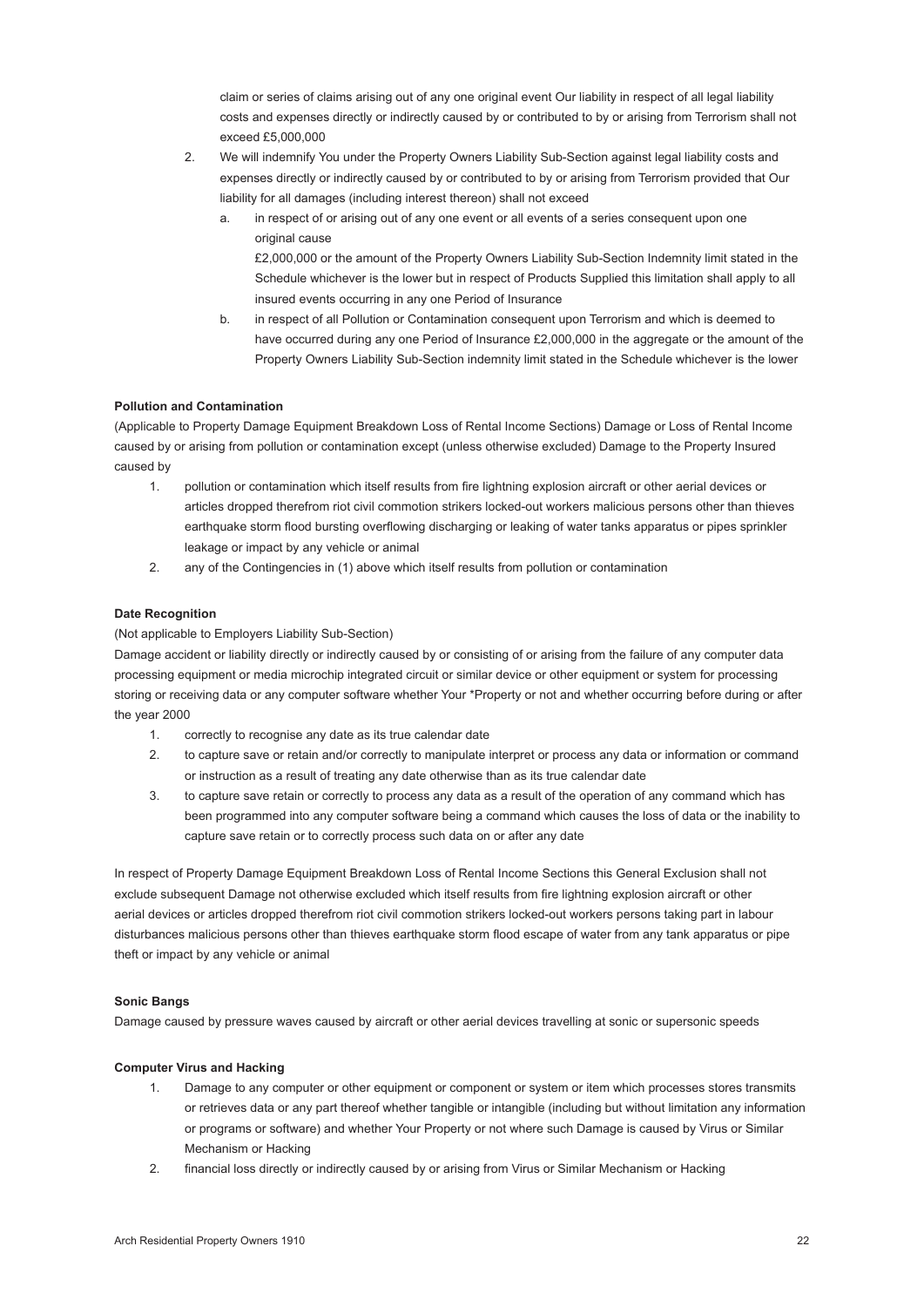claim or series of claims arising out of any one original event Our liability in respect of all legal liability costs and expenses directly or indirectly caused by or contributed to by or arising from Terrorism shall not exceed £5,000,000

2. We will indemnify You under the Property Owners Liability Sub-Section against legal liability costs and expenses directly or indirectly caused by or contributed to by or arising from Terrorism provided that Our liability for all damages (including interest thereon) shall not exceed
   a. in respect of or arising out of any one event or all events of a series consequent upon one original cause

      £2,000,000 or the amount of the Property Owners Liability Sub-Section Indemnity limit stated in the Schedule whichever is the lower but in respect of Products Supplied this limitation shall apply to all insured events occurring in any one Period of Insurance
   b. in respect of all Pollution or Contamination consequent upon Terrorism and which is deemed to have occurred during any one Period of Insurance £2,000,000 in the aggregate or the amount of the Property Owners Liability Sub-Section indemnity limit stated in the Schedule whichever is the lower

**Pollution and Contamination**

(Applicable to Property Damage Equipment Breakdown Loss of Rental Income Sections) Damage or Loss of Rental Income caused by or arising from pollution or contamination except (unless otherwise excluded) Damage to the Property Insured caused by

1. pollution or contamination which itself results from fire lightning explosion aircraft or other aerial devices or articles dropped therefrom riot civil commotion strikers locked-out workers malicious persons other than thieves earthquake storm flood bursting overflowing discharging or leaking of water tanks apparatus or pipes sprinkler leakage or impact by any vehicle or animal
2. any of the Contingencies in (1) above which itself results from pollution or contamination

**Date Recognition**

(Not applicable to Employers Liability Sub-Section)

Damage accident or liability directly or indirectly caused by or consisting of or arising from the failure of any computer data processing equipment or media microchip integrated circuit or similar device or other equipment or system for processing storing or receiving data or any computer software whether Your *Property or not and whether occurring before during or after the year 2000

1. correctly to recognise any date as its true calendar date
2. to capture save or retain and/or correctly to manipulate interpret or process any data or information or command or instruction as a result of treating any date otherwise than as its true calendar date
3. to capture save retain or correctly to process any data as a result of the operation of any command which has been programmed into any computer software being a command which causes the loss of data or the inability to capture save retain or to correctly process such data on or after any date

In respect of Property Damage Equipment Breakdown Loss of Rental Income Sections this General Exclusion shall not exclude subsequent Damage not otherwise excluded which itself results from fire lightning explosion aircraft or other aerial devices or articles dropped therefrom riot civil commotion strikers locked-out workers persons taking part in labour disturbances malicious persons other than thieves earthquake storm flood escape of water from any tank apparatus or pipe theft or impact by any vehicle or animal

**Sonic Bangs**

Damage caused by pressure waves caused by aircraft or other aerial devices travelling at sonic or supersonic speeds

**Computer Virus and Hacking**

1. Damage to any computer or other equipment or component or system or item which processes stores transmits or retrieves data or any part thereof whether tangible or intangible (including but without limitation any information or programs or software) and whether Your Property or not where such Damage is caused by Virus or Similar Mechanism or Hacking
2. financial loss directly or indirectly caused by or arising from Virus or Similar Mechanism or Hacking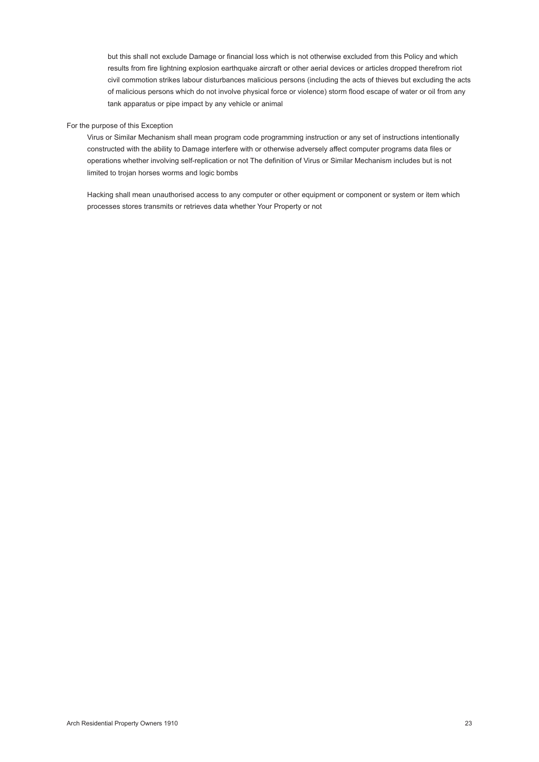but this shall not exclude Damage or financial loss which is not otherwise excluded from this Policy and which results from fire lightning explosion earthquake aircraft or other aerial devices or articles dropped therefrom riot civil commotion strikes labour disturbances malicious persons (including the acts of thieves but excluding the acts of malicious persons which do not involve physical force or violence) storm flood escape of water or oil from any tank apparatus or pipe impact by any vehicle or animal

For the purpose of this Exception

Virus or Similar Mechanism shall mean program code programming instruction or any set of instructions intentionally constructed with the ability to Damage interfere with or otherwise adversely affect computer programs data files or operations whether involving self-replication or not The definition of Virus or Similar Mechanism includes but is not limited to trojan horses worms and logic bombs

Hacking shall mean unauthorised access to any computer or other equipment or component or system or item which processes stores transmits or retrieves data whether Your Property or not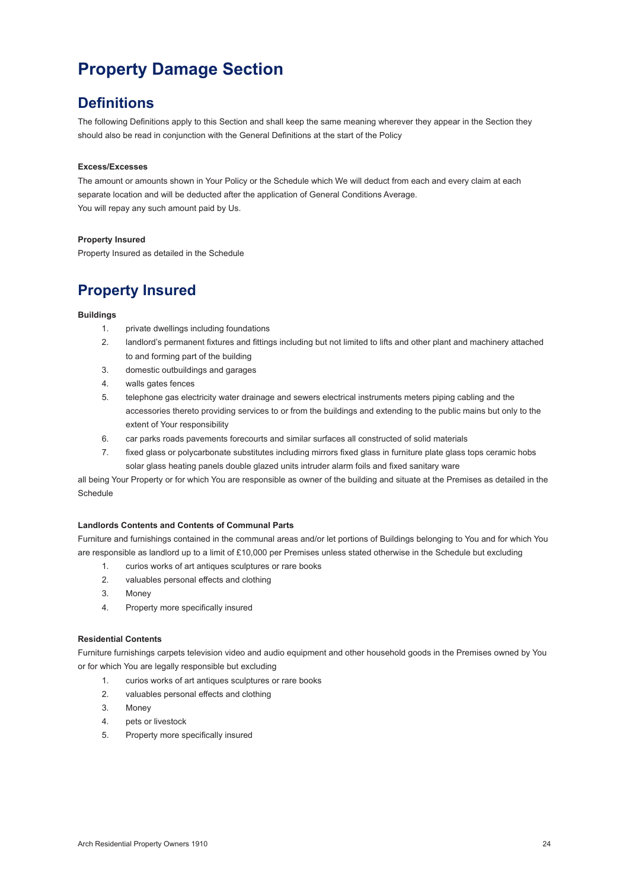# Property Damage Section

## Definitions

The following Definitions apply to this Section and shall keep the same meaning wherever they appear in the Section they should also be read in conjunction with the General Definitions at the start of the Policy

**Excess/Excesses**

The amount or amounts shown in Your Policy or the Schedule which We will deduct from each and every claim at each separate location and will be deducted after the application of General Conditions Average.
You will repay any such amount paid by Us.

**Property Insured**

Property Insured as detailed in the Schedule

## Property Insured

**Buildings**

1. private dwellings including foundations
2. landlord's permanent fixtures and fittings including but not limited to lifts and other plant and machinery attached to and forming part of the building
3. domestic outbuildings and garages
4. walls gates fences
5. telephone gas electricity water drainage and sewers electrical instruments meters piping cabling and the accessories thereto providing services to or from the buildings and extending to the public mains but only to the extent of Your responsibility
6. car parks roads pavements forecourts and similar surfaces all constructed of solid materials
7. fixed glass or polycarbonate substitutes including mirrors fixed glass in furniture plate glass tops ceramic hobs solar glass heating panels double glazed units intruder alarm foils and fixed sanitary ware

all being Your Property or for which You are responsible as owner of the building and situate at the Premises as detailed in the Schedule

**Landlords Contents and Contents of Communal Parts**

Furniture and furnishings contained in the communal areas and/or let portions of Buildings belonging to You and for which You are responsible as landlord up to a limit of £10,000 per Premises unless stated otherwise in the Schedule but excluding

1. curios works of art antiques sculptures or rare books
2. valuables personal effects and clothing
3. Money
4. Property more specifically insured

**Residential Contents**

Furniture furnishings carpets television video and audio equipment and other household goods in the Premises owned by You or for which You are legally responsible but excluding

1. curios works of art antiques sculptures or rare books
2. valuables personal effects and clothing
3. Money
4. pets or livestock
5. Property more specifically insured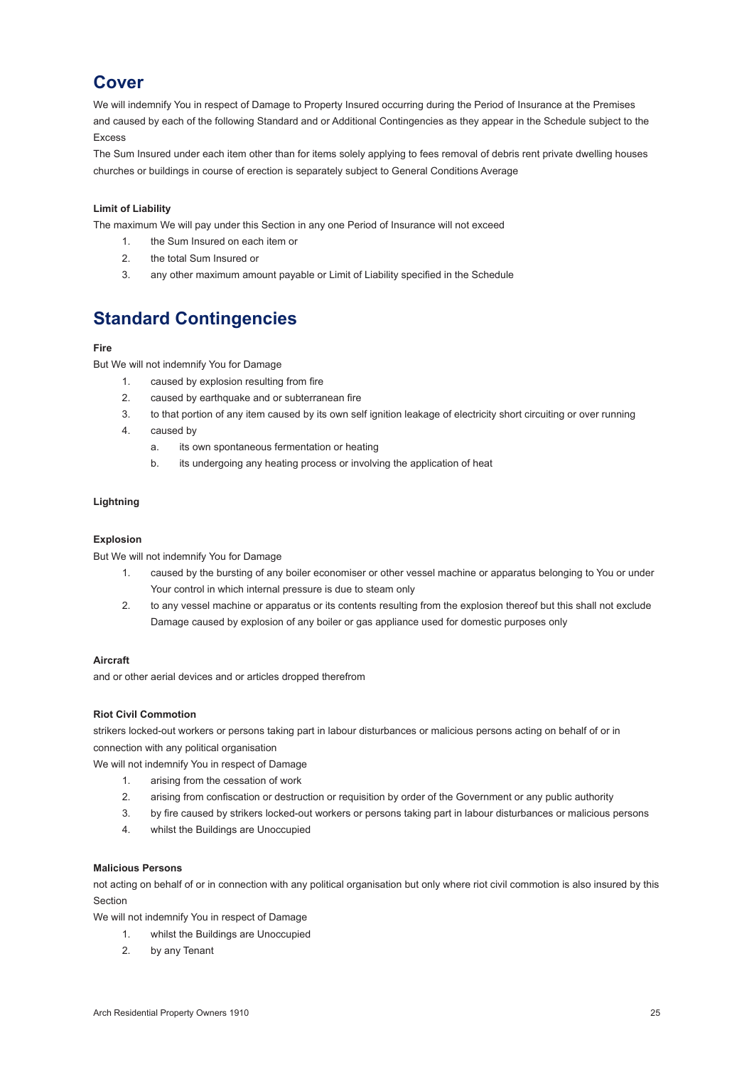## Cover

We will indemnify You in respect of Damage to Property Insured occurring during the Period of Insurance at the Premises and caused by each of the following Standard and or Additional Contingencies as they appear in the Schedule subject to the Excess

The Sum Insured under each item other than for items solely applying to fees removal of debris rent private dwelling houses churches or buildings in course of erection is separately subject to General Conditions Average

**Limit of Liability**

The maximum We will pay under this Section in any one Period of Insurance will not exceed

1. the Sum Insured on each item or
2. the total Sum Insured or
3. any other maximum amount payable or Limit of Liability specified in the Schedule

## Standard Contingencies

**Fire**

But We will not indemnify You for Damage

1. caused by explosion resulting from fire
2. caused by earthquake and or subterranean fire
3. to that portion of any item caused by its own self ignition leakage of electricity short circuiting or over running
4. caused by
   a. its own spontaneous fermentation or heating
   b. its undergoing any heating process or involving the application of heat

**Lightning**

**Explosion**

But We will not indemnify You for Damage

1. caused by the bursting of any boiler economiser or other vessel machine or apparatus belonging to You or under Your control in which internal pressure is due to steam only
2. to any vessel machine or apparatus or its contents resulting from the explosion thereof but this shall not exclude Damage caused by explosion of any boiler or gas appliance used for domestic purposes only

**Aircraft**

and or other aerial devices and or articles dropped therefrom

**Riot Civil Commotion**

strikers locked-out workers or persons taking part in labour disturbances or malicious persons acting on behalf of or in connection with any political organisation

We will not indemnify You in respect of Damage

1. arising from the cessation of work
2. arising from confiscation or destruction or requisition by order of the Government or any public authority
3. by fire caused by strikers locked-out workers or persons taking part in labour disturbances or malicious persons
4. whilst the Buildings are Unoccupied

**Malicious Persons**

not acting on behalf of or in connection with any political organisation but only where riot civil commotion is also insured by this Section

We will not indemnify You in respect of Damage

1. whilst the Buildings are Unoccupied
2. by any Tenant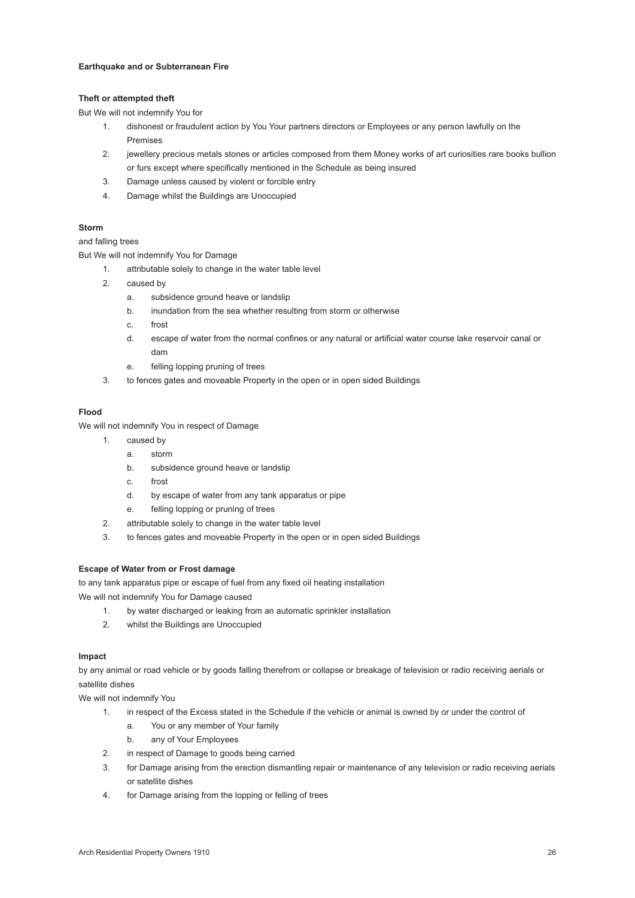**Earthquake and or Subterranean Fire**

**Theft or attempted theft**

But We will not indemnify You for

1. dishonest or fraudulent action by You Your partners directors or Employees or any person lawfully on the Premises
2. jewellery precious metals stones or articles composed from them Money works of art curiosities rare books bullion or furs except where specifically mentioned in the Schedule as being insured
3. Damage unless caused by violent or forcible entry
4. Damage whilst the Buildings are Unoccupied

**Storm**

and falling trees

But We will not indemnify You for Damage

1. attributable solely to change in the water table level
2. caused by
   a. subsidence ground heave or landslip
   b. inundation from the sea whether resulting from storm or otherwise
   c. frost
   d. escape of water from the normal confines or any natural or artificial water course lake reservoir canal or dam
   e. felling lopping pruning of trees
3. to fences gates and moveable Property in the open or in open sided Buildings

**Flood**

We will not indemnify You in respect of Damage

1. caused by
   a. storm
   b. subsidence ground heave or landslip
   c. frost
   d. by escape of water from any tank apparatus or pipe
   e. felling lopping or pruning of trees
2. attributable solely to change in the water table level
3. to fences gates and moveable Property in the open or in open sided Buildings

**Escape of Water from or Frost damage**

to any tank apparatus pipe or escape of fuel from any fixed oil heating installation

We will not indemnify You for Damage caused

1. by water discharged or leaking from an automatic sprinkler installation
2. whilst the Buildings are Unoccupied

**Impact**

by any animal or road vehicle or by goods falling therefrom or collapse or breakage of television or radio receiving aerials or satellite dishes

We will not indemnify You

1. in respect of the Excess stated in the Schedule if the vehicle or animal is owned by or under the control of
   a. You or any member of Your family
   b. any of Your Employees
2. in respect of Damage to goods being carried
3. for Damage arising from the erection dismantling repair or maintenance of any television or radio receiving aerials or satellite dishes
4. for Damage arising from the lopping or felling of trees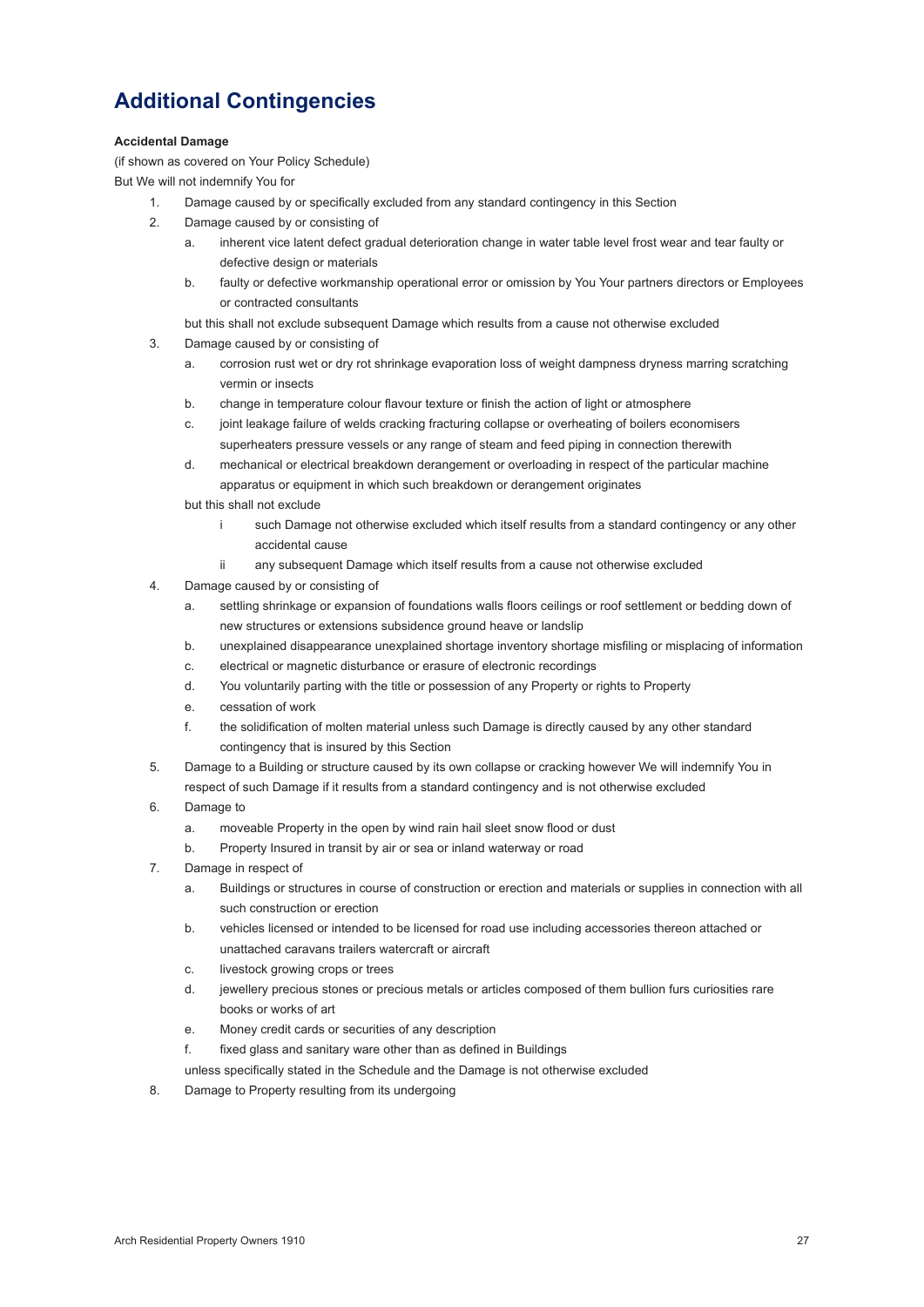# Additional Contingencies

**Accidental Damage**

(if shown as covered on Your Policy Schedule)

But We will not indemnify You for

1. Damage caused by or specifically excluded from any standard contingency in this Section
2. Damage caused by or consisting of
   a. inherent vice latent defect gradual deterioration change in water table level frost wear and tear faulty or defective design or materials
   b. faulty or defective workmanship operational error or omission by You Your partners directors or Employees or contracted consultants

   but this shall not exclude subsequent Damage which results from a cause not otherwise excluded
3. Damage caused by or consisting of
   a. corrosion rust wet or dry rot shrinkage evaporation loss of weight dampness dryness marring scratching vermin or insects
   b. change in temperature colour flavour texture or finish the action of light or atmosphere
   c. joint leakage failure of welds cracking fracturing collapse or overheating of boilers economisers superheaters pressure vessels or any range of steam and feed piping in connection therewith
   d. mechanical or electrical breakdown derangement or overloading in respect of the particular machine apparatus or equipment in which such breakdown or derangement originates

   but this shall not exclude
   i such Damage not otherwise excluded which itself results from a standard contingency or any other accidental cause
   ii any subsequent Damage which itself results from a cause not otherwise excluded
4. Damage caused by or consisting of
   a. settling shrinkage or expansion of foundations walls floors ceilings or roof settlement or bedding down of new structures or extensions subsidence ground heave or landslip
   b. unexplained disappearance unexplained shortage inventory shortage misfiling or misplacing of information
   c. electrical or magnetic disturbance or erasure of electronic recordings
   d. You voluntarily parting with the title or possession of any Property or rights to Property
   e. cessation of work
   f. the solidification of molten material unless such Damage is directly caused by any other standard contingency that is insured by this Section
5. Damage to a Building or structure caused by its own collapse or cracking however We will indemnify You in respect of such Damage if it results from a standard contingency and is not otherwise excluded
6. Damage to
   a. moveable Property in the open by wind rain hail sleet snow flood or dust
   b. Property Insured in transit by air or sea or inland waterway or road
7. Damage in respect of
   a. Buildings or structures in course of construction or erection and materials or supplies in connection with all such construction or erection
   b. vehicles licensed or intended to be licensed for road use including accessories thereon attached or unattached caravans trailers watercraft or aircraft
   c. livestock growing crops or trees
   d. jewellery precious stones or precious metals or articles composed of them bullion furs curiosities rare books or works of art
   e. Money credit cards or securities of any description
   f. fixed glass and sanitary ware other than as defined in Buildings

   unless specifically stated in the Schedule and the Damage is not otherwise excluded
8. Damage to Property resulting from its undergoing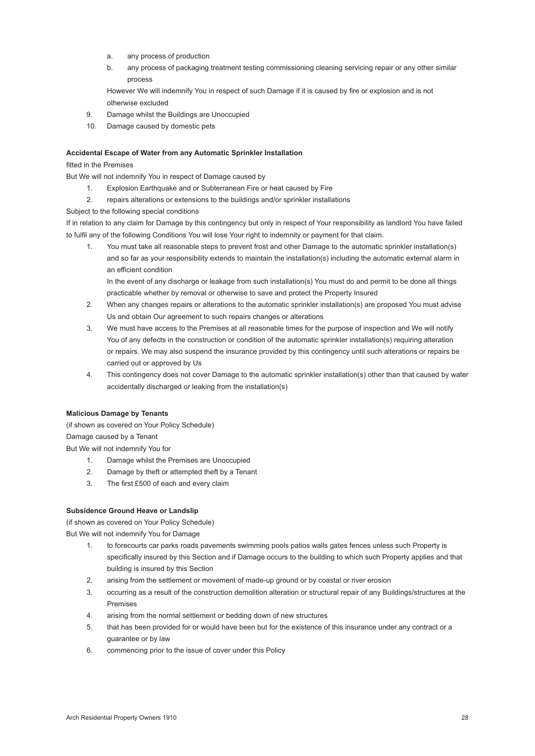a. any process of production
   b. any process of packaging treatment testing commissioning cleaning servicing repair or any other similar process

   However We will indemnify You in respect of such Damage if it is caused by fire or explosion and is not otherwise excluded

9. Damage whilst the Buildings are Unoccupied
10. Damage caused by domestic pets

**Accidental Escape of Water from any Automatic Sprinkler Installation**

fitted in the Premises

But We will not indemnify You in respect of Damage caused by

1. Explosion Earthquake and or Subterranean Fire or heat caused by Fire
2. repairs alterations or extensions to the buildings and/or sprinkler installations

Subject to the following special conditions

If in relation to any claim for Damage by this contingency but only in respect of Your responsibility as landlord You have failed to fulfil any of the following Conditions You will lose Your right to indemnity or payment for that claim.

1. You must take all reasonable steps to prevent frost and other Damage to the automatic sprinkler installation(s) and so far as your responsibility extends to maintain the installation(s) including the automatic external alarm in an efficient condition

   In the event of any discharge or leakage from such installation(s) You must do and permit to be done all things practicable whether by removal or otherwise to save and protect the Property Insured

2. When any changes repairs or alterations to the automatic sprinkler installation(s) are proposed You must advise Us and obtain Our agreement to such repairs changes or alterations
3. We must have access to the Premises at all reasonable times for the purpose of inspection and We will notify You of any defects in the construction or condition of the automatic sprinkler installation(s) requiring alteration or repairs. We may also suspend the insurance provided by this contingency until such alterations or repairs be carried out or approved by Us
4. This contingency does not cover Damage to the automatic sprinkler installation(s) other than that caused by water accidentally discharged or leaking from the installation(s)

**Malicious Damage by Tenants**

(if shown as covered on Your Policy Schedule)

Damage caused by a Tenant

But We will not indemnify You for

1. Damage whilst the Premises are Unoccupied
2. Damage by theft or attempted theft by a Tenant
3. The first £500 of each and every claim

**Subsidence Ground Heave or Landslip**

(if shown as covered on Your Policy Schedule)

But We will not indemnify You for Damage

1. to forecourts car parks roads pavements swimming pools patios walls gates fences unless such Property is specifically insured by this Section and if Damage occurs to the building to which such Property applies and that building is insured by this Section
2. arising from the settlement or movement of made-up ground or by coastal or river erosion
3. occurring as a result of the construction demolition alteration or structural repair of any Buildings/structures at the Premises
4. arising from the normal settlement or bedding down of new structures
5. that has been provided for or would have been but for the existence of this insurance under any contract or a guarantee or by law
6. commencing prior to the issue of cover under this Policy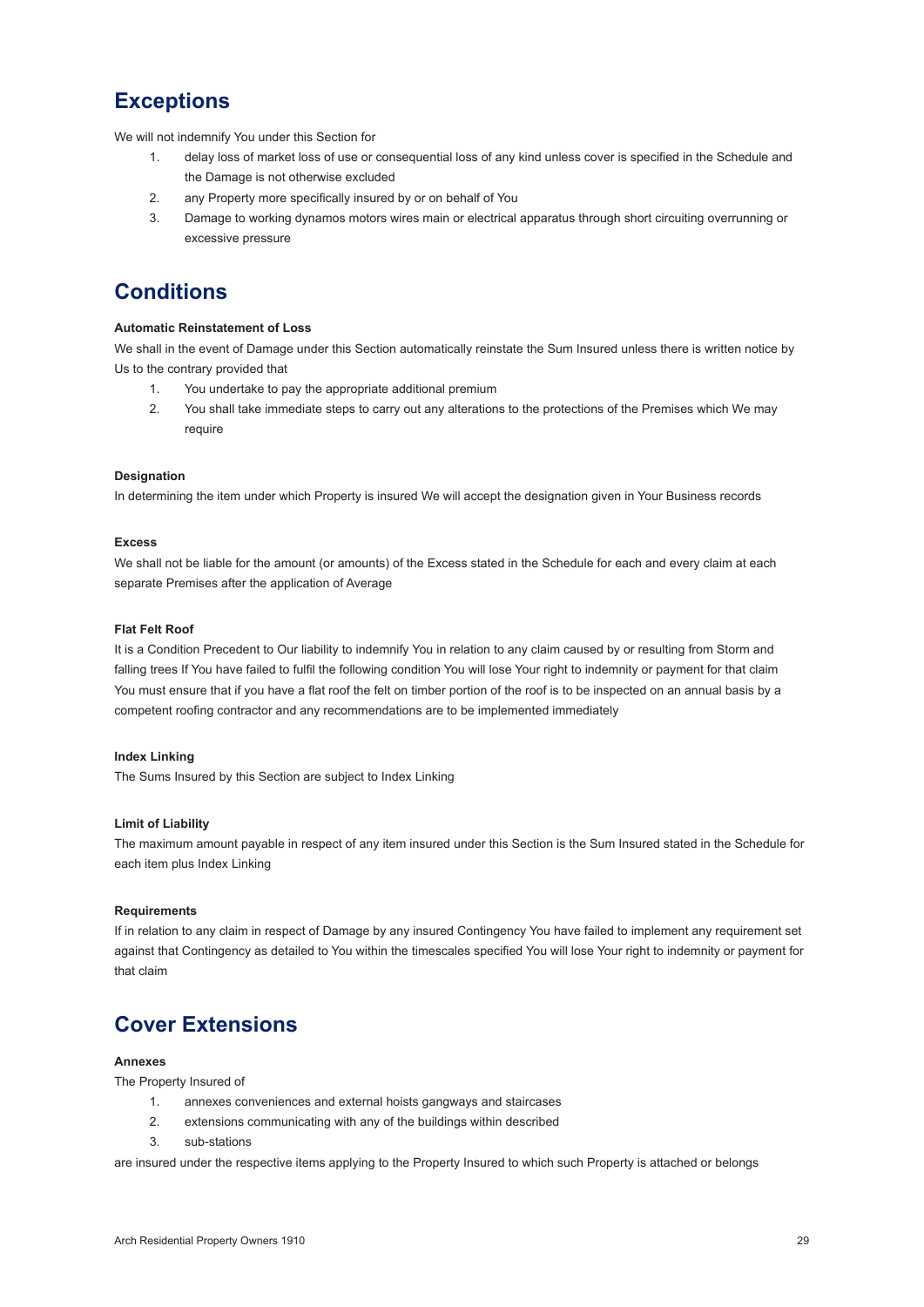## Exceptions

We will not indemnify You under this Section for

1. delay loss of market loss of use or consequential loss of any kind unless cover is specified in the Schedule and the Damage is not otherwise excluded
2. any Property more specifically insured by or on behalf of You
3. Damage to working dynamos motors wires main or electrical apparatus through short circuiting overrunning or excessive pressure

## Conditions

**Automatic Reinstatement of Loss**

We shall in the event of Damage under this Section automatically reinstate the Sum Insured unless there is written notice by Us to the contrary provided that

1. You undertake to pay the appropriate additional premium
2. You shall take immediate steps to carry out any alterations to the protections of the Premises which We may require

**Designation**

In determining the item under which Property is insured We will accept the designation given in Your Business records

**Excess**

We shall not be liable for the amount (or amounts) of the Excess stated in the Schedule for each and every claim at each separate Premises after the application of Average

**Flat Felt Roof**

It is a Condition Precedent to Our liability to indemnify You in relation to any claim caused by or resulting from Storm and falling trees If You have failed to fulfil the following condition You will lose Your right to indemnity or payment for that claim You must ensure that if you have a flat roof the felt on timber portion of the roof is to be inspected on an annual basis by a competent roofing contractor and any recommendations are to be implemented immediately

**Index Linking**

The Sums Insured by this Section are subject to Index Linking

**Limit of Liability**

The maximum amount payable in respect of any item insured under this Section is the Sum Insured stated in the Schedule for each item plus Index Linking

**Requirements**

If in relation to any claim in respect of Damage by any insured Contingency You have failed to implement any requirement set against that Contingency as detailed to You within the timescales specified You will lose Your right to indemnity or payment for that claim

## Cover Extensions

**Annexes**

The Property Insured of

1. annexes conveniences and external hoists gangways and staircases
2. extensions communicating with any of the buildings within described
3. sub-stations

are insured under the respective items applying to the Property Insured to which such Property is attached or belongs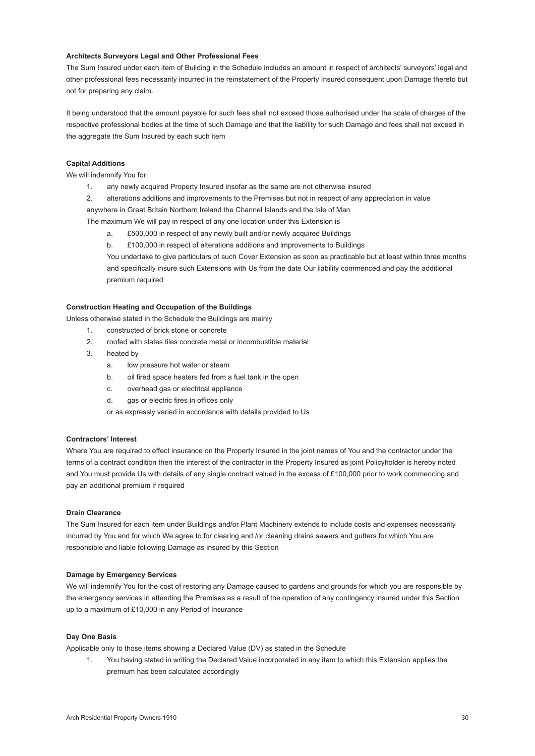**Architects Surveyors Legal and Other Professional Fees**

The Sum Insured under each item of Building in the Schedule includes an amount in respect of architects' surveyors' legal and other professional fees necessarily incurred in the reinstatement of the Property Insured consequent upon Damage thereto but not for preparing any claim.

It being understood that the amount payable for such fees shall not exceed those authorised under the scale of charges of the respective professional bodies at the time of such Damage and that the liability for such Damage and fees shall not exceed in the aggregate the Sum Insured by each such item

**Capital Additions**

We will indemnify You for

1. any newly acquired Property Insured insofar as the same are not otherwise insured
2. alterations additions and improvements to the Premises but not in respect of any appreciation in value

anywhere in Great Britain Northern Ireland the Channel Islands and the Isle of Man

The maximum We will pay in respect of any one location under this Extension is

   a. £500,000 in respect of any newly built and/or newly acquired Buildings
   b. £100,000 in respect of alterations additions and improvements to Buildings

   You undertake to give particulars of such Cover Extension as soon as practicable but at least within three months and specifically insure such Extensions with Us from the date Our liability commenced and pay the additional premium required

**Construction Heating and Occupation of the Buildings**

Unless otherwise stated in the Schedule the Buildings are mainly

1. constructed of brick stone or concrete
2. roofed with slates tiles concrete metal or incombustible material
3. heated by
   a. low pressure hot water or steam
   b. oil fired space heaters fed from a fuel tank in the open
   c. overhead gas or electrical appliance
   d. gas or electric fires in offices only

   or as expressly varied in accordance with details provided to Us

**Contractors' Interest**

Where You are required to effect insurance on the Property Insured in the joint names of You and the contractor under the terms of a contract condition then the interest of the contractor in the Property Insured as joint Policyholder is hereby noted and You must provide Us with details of any single contract valued in the excess of £100,000 prior to work commencing and pay an additional premium if required

**Drain Clearance**

The Sum Insured for each item under Buildings and/or Plant Machinery extends to include costs and expenses necessarily incurred by You and for which We agree to for clearing and /or cleaning drains sewers and gutters for which You are responsible and liable following Damage as insured by this Section

**Damage by Emergency Services**

We will indemnify You for the cost of restoring any Damage caused to gardens and grounds for which you are responsible by the emergency services in attending the Premises as a result of the operation of any contingency insured under this Section up to a maximum of £10,000 in any Period of Insurance

**Day One Basis**

Applicable only to those items showing a Declared Value (DV) as stated in the Schedule

1. You having stated in writing the Declared Value incorporated in any item to which this Extension applies the premium has been calculated accordingly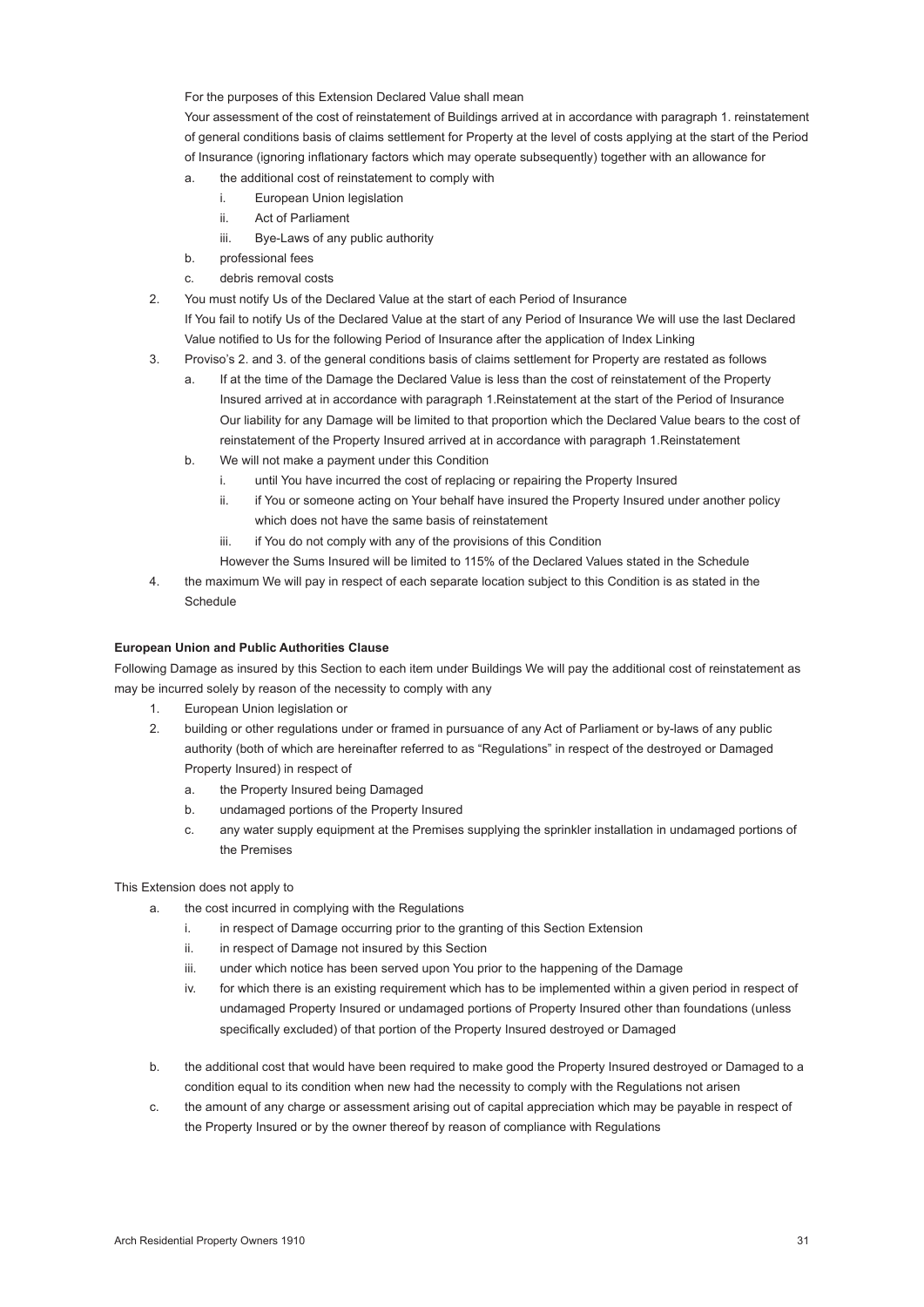For the purposes of this Extension Declared Value shall mean

Your assessment of the cost of reinstatement of Buildings arrived at in accordance with paragraph 1. reinstatement of general conditions basis of claims settlement for Property at the level of costs applying at the start of the Period of Insurance (ignoring inflationary factors which may operate subsequently) together with an allowance for

a. the additional cost of reinstatement to comply with
    i. European Union legislation
    ii. Act of Parliament
    iii. Bye-Laws of any public authority
b. professional fees
c. debris removal costs

2. You must notify Us of the Declared Value at the start of each Period of Insurance
   If You fail to notify Us of the Declared Value at the start of any Period of Insurance We will use the last Declared Value notified to Us for the following Period of Insurance after the application of Index Linking
3. Proviso's 2. and 3. of the general conditions basis of claims settlement for Property are restated as follows
    a. If at the time of the Damage the Declared Value is less than the cost of reinstatement of the Property Insured arrived at in accordance with paragraph 1.Reinstatement at the start of the Period of Insurance Our liability for any Damage will be limited to that proportion which the Declared Value bears to the cost of reinstatement of the Property Insured arrived at in accordance with paragraph 1.Reinstatement
    b. We will not make a payment under this Condition
        i. until You have incurred the cost of replacing or repairing the Property Insured
        ii. if You or someone acting on Your behalf have insured the Property Insured under another policy which does not have the same basis of reinstatement
        iii. if You do not comply with any of the provisions of this Condition

    However the Sums Insured will be limited to 115% of the Declared Values stated in the Schedule
4. the maximum We will pay in respect of each separate location subject to this Condition is as stated in the Schedule

**European Union and Public Authorities Clause**

Following Damage as insured by this Section to each item under Buildings We will pay the additional cost of reinstatement as may be incurred solely by reason of the necessity to comply with any

1. European Union legislation or
2. building or other regulations under or framed in pursuance of any Act of Parliament or by-laws of any public authority (both of which are hereinafter referred to as "Regulations" in respect of the destroyed or Damaged Property Insured) in respect of
    a. the Property Insured being Damaged
    b. undamaged portions of the Property Insured
    c. any water supply equipment at the Premises supplying the sprinkler installation in undamaged portions of the Premises

This Extension does not apply to

a. the cost incurred in complying with the Regulations
    i. in respect of Damage occurring prior to the granting of this Section Extension
    ii. in respect of Damage not insured by this Section
    iii. under which notice has been served upon You prior to the happening of the Damage
    iv. for which there is an existing requirement which has to be implemented within a given period in respect of undamaged Property Insured or undamaged portions of Property Insured other than foundations (unless specifically excluded) of that portion of the Property Insured destroyed or Damaged
b. the additional cost that would have been required to make good the Property Insured destroyed or Damaged to a condition equal to its condition when new had the necessity to comply with the Regulations not arisen
c. the amount of any charge or assessment arising out of capital appreciation which may be payable in respect of the Property Insured or by the owner thereof by reason of compliance with Regulations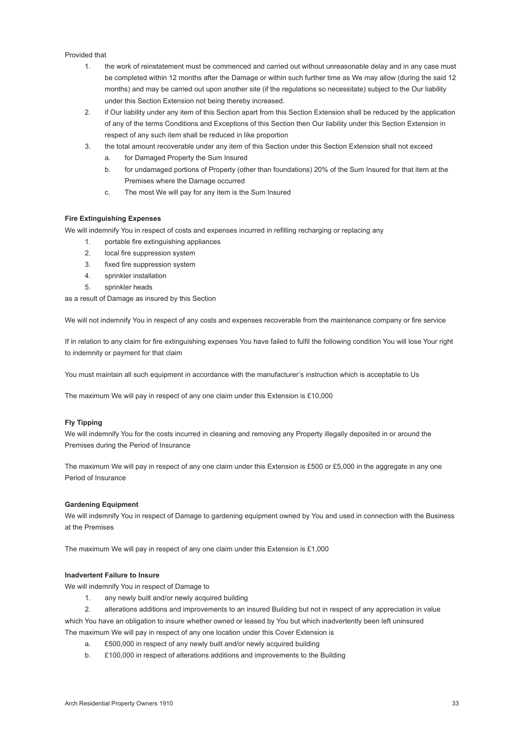Provided that

1. the work of reinstatement must be commenced and carried out without unreasonable delay and in any case must be completed within 12 months after the Damage or within such further time as We may allow (during the said 12 months) and may be carried out upon another site (if the regulations so necessitate) subject to the Our liability under this Section Extension not being thereby increased.
2. if Our liability under any item of this Section apart from this Section Extension shall be reduced by the application of any of the terms Conditions and Exceptions of this Section then Our liability under this Section Extension in respect of any such item shall be reduced in like proportion
3. the total amount recoverable under any item of this Section under this Section Extension shall not exceed
   a. for Damaged Property the Sum Insured
   b. for undamaged portions of Property (other than foundations) 20% of the Sum Insured for that item at the Premises where the Damage occurred
   c. The most We will pay for any item is the Sum Insured

**Fire Extinguishing Expenses**

We will indemnify You in respect of costs and expenses incurred in refilling recharging or replacing any

1. portable fire extinguishing appliances
2. local fire suppression system
3. fixed fire suppression system
4. sprinkler installation
5. sprinkler heads

as a result of Damage as insured by this Section

We will not indemnify You in respect of any costs and expenses recoverable from the maintenance company or fire service

If in relation to any claim for fire extinguishing expenses You have failed to fulfil the following condition You will lose Your right to indemnity or payment for that claim

You must maintain all such equipment in accordance with the manufacturer's instruction which is acceptable to Us

The maximum We will pay in respect of any one claim under this Extension is £10,000

**Fly Tipping**

We will indemnify You for the costs incurred in cleaning and removing any Property illegally deposited in or around the Premises during the Period of Insurance

The maximum We will pay in respect of any one claim under this Extension is £500 or £5,000 in the aggregate in any one Period of Insurance

**Gardening Equipment**

We will indemnify You in respect of Damage to gardening equipment owned by You and used in connection with the Business at the Premises

The maximum We will pay in respect of any one claim under this Extension is £1,000

**Inadvertent Failure to Insure**

We will indemnify You in respect of Damage to

1. any newly built and/or newly acquired building
2. alterations additions and improvements to an insured Building but not in respect of any appreciation in value

which You have an obligation to insure whether owned or leased by You but which inadvertently been left uninsured

The maximum We will pay in respect of any one location under this Cover Extension is

a. £500,000 in respect of any newly built and/or newly acquired building
b. £100,000 in respect of alterations additions and improvements to the Building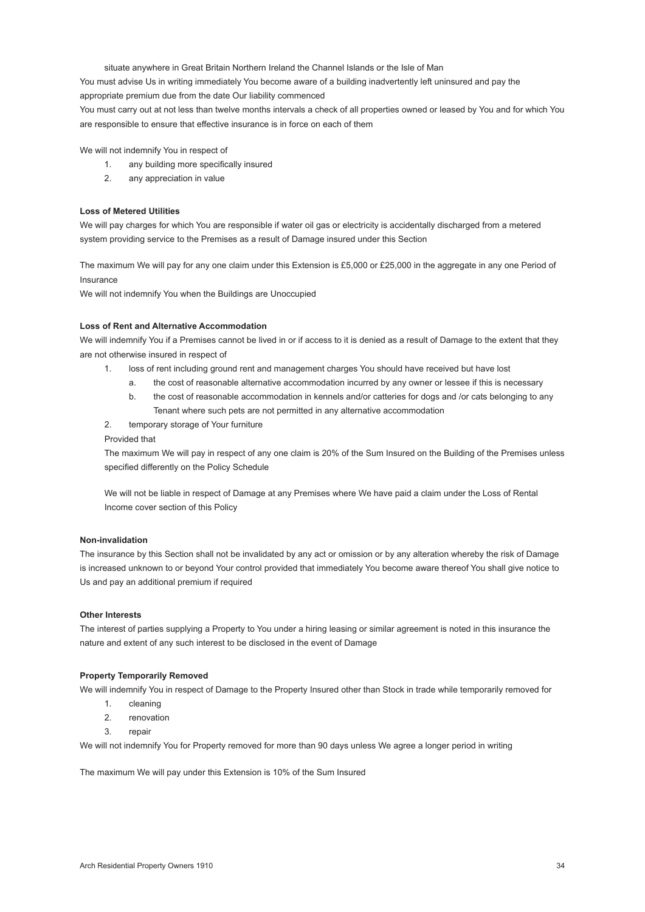situate anywhere in Great Britain Northern Ireland the Channel Islands or the Isle of Man

You must advise Us in writing immediately You become aware of a building inadvertently left uninsured and pay the appropriate premium due from the date Our liability commenced

You must carry out at not less than twelve months intervals a check of all properties owned or leased by You and for which You are responsible to ensure that effective insurance is in force on each of them

We will not indemnify You in respect of

1. any building more specifically insured
2. any appreciation in value

**Loss of Metered Utilities**

We will pay charges for which You are responsible if water oil gas or electricity is accidentally discharged from a metered system providing service to the Premises as a result of Damage insured under this Section

The maximum We will pay for any one claim under this Extension is £5,000 or £25,000 in the aggregate in any one Period of Insurance

We will not indemnify You when the Buildings are Unoccupied

**Loss of Rent and Alternative Accommodation**

We will indemnify You if a Premises cannot be lived in or if access to it is denied as a result of Damage to the extent that they are not otherwise insured in respect of

1. loss of rent including ground rent and management charges You should have received but have lost
   a. the cost of reasonable alternative accommodation incurred by any owner or lessee if this is necessary
   b. the cost of reasonable accommodation in kennels and/or catteries for dogs and /or cats belonging to any Tenant where such pets are not permitted in any alternative accommodation
2. temporary storage of Your furniture

Provided that

The maximum We will pay in respect of any one claim is 20% of the Sum Insured on the Building of the Premises unless specified differently on the Policy Schedule

We will not be liable in respect of Damage at any Premises where We have paid a claim under the Loss of Rental Income cover section of this Policy

**Non-invalidation**

The insurance by this Section shall not be invalidated by any act or omission or by any alteration whereby the risk of Damage is increased unknown to or beyond Your control provided that immediately You become aware thereof You shall give notice to Us and pay an additional premium if required

**Other Interests**

The interest of parties supplying a Property to You under a hiring leasing or similar agreement is noted in this insurance the nature and extent of any such interest to be disclosed in the event of Damage

**Property Temporarily Removed**

We will indemnify You in respect of Damage to the Property Insured other than Stock in trade while temporarily removed for

1. cleaning
2. renovation
3. repair

We will not indemnify You for Property removed for more than 90 days unless We agree a longer period in writing

The maximum We will pay under this Extension is 10% of the Sum Insured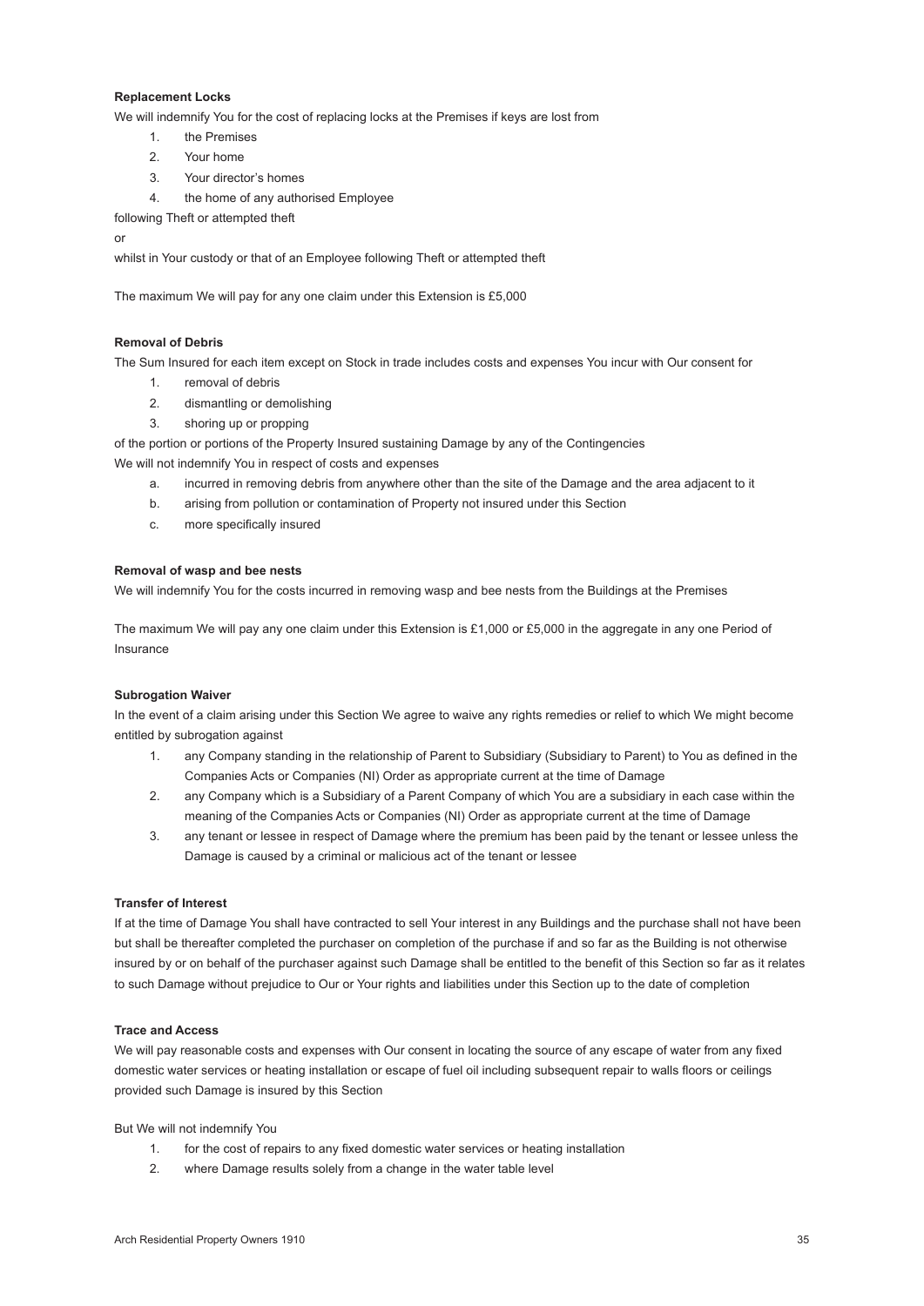**Replacement Locks**

We will indemnify You for the cost of replacing locks at the Premises if keys are lost from

1. the Premises
2. Your home
3. Your director's homes
4. the home of any authorised Employee

following Theft or attempted theft

or

whilst in Your custody or that of an Employee following Theft or attempted theft

The maximum We will pay for any one claim under this Extension is £5,000

**Removal of Debris**

The Sum Insured for each item except on Stock in trade includes costs and expenses You incur with Our consent for

1. removal of debris
2. dismantling or demolishing
3. shoring up or propping

of the portion or portions of the Property Insured sustaining Damage by any of the Contingencies

We will not indemnify You in respect of costs and expenses

a. incurred in removing debris from anywhere other than the site of the Damage and the area adjacent to it
b. arising from pollution or contamination of Property not insured under this Section
c. more specifically insured

**Removal of wasp and bee nests**

We will indemnify You for the costs incurred in removing wasp and bee nests from the Buildings at the Premises

The maximum We will pay any one claim under this Extension is £1,000 or £5,000 in the aggregate in any one Period of Insurance

**Subrogation Waiver**

In the event of a claim arising under this Section We agree to waive any rights remedies or relief to which We might become entitled by subrogation against

1. any Company standing in the relationship of Parent to Subsidiary (Subsidiary to Parent) to You as defined in the Companies Acts or Companies (NI) Order as appropriate current at the time of Damage
2. any Company which is a Subsidiary of a Parent Company of which You are a subsidiary in each case within the meaning of the Companies Acts or Companies (NI) Order as appropriate current at the time of Damage
3. any tenant or lessee in respect of Damage where the premium has been paid by the tenant or lessee unless the Damage is caused by a criminal or malicious act of the tenant or lessee

**Transfer of Interest**

If at the time of Damage You shall have contracted to sell Your interest in any Buildings and the purchase shall not have been but shall be thereafter completed the purchaser on completion of the purchase if and so far as the Building is not otherwise insured by or on behalf of the purchaser against such Damage shall be entitled to the benefit of this Section so far as it relates to such Damage without prejudice to Our or Your rights and liabilities under this Section up to the date of completion

**Trace and Access**

We will pay reasonable costs and expenses with Our consent in locating the source of any escape of water from any fixed domestic water services or heating installation or escape of fuel oil including subsequent repair to walls floors or ceilings provided such Damage is insured by this Section

But We will not indemnify You

1. for the cost of repairs to any fixed domestic water services or heating installation
2. where Damage results solely from a change in the water table level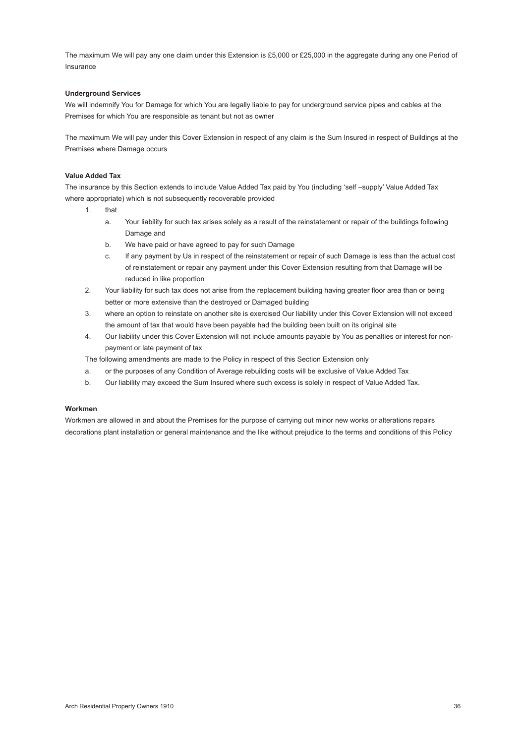The maximum We will pay any one claim under this Extension is £5,000 or £25,000 in the aggregate during any one Period of Insurance

**Underground Services**

We will indemnify You for Damage for which You are legally liable to pay for underground service pipes and cables at the Premises for which You are responsible as tenant but not as owner

The maximum We will pay under this Cover Extension in respect of any claim is the Sum Insured in respect of Buildings at the Premises where Damage occurs

**Value Added Tax**

The insurance by this Section extends to include Value Added Tax paid by You (including 'self –supply' Value Added Tax where appropriate) which is not subsequently recoverable provided

1. that
    a. Your liability for such tax arises solely as a result of the reinstatement or repair of the buildings following Damage and
    b. We have paid or have agreed to pay for such Damage
    c. If any payment by Us in respect of the reinstatement or repair of such Damage is less than the actual cost of reinstatement or repair any payment under this Cover Extension resulting from that Damage will be reduced in like proportion
2. Your liability for such tax does not arise from the replacement building having greater floor area than or being better or more extensive than the destroyed or Damaged building
3. where an option to reinstate on another site is exercised Our liability under this Cover Extension will not exceed the amount of tax that would have been payable had the building been built on its original site
4. Our liability under this Cover Extension will not include amounts payable by You as penalties or interest for non-payment or late payment of tax

The following amendments are made to the Policy in respect of this Section Extension only

a. or the purposes of any Condition of Average rebuilding costs will be exclusive of Value Added Tax
b. Our liability may exceed the Sum Insured where such excess is solely in respect of Value Added Tax.

**Workmen**

Workmen are allowed in and about the Premises for the purpose of carrying out minor new works or alterations repairs decorations plant installation or general maintenance and the like without prejudice to the terms and conditions of this Policy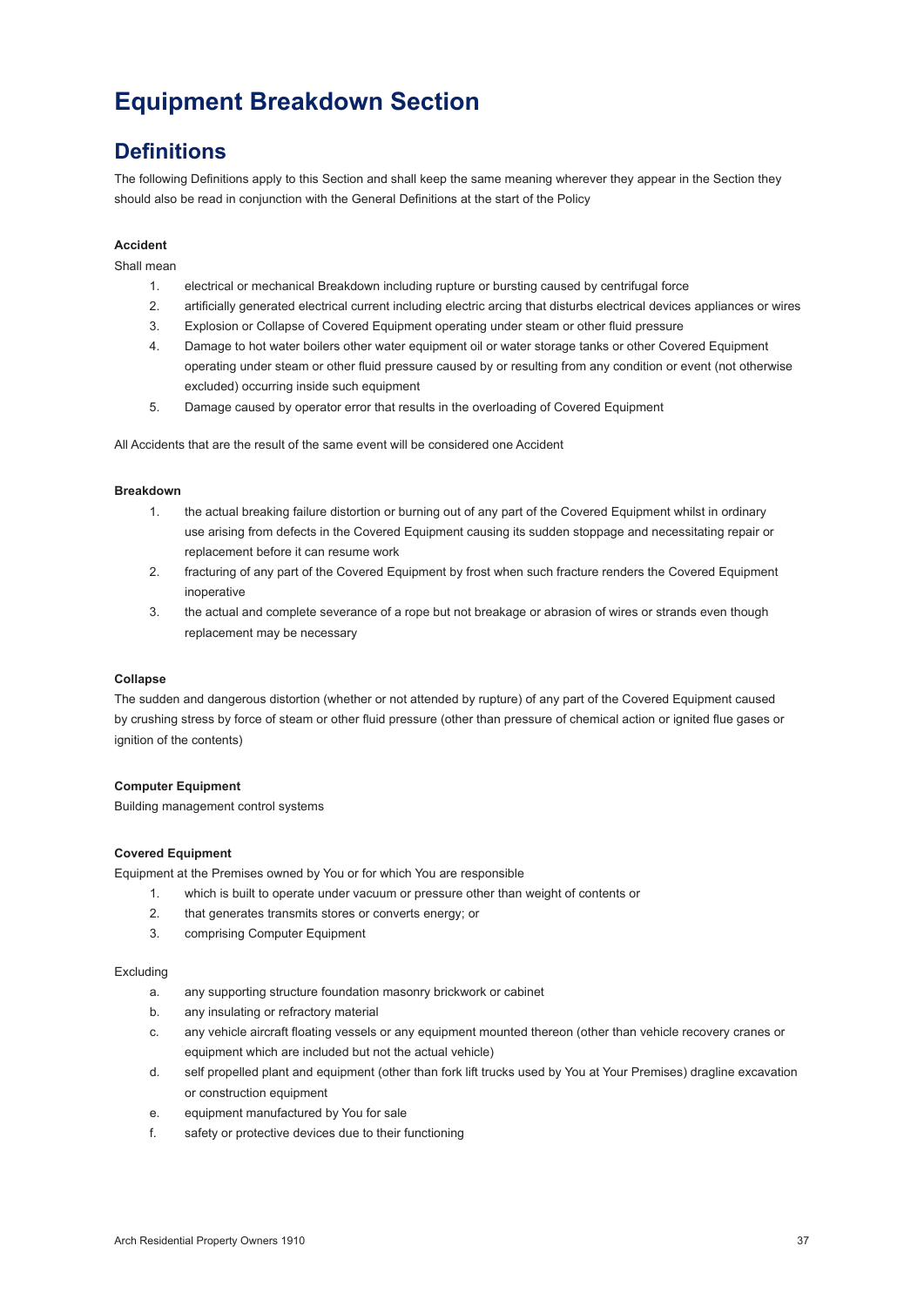# Equipment Breakdown Section

## Definitions

The following Definitions apply to this Section and shall keep the same meaning wherever they appear in the Section they should also be read in conjunction with the General Definitions at the start of the Policy

**Accident**

Shall mean

1. electrical or mechanical Breakdown including rupture or bursting caused by centrifugal force
2. artificially generated electrical current including electric arcing that disturbs electrical devices appliances or wires
3. Explosion or Collapse of Covered Equipment operating under steam or other fluid pressure
4. Damage to hot water boilers other water equipment oil or water storage tanks or other Covered Equipment operating under steam or other fluid pressure caused by or resulting from any condition or event (not otherwise excluded) occurring inside such equipment
5. Damage caused by operator error that results in the overloading of Covered Equipment

All Accidents that are the result of the same event will be considered one Accident

**Breakdown**

1. the actual breaking failure distortion or burning out of any part of the Covered Equipment whilst in ordinary use arising from defects in the Covered Equipment causing its sudden stoppage and necessitating repair or replacement before it can resume work
2. fracturing of any part of the Covered Equipment by frost when such fracture renders the Covered Equipment inoperative
3. the actual and complete severance of a rope but not breakage or abrasion of wires or strands even though replacement may be necessary

**Collapse**

The sudden and dangerous distortion (whether or not attended by rupture) of any part of the Covered Equipment caused by crushing stress by force of steam or other fluid pressure (other than pressure of chemical action or ignited flue gases or ignition of the contents)

**Computer Equipment**

Building management control systems

**Covered Equipment**

Equipment at the Premises owned by You or for which You are responsible

1. which is built to operate under vacuum or pressure other than weight of contents or
2. that generates transmits stores or converts energy; or
3. comprising Computer Equipment

Excluding

a. any supporting structure foundation masonry brickwork or cabinet
b. any insulating or refractory material
c. any vehicle aircraft floating vessels or any equipment mounted thereon (other than vehicle recovery cranes or equipment which are included but not the actual vehicle)
d. self propelled plant and equipment (other than fork lift trucks used by You at Your Premises) dragline excavation or construction equipment
e. equipment manufactured by You for sale
f. safety or protective devices due to their functioning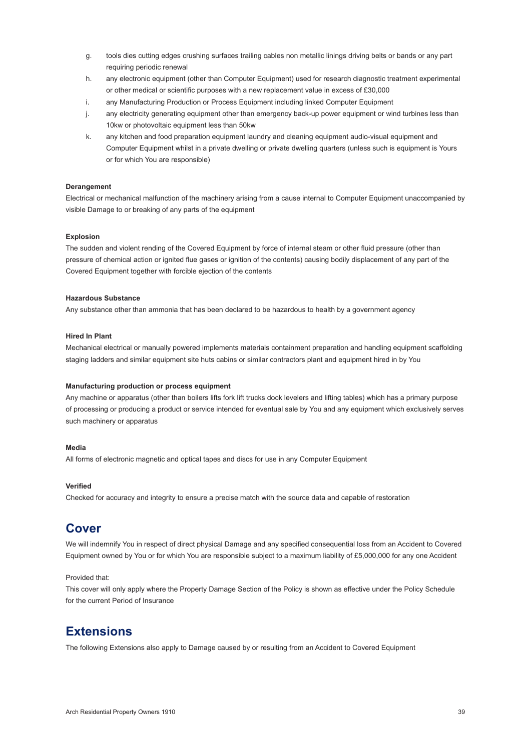g. tools dies cutting edges crushing surfaces trailing cables non metallic linings driving belts or bands or any part requiring periodic renewal
h. any electronic equipment (other than Computer Equipment) used for research diagnostic treatment experimental or other medical or scientific purposes with a new replacement value in excess of £30,000
i. any Manufacturing Production or Process Equipment including linked Computer Equipment
j. any electricity generating equipment other than emergency back-up power equipment or wind turbines less than 10kw or photovoltaic equipment less than 50kw
k. any kitchen and food preparation equipment laundry and cleaning equipment audio-visual equipment and Computer Equipment whilst in a private dwelling or private dwelling quarters (unless such is equipment is Yours or for which You are responsible)

**Derangement**

Electrical or mechanical malfunction of the machinery arising from a cause internal to Computer Equipment unaccompanied by visible Damage to or breaking of any parts of the equipment

**Explosion**

The sudden and violent rending of the Covered Equipment by force of internal steam or other fluid pressure (other than pressure of chemical action or ignited flue gases or ignition of the contents) causing bodily displacement of any part of the Covered Equipment together with forcible ejection of the contents

**Hazardous Substance**

Any substance other than ammonia that has been declared to be hazardous to health by a government agency

**Hired In Plant**

Mechanical electrical or manually powered implements materials containment preparation and handling equipment scaffolding staging ladders and similar equipment site huts cabins or similar contractors plant and equipment hired in by You

**Manufacturing production or process equipment**

Any machine or apparatus (other than boilers lifts fork lift trucks dock levelers and lifting tables) which has a primary purpose of processing or producing a product or service intended for eventual sale by You and any equipment which exclusively serves such machinery or apparatus

**Media**

All forms of electronic magnetic and optical tapes and discs for use in any Computer Equipment

**Verified**

Checked for accuracy and integrity to ensure a precise match with the source data and capable of restoration

## Cover

We will indemnify You in respect of direct physical Damage and any specified consequential loss from an Accident to Covered Equipment owned by You or for which You are responsible subject to a maximum liability of £5,000,000 for any one Accident

Provided that:

This cover will only apply where the Property Damage Section of the Policy is shown as effective under the Policy Schedule for the current Period of Insurance

## Extensions

The following Extensions also apply to Damage caused by or resulting from an Accident to Covered Equipment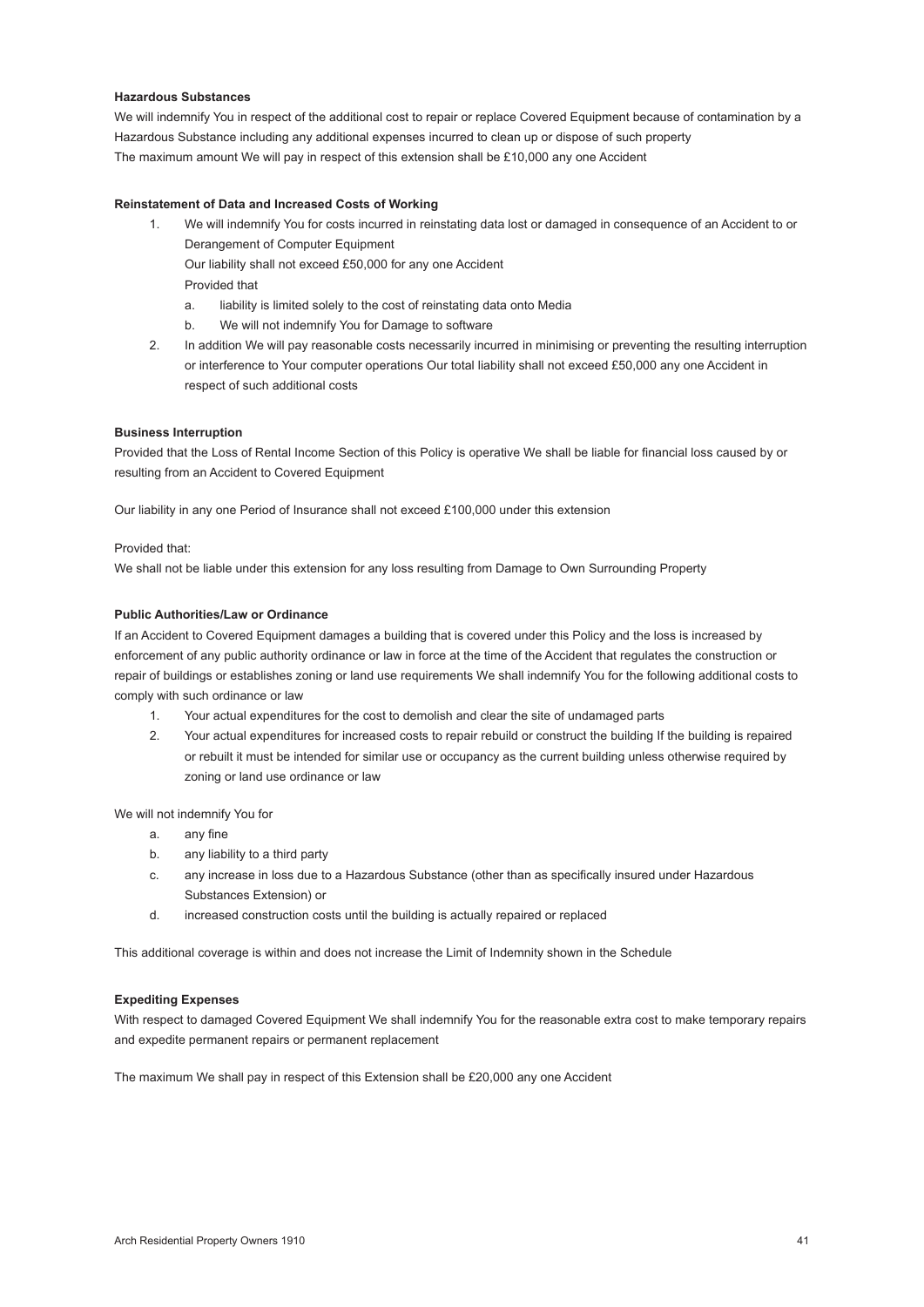**Hazardous Substances**

We will indemnify You in respect of the additional cost to repair or replace Covered Equipment because of contamination by a Hazardous Substance including any additional expenses incurred to clean up or dispose of such property
The maximum amount We will pay in respect of this extension shall be £10,000 any one Accident

**Reinstatement of Data and Increased Costs of Working**

1. We will indemnify You for costs incurred in reinstating data lost or damaged in consequence of an Accident to or Derangement of Computer Equipment
   Our liability shall not exceed £50,000 for any one Accident
   Provided that
   a. liability is limited solely to the cost of reinstating data onto Media
   b. We will not indemnify You for Damage to software
2. In addition We will pay reasonable costs necessarily incurred in minimising or preventing the resulting interruption or interference to Your computer operations Our total liability shall not exceed £50,000 any one Accident in respect of such additional costs

**Business Interruption**

Provided that the Loss of Rental Income Section of this Policy is operative We shall be liable for financial loss caused by or resulting from an Accident to Covered Equipment

Our liability in any one Period of Insurance shall not exceed £100,000 under this extension

Provided that:
We shall not be liable under this extension for any loss resulting from Damage to Own Surrounding Property

**Public Authorities/Law or Ordinance**

If an Accident to Covered Equipment damages a building that is covered under this Policy and the loss is increased by enforcement of any public authority ordinance or law in force at the time of the Accident that regulates the construction or repair of buildings or establishes zoning or land use requirements We shall indemnify You for the following additional costs to comply with such ordinance or law

1. Your actual expenditures for the cost to demolish and clear the site of undamaged parts
2. Your actual expenditures for increased costs to repair rebuild or construct the building If the building is repaired or rebuilt it must be intended for similar use or occupancy as the current building unless otherwise required by zoning or land use ordinance or law

We will not indemnify You for

a. any fine
b. any liability to a third party
c. any increase in loss due to a Hazardous Substance (other than as specifically insured under Hazardous Substances Extension) or
d. increased construction costs until the building is actually repaired or replaced

This additional coverage is within and does not increase the Limit of Indemnity shown in the Schedule

**Expediting Expenses**

With respect to damaged Covered Equipment We shall indemnify You for the reasonable extra cost to make temporary repairs and expedite permanent repairs or permanent replacement

The maximum We shall pay in respect of this Extension shall be £20,000 any one Accident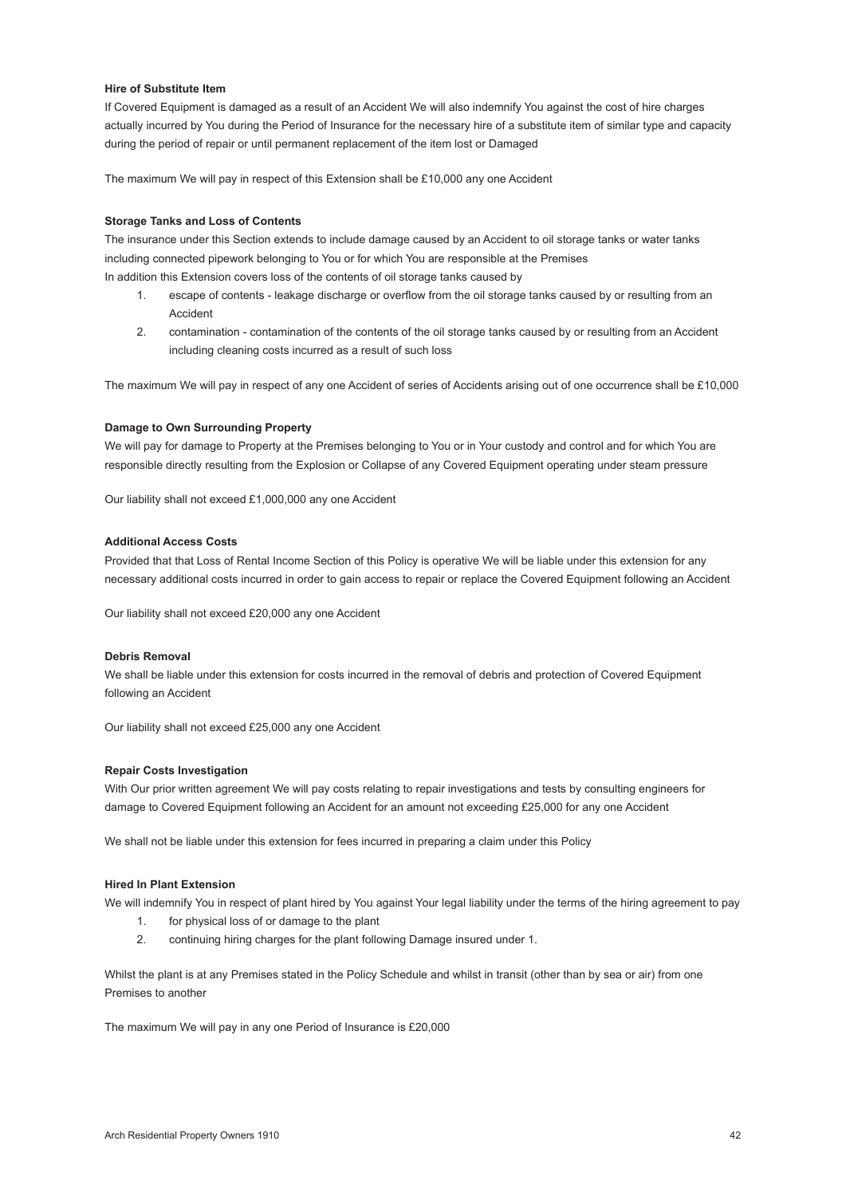**Hire of Substitute Item**

If Covered Equipment is damaged as a result of an Accident We will also indemnify You against the cost of hire charges actually incurred by You during the Period of Insurance for the necessary hire of a substitute item of similar type and capacity during the period of repair or until permanent replacement of the item lost or Damaged

The maximum We will pay in respect of this Extension shall be £10,000 any one Accident

**Storage Tanks and Loss of Contents**

The insurance under this Section extends to include damage caused by an Accident to oil storage tanks or water tanks including connected pipework belonging to You or for which You are responsible at the Premises
In addition this Extension covers loss of the contents of oil storage tanks caused by

1. escape of contents - leakage discharge or overflow from the oil storage tanks caused by or resulting from an Accident
2. contamination - contamination of the contents of the oil storage tanks caused by or resulting from an Accident including cleaning costs incurred as a result of such loss

The maximum We will pay in respect of any one Accident of series of Accidents arising out of one occurrence shall be £10,000

**Damage to Own Surrounding Property**

We will pay for damage to Property at the Premises belonging to You or in Your custody and control and for which You are responsible directly resulting from the Explosion or Collapse of any Covered Equipment operating under steam pressure

Our liability shall not exceed £1,000,000 any one Accident

**Additional Access Costs**

Provided that that Loss of Rental Income Section of this Policy is operative We will be liable under this extension for any necessary additional costs incurred in order to gain access to repair or replace the Covered Equipment following an Accident

Our liability shall not exceed £20,000 any one Accident

**Debris Removal**

We shall be liable under this extension for costs incurred in the removal of debris and protection of Covered Equipment following an Accident

Our liability shall not exceed £25,000 any one Accident

**Repair Costs Investigation**

With Our prior written agreement We will pay costs relating to repair investigations and tests by consulting engineers for damage to Covered Equipment following an Accident for an amount not exceeding £25,000 for any one Accident

We shall not be liable under this extension for fees incurred in preparing a claim under this Policy

**Hired In Plant Extension**

We will indemnify You in respect of plant hired by You against Your legal liability under the terms of the hiring agreement to pay

1. for physical loss of or damage to the plant
2. continuing hiring charges for the plant following Damage insured under 1.

Whilst the plant is at any Premises stated in the Policy Schedule and whilst in transit (other than by sea or air) from one Premises to another

The maximum We will pay in any one Period of Insurance is £20,000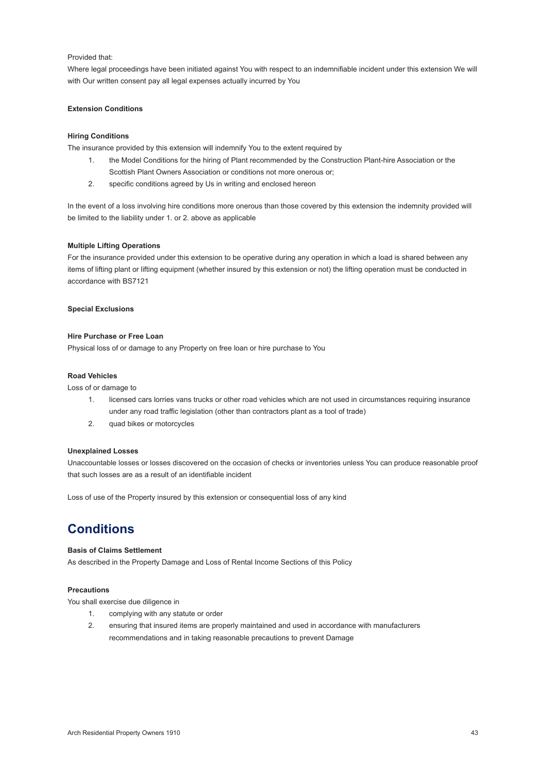Provided that:

Where legal proceedings have been initiated against You with respect to an indemnifiable incident under this extension We will with Our written consent pay all legal expenses actually incurred by You

**Extension Conditions**

**Hiring Conditions**

The insurance provided by this extension will indemnify You to the extent required by

1. the Model Conditions for the hiring of Plant recommended by the Construction Plant-hire Association or the Scottish Plant Owners Association or conditions not more onerous or;
2. specific conditions agreed by Us in writing and enclosed hereon

In the event of a loss involving hire conditions more onerous than those covered by this extension the indemnity provided will be limited to the liability under 1. or 2. above as applicable

**Multiple Lifting Operations**

For the insurance provided under this extension to be operative during any operation in which a load is shared between any items of lifting plant or lifting equipment (whether insured by this extension or not) the lifting operation must be conducted in accordance with BS7121

**Special Exclusions**

**Hire Purchase or Free Loan**

Physical loss of or damage to any Property on free loan or hire purchase to You

**Road Vehicles**

Loss of or damage to

1. licensed cars lorries vans trucks or other road vehicles which are not used in circumstances requiring insurance under any road traffic legislation (other than contractors plant as a tool of trade)
2. quad bikes or motorcycles

**Unexplained Losses**

Unaccountable losses or losses discovered on the occasion of checks or inventories unless You can produce reasonable proof that such losses are as a result of an identifiable incident

Loss of use of the Property insured by this extension or consequential loss of any kind

## Conditions

**Basis of Claims Settlement**

As described in the Property Damage and Loss of Rental Income Sections of this Policy

**Precautions**

You shall exercise due diligence in

1. complying with any statute or order
2. ensuring that insured items are properly maintained and used in accordance with manufacturers recommendations and in taking reasonable precautions to prevent Damage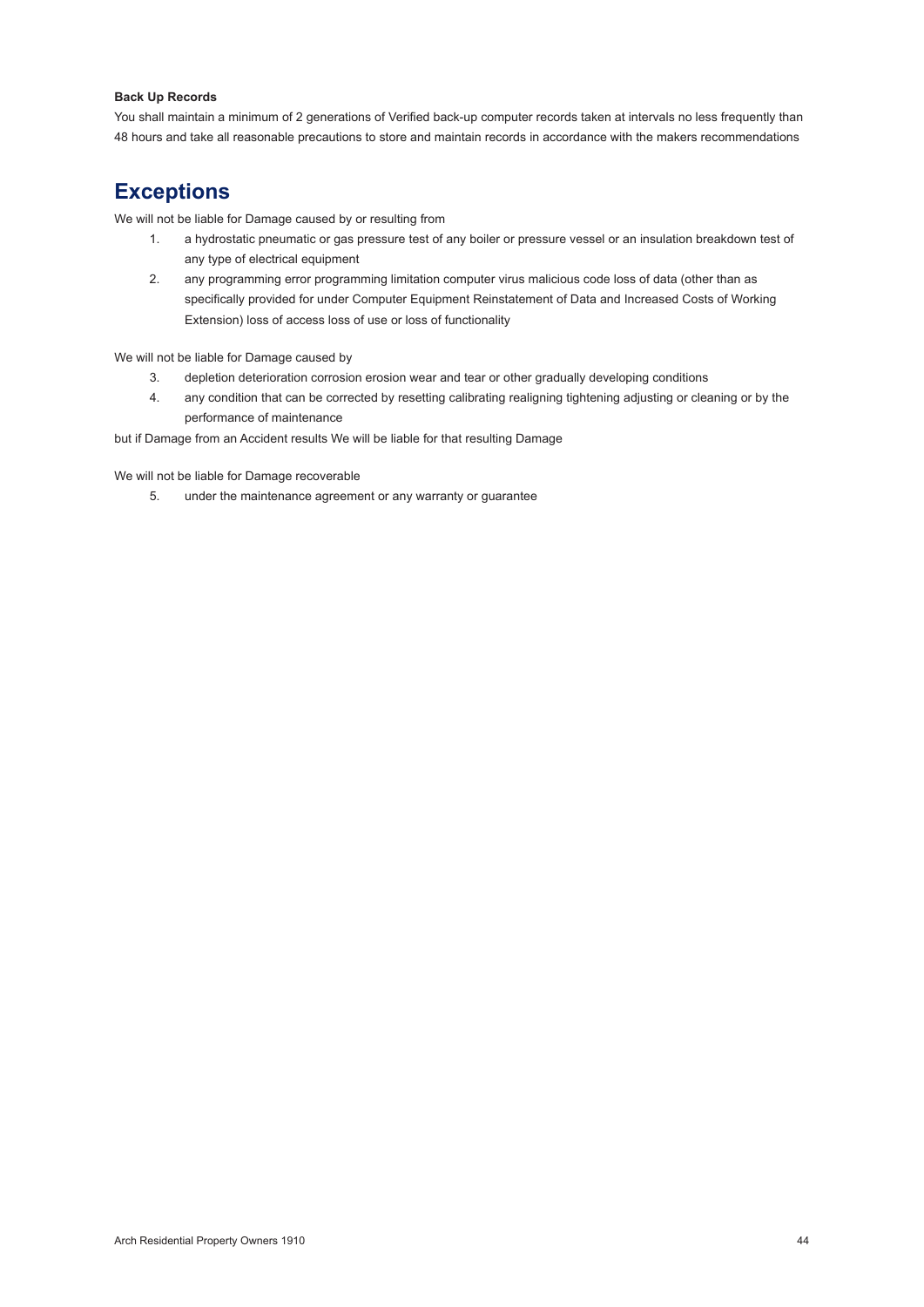**Back Up Records**

You shall maintain a minimum of 2 generations of Verified back-up computer records taken at intervals no less frequently than 48 hours and take all reasonable precautions to store and maintain records in accordance with the makers recommendations

## Exceptions

We will not be liable for Damage caused by or resulting from

1. a hydrostatic pneumatic or gas pressure test of any boiler or pressure vessel or an insulation breakdown test of any type of electrical equipment
2. any programming error programming limitation computer virus malicious code loss of data (other than as specifically provided for under Computer Equipment Reinstatement of Data and Increased Costs of Working Extension) loss of access loss of use or loss of functionality

We will not be liable for Damage caused by

3. depletion deterioration corrosion erosion wear and tear or other gradually developing conditions
4. any condition that can be corrected by resetting calibrating realigning tightening adjusting or cleaning or by the performance of maintenance

but if Damage from an Accident results We will be liable for that resulting Damage

We will not be liable for Damage recoverable

5. under the maintenance agreement or any warranty or guarantee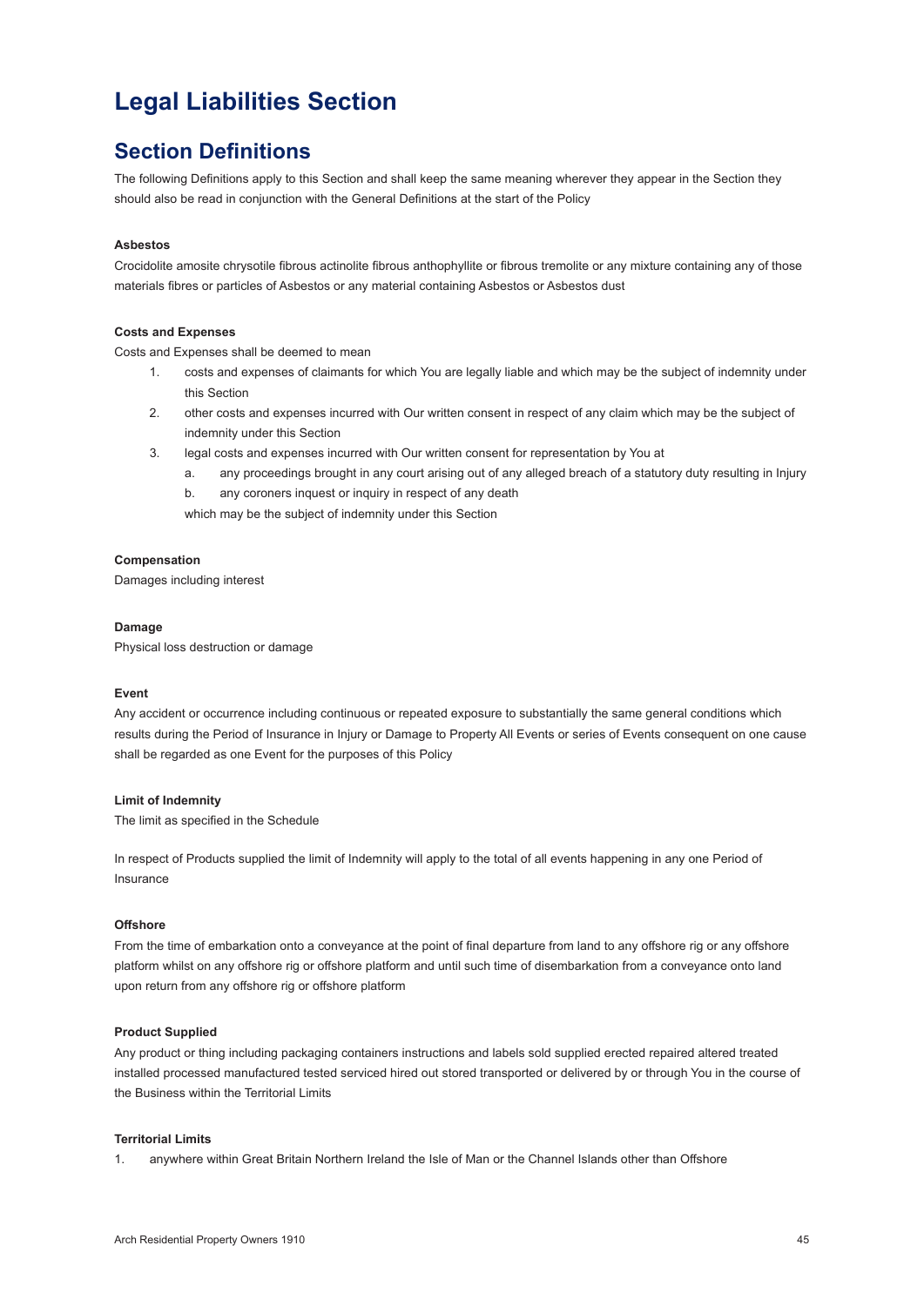# Legal Liabilities Section

## Section Definitions

The following Definitions apply to this Section and shall keep the same meaning wherever they appear in the Section they should also be read in conjunction with the General Definitions at the start of the Policy

**Asbestos**

Crocidolite amosite chrysotile fibrous actinolite fibrous anthophyllite or fibrous tremolite or any mixture containing any of those materials fibres or particles of Asbestos or any material containing Asbestos or Asbestos dust

**Costs and Expenses**

Costs and Expenses shall be deemed to mean

1. costs and expenses of claimants for which You are legally liable and which may be the subject of indemnity under this Section
2. other costs and expenses incurred with Our written consent in respect of any claim which may be the subject of indemnity under this Section
3. legal costs and expenses incurred with Our written consent for representation by You at
   a. any proceedings brought in any court arising out of any alleged breach of a statutory duty resulting in Injury
   b. any coroners inquest or inquiry in respect of any death

   which may be the subject of indemnity under this Section

**Compensation**

Damages including interest

**Damage**

Physical loss destruction or damage

**Event**

Any accident or occurrence including continuous or repeated exposure to substantially the same general conditions which results during the Period of Insurance in Injury or Damage to Property All Events or series of Events consequent on one cause shall be regarded as one Event for the purposes of this Policy

**Limit of Indemnity**

The limit as specified in the Schedule

In respect of Products supplied the limit of Indemnity will apply to the total of all events happening in any one Period of Insurance

**Offshore**

From the time of embarkation onto a conveyance at the point of final departure from land to any offshore rig or any offshore platform whilst on any offshore rig or offshore platform and until such time of disembarkation from a conveyance onto land upon return from any offshore rig or offshore platform

**Product Supplied**

Any product or thing including packaging containers instructions and labels sold supplied erected repaired altered treated installed processed manufactured tested serviced hired out stored transported or delivered by or through You in the course of the Business within the Territorial Limits

**Territorial Limits**

1. anywhere within Great Britain Northern Ireland the Isle of Man or the Channel Islands other than Offshore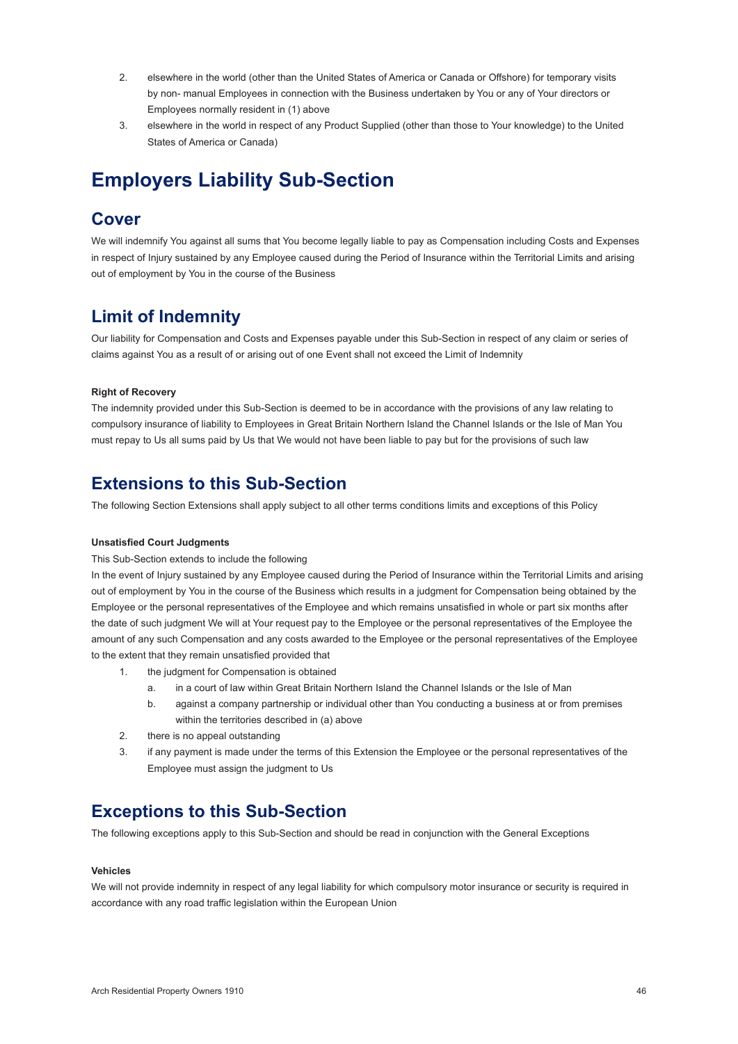2. elsewhere in the world (other than the United States of America or Canada or Offshore) for temporary visits by non- manual Employees in connection with the Business undertaken by You or any of Your directors or Employees normally resident in (1) above
3. elsewhere in the world in respect of any Product Supplied (other than those to Your knowledge) to the United States of America or Canada)

# Employers Liability Sub-Section

## Cover

We will indemnify You against all sums that You become legally liable to pay as Compensation including Costs and Expenses in respect of Injury sustained by any Employee caused during the Period of Insurance within the Territorial Limits and arising out of employment by You in the course of the Business

## Limit of Indemnity

Our liability for Compensation and Costs and Expenses payable under this Sub-Section in respect of any claim or series of claims against You as a result of or arising out of one Event shall not exceed the Limit of Indemnity

**Right of Recovery**

The indemnity provided under this Sub-Section is deemed to be in accordance with the provisions of any law relating to compulsory insurance of liability to Employees in Great Britain Northern Island the Channel Islands or the Isle of Man You must repay to Us all sums paid by Us that We would not have been liable to pay but for the provisions of such law

## Extensions to this Sub-Section

The following Section Extensions shall apply subject to all other terms conditions limits and exceptions of this Policy

**Unsatisfied Court Judgments**

This Sub-Section extends to include the following

In the event of Injury sustained by any Employee caused during the Period of Insurance within the Territorial Limits and arising out of employment by You in the course of the Business which results in a judgment for Compensation being obtained by the Employee or the personal representatives of the Employee and which remains unsatisfied in whole or part six months after the date of such judgment We will at Your request pay to the Employee or the personal representatives of the Employee the amount of any such Compensation and any costs awarded to the Employee or the personal representatives of the Employee to the extent that they remain unsatisfied provided that

1. the judgment for Compensation is obtained
   a. in a court of law within Great Britain Northern Island the Channel Islands or the Isle of Man
   b. against a company partnership or individual other than You conducting a business at or from premises within the territories described in (a) above
2. there is no appeal outstanding
3. if any payment is made under the terms of this Extension the Employee or the personal representatives of the Employee must assign the judgment to Us

## Exceptions to this Sub-Section

The following exceptions apply to this Sub-Section and should be read in conjunction with the General Exceptions

**Vehicles**

We will not provide indemnity in respect of any legal liability for which compulsory motor insurance or security is required in accordance with any road traffic legislation within the European Union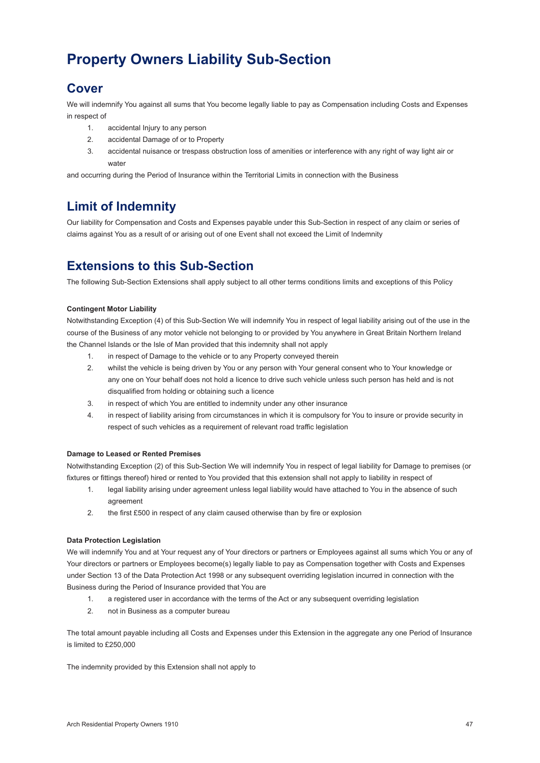# Property Owners Liability Sub-Section

## Cover

We will indemnify You against all sums that You become legally liable to pay as Compensation including Costs and Expenses in respect of

1. accidental Injury to any person
2. accidental Damage of or to Property
3. accidental nuisance or trespass obstruction loss of amenities or interference with any right of way light air or water

and occurring during the Period of Insurance within the Territorial Limits in connection with the Business

## Limit of Indemnity

Our liability for Compensation and Costs and Expenses payable under this Sub-Section in respect of any claim or series of claims against You as a result of or arising out of one Event shall not exceed the Limit of Indemnity

## Extensions to this Sub-Section

The following Sub-Section Extensions shall apply subject to all other terms conditions limits and exceptions of this Policy

**Contingent Motor Liability**

Notwithstanding Exception (4) of this Sub-Section We will indemnify You in respect of legal liability arising out of the use in the course of the Business of any motor vehicle not belonging to or provided by You anywhere in Great Britain Northern Ireland the Channel Islands or the Isle of Man provided that this indemnity shall not apply

1. in respect of Damage to the vehicle or to any Property conveyed therein
2. whilst the vehicle is being driven by You or any person with Your general consent who to Your knowledge or any one on Your behalf does not hold a licence to drive such vehicle unless such person has held and is not disqualified from holding or obtaining such a licence
3. in respect of which You are entitled to indemnity under any other insurance
4. in respect of liability arising from circumstances in which it is compulsory for You to insure or provide security in respect of such vehicles as a requirement of relevant road traffic legislation

**Damage to Leased or Rented Premises**

Notwithstanding Exception (2) of this Sub-Section We will indemnify You in respect of legal liability for Damage to premises (or fixtures or fittings thereof) hired or rented to You provided that this extension shall not apply to liability in respect of

1. legal liability arising under agreement unless legal liability would have attached to You in the absence of such agreement
2. the first £500 in respect of any claim caused otherwise than by fire or explosion

**Data Protection Legislation**

We will indemnify You and at Your request any of Your directors or partners or Employees against all sums which You or any of Your directors or partners or Employees become(s) legally liable to pay as Compensation together with Costs and Expenses under Section 13 of the Data Protection Act 1998 or any subsequent overriding legislation incurred in connection with the Business during the Period of Insurance provided that You are

1. a registered user in accordance with the terms of the Act or any subsequent overriding legislation
2. not in Business as a computer bureau

The total amount payable including all Costs and Expenses under this Extension in the aggregate any one Period of Insurance is limited to £250,000

The indemnity provided by this Extension shall not apply to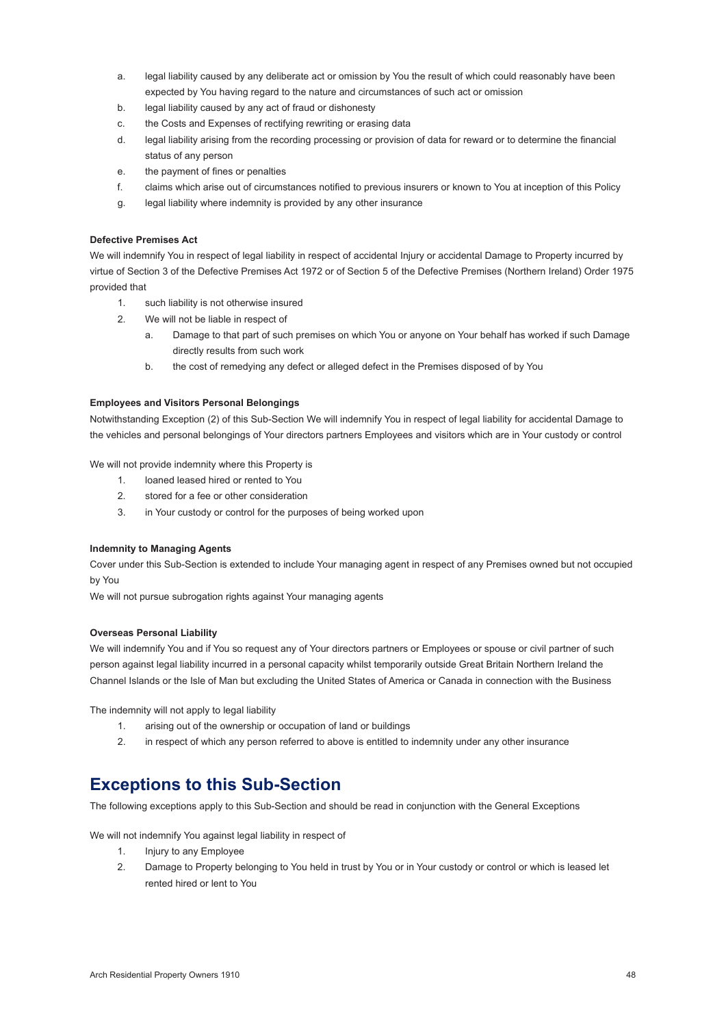a. legal liability caused by any deliberate act or omission by You the result of which could reasonably have been expected by You having regard to the nature and circumstances of such act or omission
b. legal liability caused by any act of fraud or dishonesty
c. the Costs and Expenses of rectifying rewriting or erasing data
d. legal liability arising from the recording processing or provision of data for reward or to determine the financial status of any person
e. the payment of fines or penalties
f. claims which arise out of circumstances notified to previous insurers or known to You at inception of this Policy
g. legal liability where indemnity is provided by any other insurance

**Defective Premises Act**

We will indemnify You in respect of legal liability in respect of accidental Injury or accidental Damage to Property incurred by virtue of Section 3 of the Defective Premises Act 1972 or of Section 5 of the Defective Premises (Northern Ireland) Order 1975 provided that

1. such liability is not otherwise insured
2. We will not be liable in respect of
   a. Damage to that part of such premises on which You or anyone on Your behalf has worked if such Damage directly results from such work
   b. the cost of remedying any defect or alleged defect in the Premises disposed of by You

**Employees and Visitors Personal Belongings**

Notwithstanding Exception (2) of this Sub-Section We will indemnify You in respect of legal liability for accidental Damage to the vehicles and personal belongings of Your directors partners Employees and visitors which are in Your custody or control

We will not provide indemnity where this Property is

1. loaned leased hired or rented to You
2. stored for a fee or other consideration
3. in Your custody or control for the purposes of being worked upon

**Indemnity to Managing Agents**

Cover under this Sub-Section is extended to include Your managing agent in respect of any Premises owned but not occupied by You

We will not pursue subrogation rights against Your managing agents

**Overseas Personal Liability**

We will indemnify You and if You so request any of Your directors partners or Employees or spouse or civil partner of such person against legal liability incurred in a personal capacity whilst temporarily outside Great Britain Northern Ireland the Channel Islands or the Isle of Man but excluding the United States of America or Canada in connection with the Business

The indemnity will not apply to legal liability

1. arising out of the ownership or occupation of land or buildings
2. in respect of which any person referred to above is entitled to indemnity under any other insurance

## Exceptions to this Sub-Section

The following exceptions apply to this Sub-Section and should be read in conjunction with the General Exceptions

We will not indemnify You against legal liability in respect of

1. Injury to any Employee
2. Damage to Property belonging to You held in trust by You or in Your custody or control or which is leased let rented hired or lent to You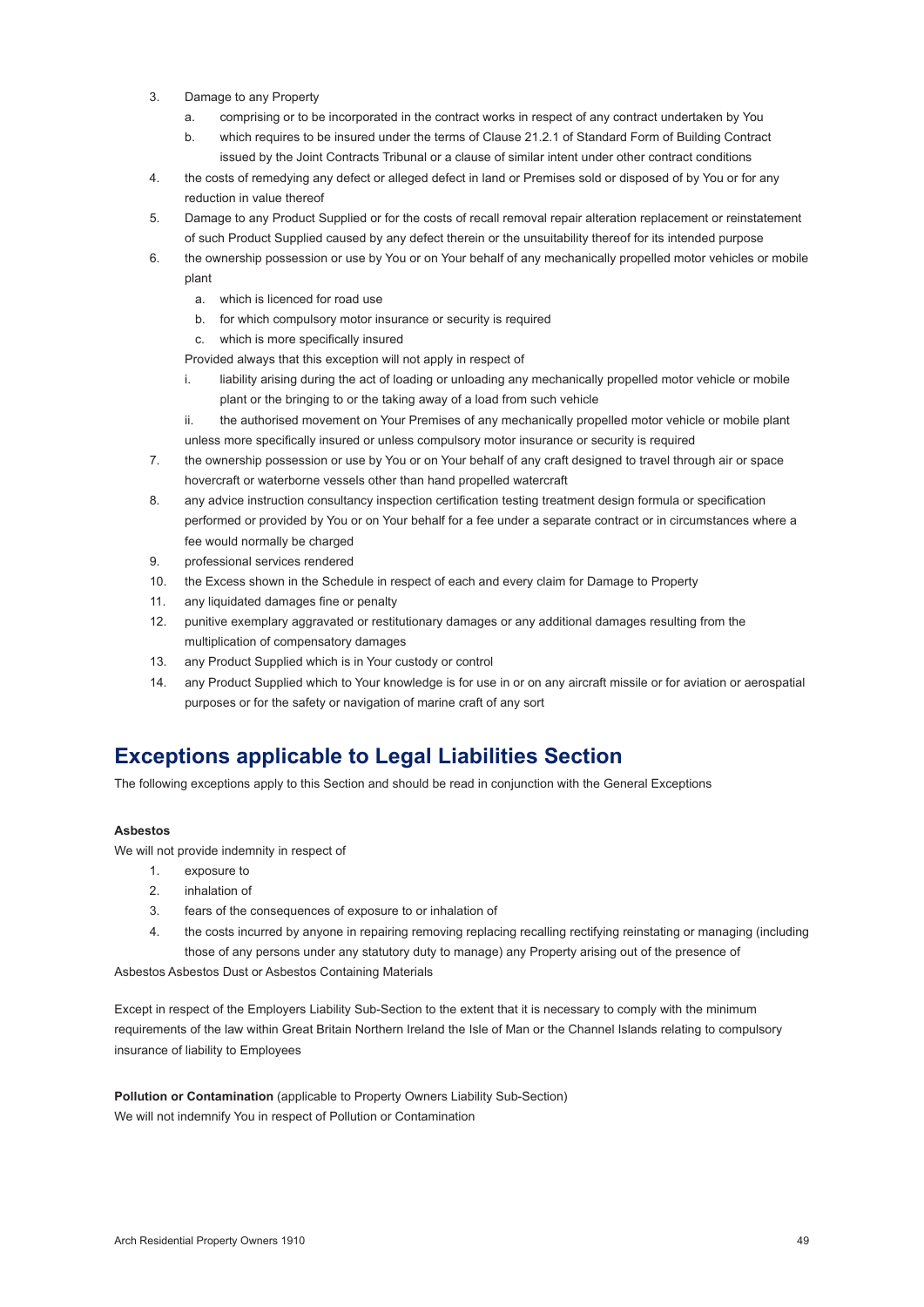3. Damage to any Property
   a. comprising or to be incorporated in the contract works in respect of any contract undertaken by You
   b. which requires to be insured under the terms of Clause 21.2.1 of Standard Form of Building Contract issued by the Joint Contracts Tribunal or a clause of similar intent under other contract conditions
4. the costs of remedying any defect or alleged defect in land or Premises sold or disposed of by You or for any reduction in value thereof
5. Damage to any Product Supplied or for the costs of recall removal repair alteration replacement or reinstatement of such Product Supplied caused by any defect therein or the unsuitability thereof for its intended purpose
6. the ownership possession or use by You or on Your behalf of any mechanically propelled motor vehicles or mobile plant
   a. which is licenced for road use
   b. for which compulsory motor insurance or security is required
   c. which is more specifically insured

   Provided always that this exception will not apply in respect of

   i. liability arising during the act of loading or unloading any mechanically propelled motor vehicle or mobile plant or the bringing to or the taking away of a load from such vehicle
   ii. the authorised movement on Your Premises of any mechanically propelled motor vehicle or mobile plant

   unless more specifically insured or unless compulsory motor insurance or security is required
7. the ownership possession or use by You or on Your behalf of any craft designed to travel through air or space hovercraft or waterborne vessels other than hand propelled watercraft
8. any advice instruction consultancy inspection certification testing treatment design formula or specification performed or provided by You or on Your behalf for a fee under a separate contract or in circumstances where a fee would normally be charged
9. professional services rendered
10. the Excess shown in the Schedule in respect of each and every claim for Damage to Property
11. any liquidated damages fine or penalty
12. punitive exemplary aggravated or restitutionary damages or any additional damages resulting from the multiplication of compensatory damages
13. any Product Supplied which is in Your custody or control
14. any Product Supplied which to Your knowledge is for use in or on any aircraft missile or for aviation or aerospatial purposes or for the safety or navigation of marine craft of any sort

## Exceptions applicable to Legal Liabilities Section

The following exceptions apply to this Section and should be read in conjunction with the General Exceptions

**Asbestos**

We will not provide indemnity in respect of

1. exposure to
2. inhalation of
3. fears of the consequences of exposure to or inhalation of
4. the costs incurred by anyone in repairing removing replacing recalling rectifying reinstating or managing (including those of any persons under any statutory duty to manage) any Property arising out of the presence of

Asbestos Asbestos Dust or Asbestos Containing Materials

Except in respect of the Employers Liability Sub-Section to the extent that it is necessary to comply with the minimum requirements of the law within Great Britain Northern Ireland the Isle of Man or the Channel Islands relating to compulsory insurance of liability to Employees

**Pollution or Contamination** (applicable to Property Owners Liability Sub-Section)

We will not indemnify You in respect of Pollution or Contamination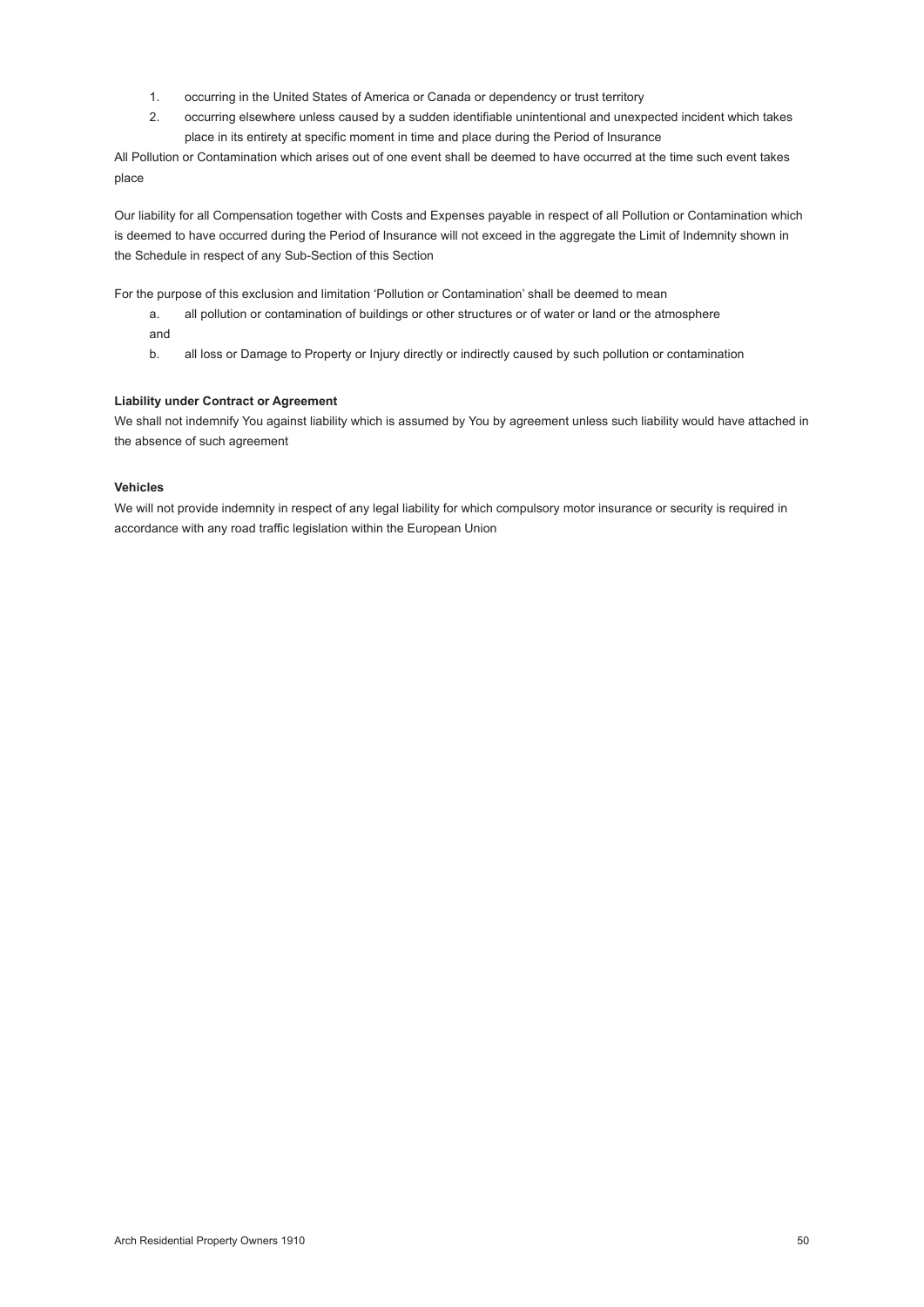1. occurring in the United States of America or Canada or dependency or trust territory
2. occurring elsewhere unless caused by a sudden identifiable unintentional and unexpected incident which takes place in its entirety at specific moment in time and place during the Period of Insurance

All Pollution or Contamination which arises out of one event shall be deemed to have occurred at the time such event takes place

Our liability for all Compensation together with Costs and Expenses payable in respect of all Pollution or Contamination which is deemed to have occurred during the Period of Insurance will not exceed in the aggregate the Limit of Indemnity shown in the Schedule in respect of any Sub-Section of this Section

For the purpose of this exclusion and limitation 'Pollution or Contamination' shall be deemed to mean

a. all pollution or contamination of buildings or other structures or of water or land or the atmosphere

and

b. all loss or Damage to Property or Injury directly or indirectly caused by such pollution or contamination

**Liability under Contract or Agreement**

We shall not indemnify You against liability which is assumed by You by agreement unless such liability would have attached in the absence of such agreement

**Vehicles**

We will not provide indemnity in respect of any legal liability for which compulsory motor insurance or security is required in accordance with any road traffic legislation within the European Union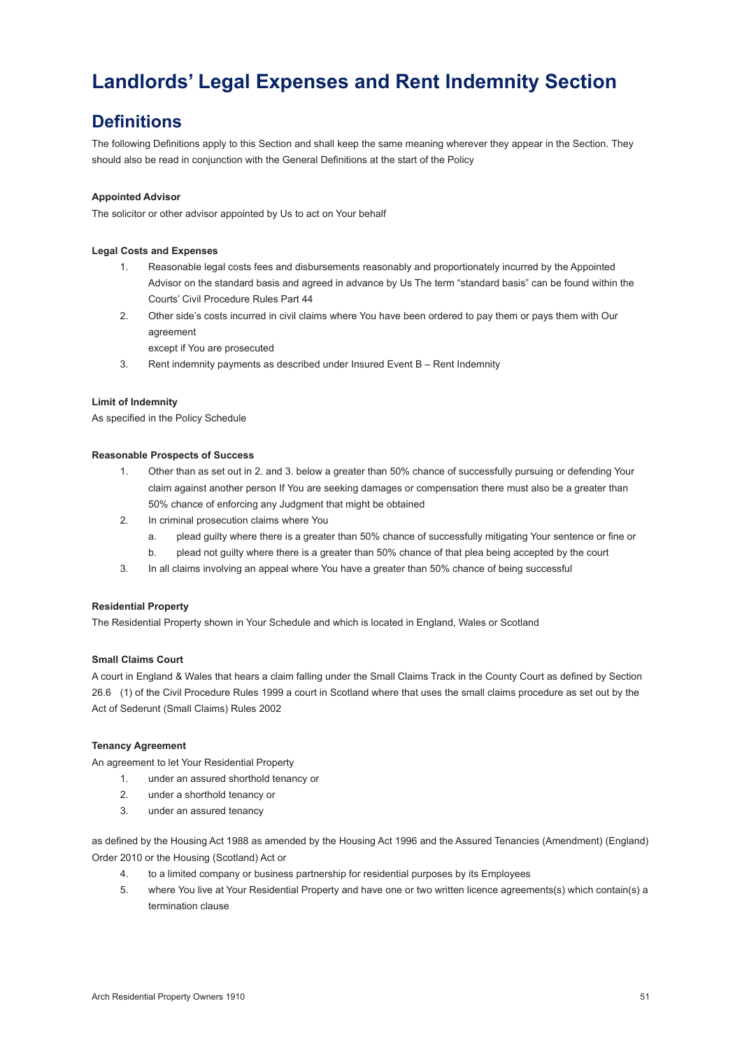# Landlords' Legal Expenses and Rent Indemnity Section

## Definitions

The following Definitions apply to this Section and shall keep the same meaning wherever they appear in the Section. They should also be read in conjunction with the General Definitions at the start of the Policy

**Appointed Advisor**

The solicitor or other advisor appointed by Us to act on Your behalf

**Legal Costs and Expenses**

1. Reasonable legal costs fees and disbursements reasonably and proportionately incurred by the Appointed Advisor on the standard basis and agreed in advance by Us The term "standard basis" can be found within the Courts' Civil Procedure Rules Part 44
2. Other side's costs incurred in civil claims where You have been ordered to pay them or pays them with Our agreement

   except if You are prosecuted
3. Rent indemnity payments as described under Insured Event B – Rent Indemnity

**Limit of Indemnity**

As specified in the Policy Schedule

**Reasonable Prospects of Success**

1. Other than as set out in 2. and 3. below a greater than 50% chance of successfully pursuing or defending Your claim against another person If You are seeking damages or compensation there must also be a greater than 50% chance of enforcing any Judgment that might be obtained
2. In criminal prosecution claims where You
   a. plead guilty where there is a greater than 50% chance of successfully mitigating Your sentence or fine or
   b. plead not guilty where there is a greater than 50% chance of that plea being accepted by the court
3. In all claims involving an appeal where You have a greater than 50% chance of being successful

**Residential Property**

The Residential Property shown in Your Schedule and which is located in England, Wales or Scotland

**Small Claims Court**

A court in England & Wales that hears a claim falling under the Small Claims Track in the County Court as defined by Section 26.6 (1) of the Civil Procedure Rules 1999 a court in Scotland where that uses the small claims procedure as set out by the Act of Sederunt (Small Claims) Rules 2002

**Tenancy Agreement**

An agreement to let Your Residential Property

1. under an assured shorthold tenancy or
2. under a shorthold tenancy or
3. under an assured tenancy

as defined by the Housing Act 1988 as amended by the Housing Act 1996 and the Assured Tenancies (Amendment) (England) Order 2010 or the Housing (Scotland) Act or

4. to a limited company or business partnership for residential purposes by its Employees
5. where You live at Your Residential Property and have one or two written licence agreements(s) which contain(s) a termination clause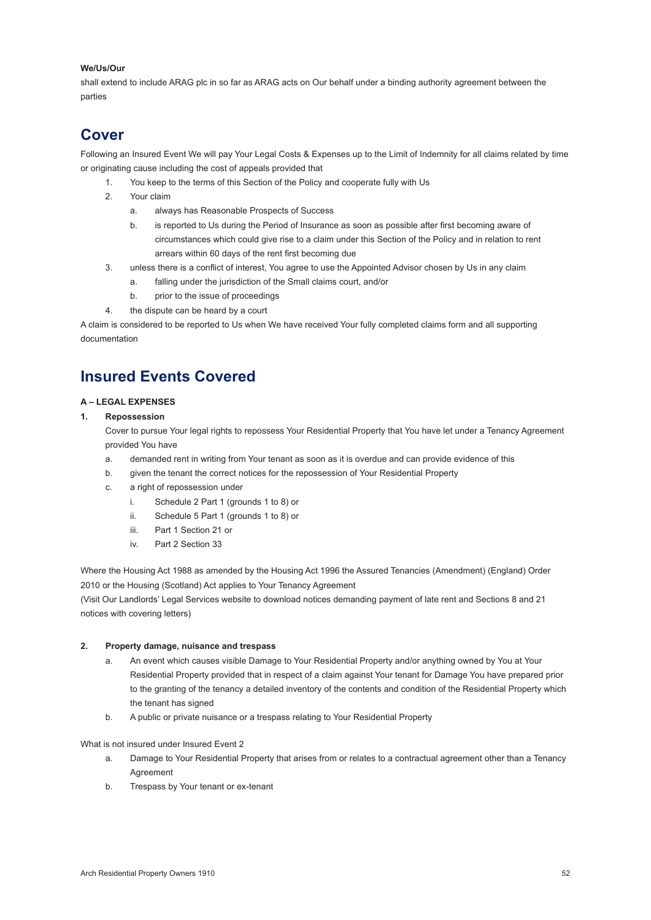**We/Us/Our**

shall extend to include ARAG plc in so far as ARAG acts on Our behalf under a binding authority agreement between the parties

## Cover

Following an Insured Event We will pay Your Legal Costs & Expenses up to the Limit of Indemnity for all claims related by time or originating cause including the cost of appeals provided that

1. You keep to the terms of this Section of the Policy and cooperate fully with Us
2. Your claim
   a. always has Reasonable Prospects of Success
   b. is reported to Us during the Period of Insurance as soon as possible after first becoming aware of circumstances which could give rise to a claim under this Section of the Policy and in relation to rent arrears within 60 days of the rent first becoming due
3. unless there is a conflict of interest, You agree to use the Appointed Advisor chosen by Us in any claim
   a. falling under the jurisdiction of the Small claims court, and/or
   b. prior to the issue of proceedings
4. the dispute can be heard by a court

A claim is considered to be reported to Us when We have received Your fully completed claims form and all supporting documentation

## Insured Events Covered

**A – LEGAL EXPENSES**

**1. Repossession**

Cover to pursue Your legal rights to repossess Your Residential Property that You have let under a Tenancy Agreement provided You have

a. demanded rent in writing from Your tenant as soon as it is overdue and can provide evidence of this
b. given the tenant the correct notices for the repossession of Your Residential Property
c. a right of repossession under
   i. Schedule 2 Part 1 (grounds 1 to 8) or
   ii. Schedule 5 Part 1 (grounds 1 to 8) or
   iii. Part 1 Section 21 or
   iv. Part 2 Section 33

Where the Housing Act 1988 as amended by the Housing Act 1996 the Assured Tenancies (Amendment) (England) Order 2010 or the Housing (Scotland) Act applies to Your Tenancy Agreement

(Visit Our Landlords' Legal Services website to download notices demanding payment of late rent and Sections 8 and 21 notices with covering letters)

**2. Property damage, nuisance and trespass**

a. An event which causes visible Damage to Your Residential Property and/or anything owned by You at Your Residential Property provided that in respect of a claim against Your tenant for Damage You have prepared prior to the granting of the tenancy a detailed inventory of the contents and condition of the Residential Property which the tenant has signed
b. A public or private nuisance or a trespass relating to Your Residential Property

What is not insured under Insured Event 2

a. Damage to Your Residential Property that arises from or relates to a contractual agreement other than a Tenancy Agreement
b. Trespass by Your tenant or ex-tenant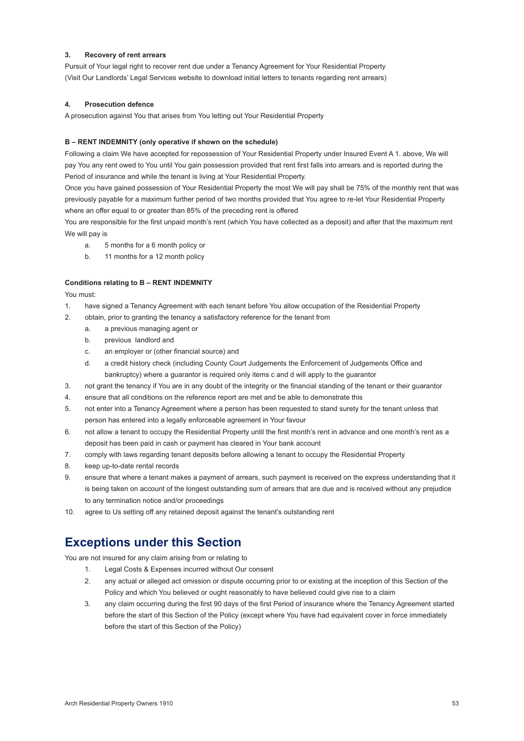**3. Recovery of rent arrears**

Pursuit of Your legal right to recover rent due under a Tenancy Agreement for Your Residential Property (Visit Our Landlords' Legal Services website to download initial letters to tenants regarding rent arrears)

**4. Prosecution defence**

A prosecution against You that arises from You letting out Your Residential Property

**B – RENT INDEMNITY (only operative if shown on the schedule)**

Following a claim We have accepted for repossession of Your Residential Property under Insured Event A 1. above, We will pay You any rent owed to You until You gain possession provided that rent first falls into arrears and is reported during the Period of insurance and while the tenant is living at Your Residential Property.

Once you have gained possession of Your Residential Property the most We will pay shall be 75% of the monthly rent that was previously payable for a maximum further period of two months provided that You agree to re-let Your Residential Property where an offer equal to or greater than 85% of the preceding rent is offered

You are responsible for the first unpaid month's rent (which You have collected as a deposit) and after that the maximum rent We will pay is

a. 5 months for a 6 month policy or
b. 11 months for a 12 month policy

**Conditions relating to B – RENT INDEMNITY**

You must:

1. have signed a Tenancy Agreement with each tenant before You allow occupation of the Residential Property
2. obtain, prior to granting the tenancy a satisfactory reference for the tenant from
   a. a previous managing agent or
   b. previous landlord and
   c. an employer or (other financial source) and
   d. a credit history check (including County Court Judgements the Enforcement of Judgements Office and bankruptcy) where a guarantor is required only items c and d will apply to the guarantor
3. not grant the tenancy if You are in any doubt of the integrity or the financial standing of the tenant or their guarantor
4. ensure that all conditions on the reference report are met and be able to demonstrate this
5. not enter into a Tenancy Agreement where a person has been requested to stand surety for the tenant unless that person has entered into a legally enforceable agreement in Your favour
6. not allow a tenant to occupy the Residential Property until the first month's rent in advance and one month's rent as a deposit has been paid in cash or payment has cleared in Your bank account
7. comply with laws regarding tenant deposits before allowing a tenant to occupy the Residential Property
8. keep up-to-date rental records
9. ensure that where a tenant makes a payment of arrears, such payment is received on the express understanding that it is being taken on account of the longest outstanding sum of arrears that are due and is received without any prejudice to any termination notice and/or proceedings
10. agree to Us setting off any retained deposit against the tenant's outstanding rent

## Exceptions under this Section

You are not insured for any claim arising from or relating to

1. Legal Costs & Expenses incurred without Our consent
2. any actual or alleged act omission or dispute occurring prior to or existing at the inception of this Section of the Policy and which You believed or ought reasonably to have believed could give rise to a claim
3. any claim occurring during the first 90 days of the first Period of insurance where the Tenancy Agreement started before the start of this Section of the Policy (except where You have had equivalent cover in force immediately before the start of this Section of the Policy)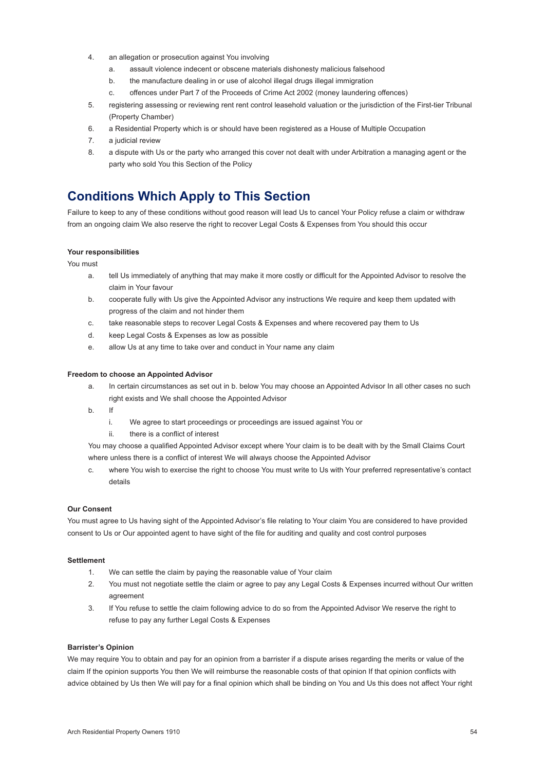4. an allegation or prosecution against You involving
   a. assault violence indecent or obscene materials dishonesty malicious falsehood
   b. the manufacture dealing in or use of alcohol illegal drugs illegal immigration
   c. offences under Part 7 of the Proceeds of Crime Act 2002 (money laundering offences)
5. registering assessing or reviewing rent rent control leasehold valuation or the jurisdiction of the First-tier Tribunal (Property Chamber)
6. a Residential Property which is or should have been registered as a House of Multiple Occupation
7. a judicial review
8. a dispute with Us or the party who arranged this cover not dealt with under Arbitration a managing agent or the party who sold You this Section of the Policy

## Conditions Which Apply to This Section

Failure to keep to any of these conditions without good reason will lead Us to cancel Your Policy refuse a claim or withdraw from an ongoing claim We also reserve the right to recover Legal Costs & Expenses from You should this occur

**Your responsibilities**

You must

a. tell Us immediately of anything that may make it more costly or difficult for the Appointed Advisor to resolve the claim in Your favour
b. cooperate fully with Us give the Appointed Advisor any instructions We require and keep them updated with progress of the claim and not hinder them
c. take reasonable steps to recover Legal Costs & Expenses and where recovered pay them to Us
d. keep Legal Costs & Expenses as low as possible
e. allow Us at any time to take over and conduct in Your name any claim

**Freedom to choose an Appointed Advisor**

a. In certain circumstances as set out in b. below You may choose an Appointed Advisor In all other cases no such right exists and We shall choose the Appointed Advisor
b. If
   i. We agree to start proceedings or proceedings are issued against You or
   ii. there is a conflict of interest

   You may choose a qualified Appointed Advisor except where Your claim is to be dealt with by the Small Claims Court where unless there is a conflict of interest We will always choose the Appointed Advisor
c. where You wish to exercise the right to choose You must write to Us with Your preferred representative's contact details

**Our Consent**

You must agree to Us having sight of the Appointed Advisor's file relating to Your claim You are considered to have provided consent to Us or Our appointed agent to have sight of the file for auditing and quality and cost control purposes

**Settlement**

1. We can settle the claim by paying the reasonable value of Your claim
2. You must not negotiate settle the claim or agree to pay any Legal Costs & Expenses incurred without Our written agreement
3. If You refuse to settle the claim following advice to do so from the Appointed Advisor We reserve the right to refuse to pay any further Legal Costs & Expenses

**Barrister's Opinion**

We may require You to obtain and pay for an opinion from a barrister if a dispute arises regarding the merits or value of the claim If the opinion supports You then We will reimburse the reasonable costs of that opinion If that opinion conflicts with advice obtained by Us then We will pay for a final opinion which shall be binding on You and Us this does not affect Your right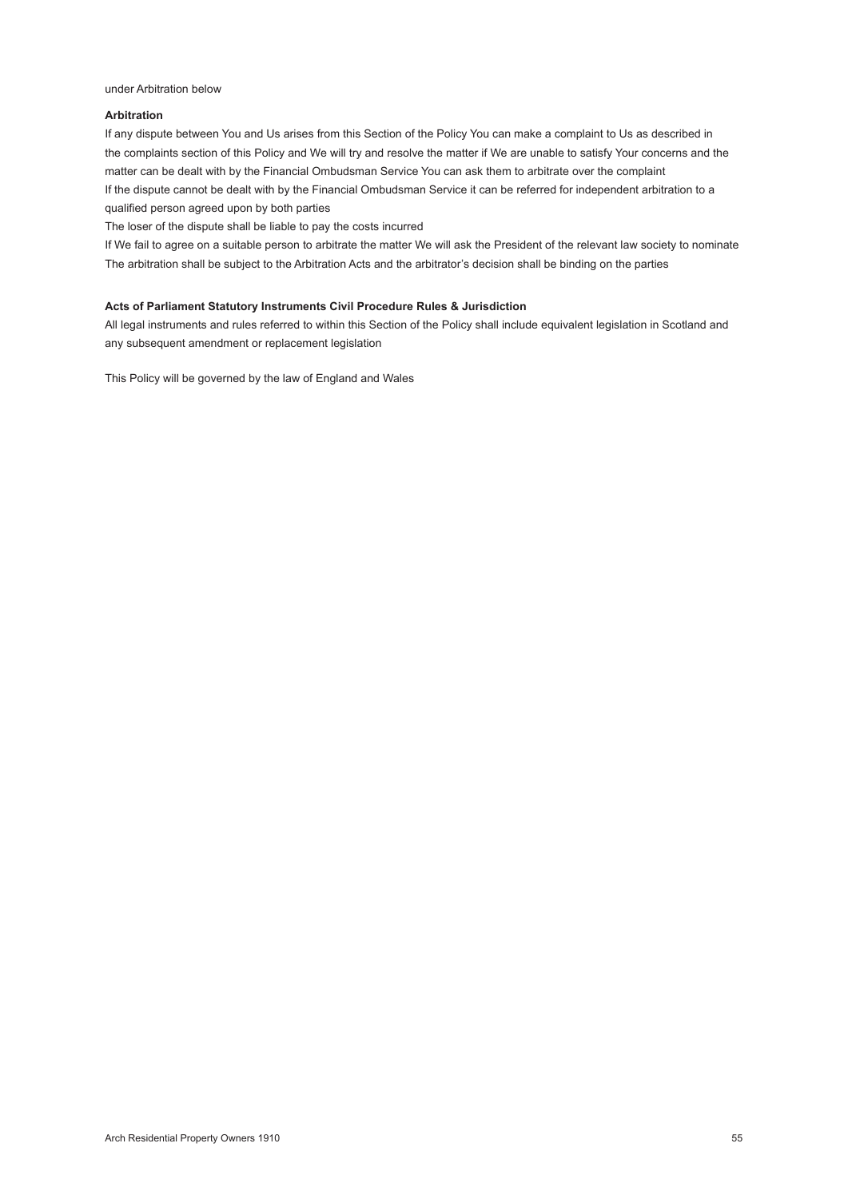under Arbitration below

**Arbitration**

If any dispute between You and Us arises from this Section of the Policy You can make a complaint to Us as described in the complaints section of this Policy and We will try and resolve the matter if We are unable to satisfy Your concerns and the matter can be dealt with by the Financial Ombudsman Service You can ask them to arbitrate over the complaint

If the dispute cannot be dealt with by the Financial Ombudsman Service it can be referred for independent arbitration to a qualified person agreed upon by both parties

The loser of the dispute shall be liable to pay the costs incurred

If We fail to agree on a suitable person to arbitrate the matter We will ask the President of the relevant law society to nominate

The arbitration shall be subject to the Arbitration Acts and the arbitrator's decision shall be binding on the parties

**Acts of Parliament Statutory Instruments Civil Procedure Rules & Jurisdiction**

All legal instruments and rules referred to within this Section of the Policy shall include equivalent legislation in Scotland and any subsequent amendment or replacement legislation

This Policy will be governed by the law of England and Wales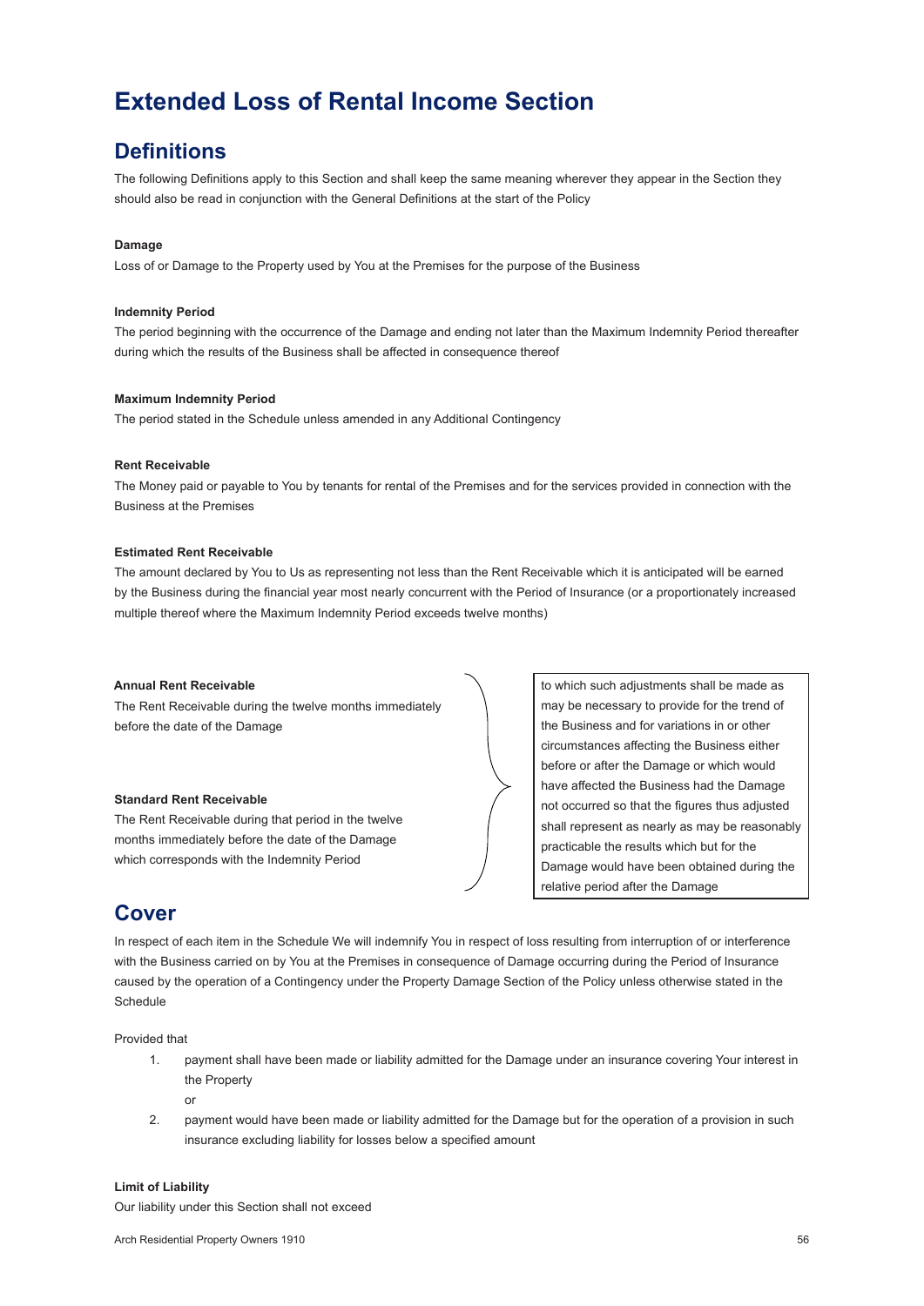# Extended Loss of Rental Income Section

## Definitions

The following Definitions apply to this Section and shall keep the same meaning wherever they appear in the Section they should also be read in conjunction with the General Definitions at the start of the Policy

**Damage**

Loss of or Damage to the Property used by You at the Premises for the purpose of the Business

**Indemnity Period**

The period beginning with the occurrence of the Damage and ending not later than the Maximum Indemnity Period thereafter during which the results of the Business shall be affected in consequence thereof

**Maximum Indemnity Period**

The period stated in the Schedule unless amended in any Additional Contingency

**Rent Receivable**

The Money paid or payable to You by tenants for rental of the Premises and for the services provided in connection with the Business at the Premises

**Estimated Rent Receivable**

The amount declared by You to Us as representing not less than the Rent Receivable which it is anticipated will be earned by the Business during the financial year most nearly concurrent with the Period of Insurance (or a proportionately increased multiple thereof where the Maximum Indemnity Period exceeds twelve months)

**Annual Rent Receivable**

The Rent Receivable during the twelve months immediately before the date of the Damage

**Standard Rent Receivable**

The Rent Receivable during that period in the twelve months immediately before the date of the Damage which corresponds with the Indemnity Period

to which such adjustments shall be made as may be necessary to provide for the trend of the Business and for variations in or other circumstances affecting the Business either before or after the Damage or which would have affected the Business had the Damage not occurred so that the figures thus adjusted shall represent as nearly as may be reasonably practicable the results which but for the Damage would have been obtained during the relative period after the Damage

## Cover

In respect of each item in the Schedule We will indemnify You in respect of loss resulting from interruption of or interference with the Business carried on by You at the Premises in consequence of Damage occurring during the Period of Insurance caused by the operation of a Contingency under the Property Damage Section of the Policy unless otherwise stated in the Schedule

Provided that

1. payment shall have been made or liability admitted for the Damage under an insurance covering Your interest in the Property

   or

2. payment would have been made or liability admitted for the Damage but for the operation of a provision in such insurance excluding liability for losses below a specified amount

**Limit of Liability**

Our liability under this Section shall not exceed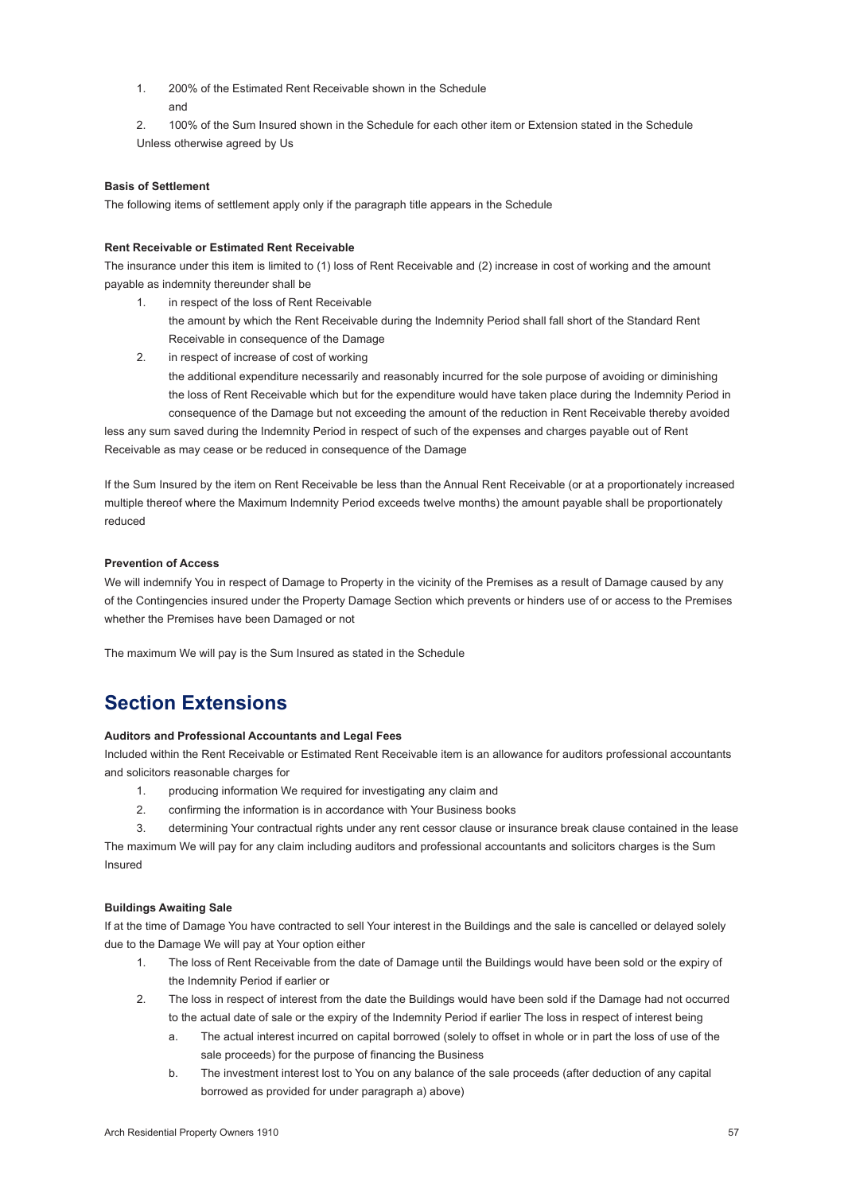1. 200% of the Estimated Rent Receivable shown in the Schedule

   and

2. 100% of the Sum Insured shown in the Schedule for each other item or Extension stated in the Schedule

Unless otherwise agreed by Us

**Basis of Settlement**

The following items of settlement apply only if the paragraph title appears in the Schedule

**Rent Receivable or Estimated Rent Receivable**

The insurance under this item is limited to (1) loss of Rent Receivable and (2) increase in cost of working and the amount payable as indemnity thereunder shall be

1. in respect of the loss of Rent Receivable

   the amount by which the Rent Receivable during the Indemnity Period shall fall short of the Standard Rent Receivable in consequence of the Damage

2. in respect of increase of cost of working

   the additional expenditure necessarily and reasonably incurred for the sole purpose of avoiding or diminishing the loss of Rent Receivable which but for the expenditure would have taken place during the Indemnity Period in consequence of the Damage but not exceeding the amount of the reduction in Rent Receivable thereby avoided

less any sum saved during the Indemnity Period in respect of such of the expenses and charges payable out of Rent Receivable as may cease or be reduced in consequence of the Damage

If the Sum Insured by the item on Rent Receivable be less than the Annual Rent Receivable (or at a proportionately increased multiple thereof where the Maximum Indemnity Period exceeds twelve months) the amount payable shall be proportionately reduced

**Prevention of Access**

We will indemnify You in respect of Damage to Property in the vicinity of the Premises as a result of Damage caused by any of the Contingencies insured under the Property Damage Section which prevents or hinders use of or access to the Premises whether the Premises have been Damaged or not

The maximum We will pay is the Sum Insured as stated in the Schedule

## Section Extensions

**Auditors and Professional Accountants and Legal Fees**

Included within the Rent Receivable or Estimated Rent Receivable item is an allowance for auditors professional accountants and solicitors reasonable charges for

1. producing information We required for investigating any claim and
2. confirming the information is in accordance with Your Business books
3. determining Your contractual rights under any rent cessor clause or insurance break clause contained in the lease

The maximum We will pay for any claim including auditors and professional accountants and solicitors charges is the Sum Insured

**Buildings Awaiting Sale**

If at the time of Damage You have contracted to sell Your interest in the Buildings and the sale is cancelled or delayed solely due to the Damage We will pay at Your option either

1. The loss of Rent Receivable from the date of Damage until the Buildings would have been sold or the expiry of the Indemnity Period if earlier or
2. The loss in respect of interest from the date the Buildings would have been sold if the Damage had not occurred to the actual date of sale or the expiry of the Indemnity Period if earlier The loss in respect of interest being
   a. The actual interest incurred on capital borrowed (solely to offset in whole or in part the loss of use of the sale proceeds) for the purpose of financing the Business
   b. The investment interest lost to You on any balance of the sale proceeds (after deduction of any capital borrowed as provided for under paragraph a) above)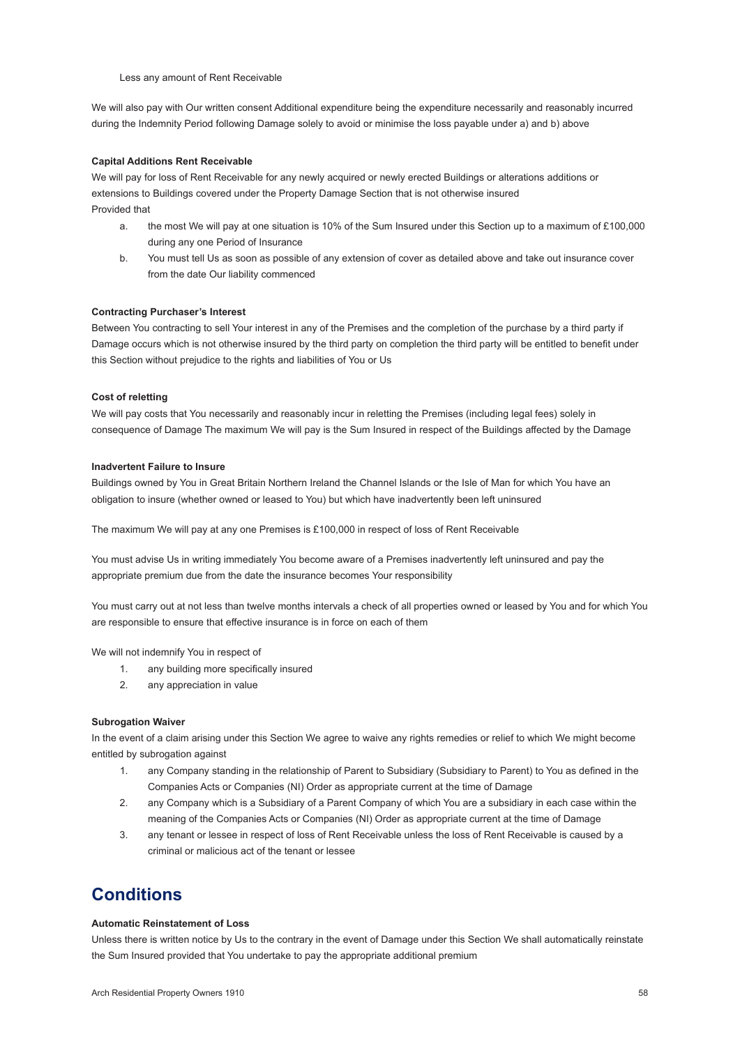Less any amount of Rent Receivable

We will also pay with Our written consent Additional expenditure being the expenditure necessarily and reasonably incurred during the Indemnity Period following Damage solely to avoid or minimise the loss payable under a) and b) above

**Capital Additions Rent Receivable**

We will pay for loss of Rent Receivable for any newly acquired or newly erected Buildings or alterations additions or extensions to Buildings covered under the Property Damage Section that is not otherwise insured

Provided that

a. the most We will pay at one situation is 10% of the Sum Insured under this Section up to a maximum of £100,000 during any one Period of Insurance

b. You must tell Us as soon as possible of any extension of cover as detailed above and take out insurance cover from the date Our liability commenced

**Contracting Purchaser's Interest**

Between You contracting to sell Your interest in any of the Premises and the completion of the purchase by a third party if Damage occurs which is not otherwise insured by the third party on completion the third party will be entitled to benefit under this Section without prejudice to the rights and liabilities of You or Us

**Cost of reletting**

We will pay costs that You necessarily and reasonably incur in reletting the Premises (including legal fees) solely in consequence of Damage The maximum We will pay is the Sum Insured in respect of the Buildings affected by the Damage

**Inadvertent Failure to Insure**

Buildings owned by You in Great Britain Northern Ireland the Channel Islands or the Isle of Man for which You have an obligation to insure (whether owned or leased to You) but which have inadvertently been left uninsured

The maximum We will pay at any one Premises is £100,000 in respect of loss of Rent Receivable

You must advise Us in writing immediately You become aware of a Premises inadvertently left uninsured and pay the appropriate premium due from the date the insurance becomes Your responsibility

You must carry out at not less than twelve months intervals a check of all properties owned or leased by You and for which You are responsible to ensure that effective insurance is in force on each of them

We will not indemnify You in respect of

1. any building more specifically insured
2. any appreciation in value

**Subrogation Waiver**

In the event of a claim arising under this Section We agree to waive any rights remedies or relief to which We might become entitled by subrogation against

1. any Company standing in the relationship of Parent to Subsidiary (Subsidiary to Parent) to You as defined in the Companies Acts or Companies (NI) Order as appropriate current at the time of Damage
2. any Company which is a Subsidiary of a Parent Company of which You are a subsidiary in each case within the meaning of the Companies Acts or Companies (NI) Order as appropriate current at the time of Damage
3. any tenant or lessee in respect of loss of Rent Receivable unless the loss of Rent Receivable is caused by a criminal or malicious act of the tenant or lessee

# Conditions

**Automatic Reinstatement of Loss**

Unless there is written notice by Us to the contrary in the event of Damage under this Section We shall automatically reinstate the Sum Insured provided that You undertake to pay the appropriate additional premium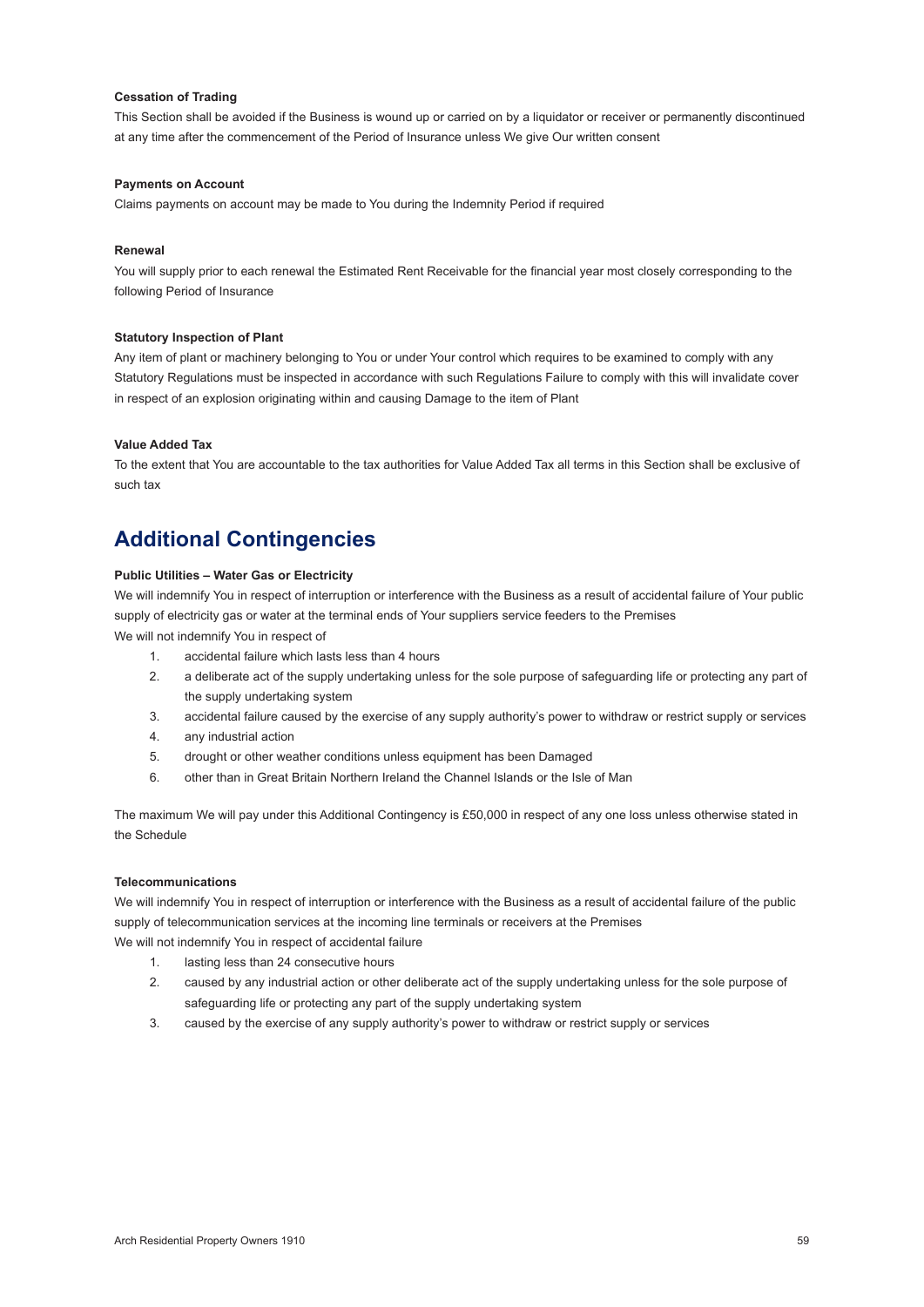**Cessation of Trading**

This Section shall be avoided if the Business is wound up or carried on by a liquidator or receiver or permanently discontinued at any time after the commencement of the Period of Insurance unless We give Our written consent

**Payments on Account**

Claims payments on account may be made to You during the Indemnity Period if required

**Renewal**

You will supply prior to each renewal the Estimated Rent Receivable for the financial year most closely corresponding to the following Period of Insurance

**Statutory Inspection of Plant**

Any item of plant or machinery belonging to You or under Your control which requires to be examined to comply with any Statutory Regulations must be inspected in accordance with such Regulations Failure to comply with this will invalidate cover in respect of an explosion originating within and causing Damage to the item of Plant

**Value Added Tax**

To the extent that You are accountable to the tax authorities for Value Added Tax all terms in this Section shall be exclusive of such tax

## Additional Contingencies

**Public Utilities – Water Gas or Electricity**

We will indemnify You in respect of interruption or interference with the Business as a result of accidental failure of Your public supply of electricity gas or water at the terminal ends of Your suppliers service feeders to the Premises

We will not indemnify You in respect of

1. accidental failure which lasts less than 4 hours
2. a deliberate act of the supply undertaking unless for the sole purpose of safeguarding life or protecting any part of the supply undertaking system
3. accidental failure caused by the exercise of any supply authority's power to withdraw or restrict supply or services
4. any industrial action
5. drought or other weather conditions unless equipment has been Damaged
6. other than in Great Britain Northern Ireland the Channel Islands or the Isle of Man

The maximum We will pay under this Additional Contingency is £50,000 in respect of any one loss unless otherwise stated in the Schedule

**Telecommunications**

We will indemnify You in respect of interruption or interference with the Business as a result of accidental failure of the public supply of telecommunication services at the incoming line terminals or receivers at the Premises

We will not indemnify You in respect of accidental failure

1. lasting less than 24 consecutive hours
2. caused by any industrial action or other deliberate act of the supply undertaking unless for the sole purpose of safeguarding life or protecting any part of the supply undertaking system
3. caused by the exercise of any supply authority's power to withdraw or restrict supply or services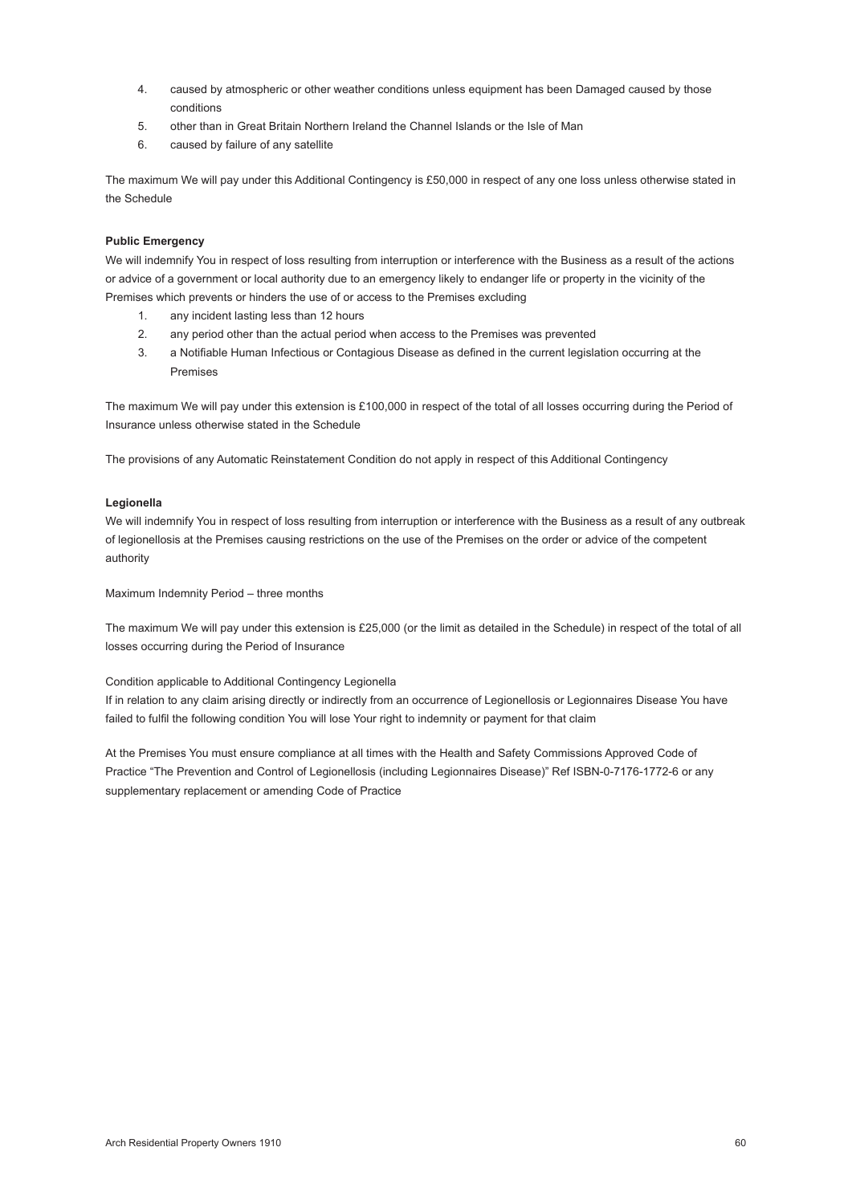4. caused by atmospheric or other weather conditions unless equipment has been Damaged caused by those conditions
5. other than in Great Britain Northern Ireland the Channel Islands or the Isle of Man
6. caused by failure of any satellite

The maximum We will pay under this Additional Contingency is £50,000 in respect of any one loss unless otherwise stated in the Schedule

**Public Emergency**

We will indemnify You in respect of loss resulting from interruption or interference with the Business as a result of the actions or advice of a government or local authority due to an emergency likely to endanger life or property in the vicinity of the Premises which prevents or hinders the use of or access to the Premises excluding

1. any incident lasting less than 12 hours
2. any period other than the actual period when access to the Premises was prevented
3. a Notifiable Human Infectious or Contagious Disease as defined in the current legislation occurring at the Premises

The maximum We will pay under this extension is £100,000 in respect of the total of all losses occurring during the Period of Insurance unless otherwise stated in the Schedule

The provisions of any Automatic Reinstatement Condition do not apply in respect of this Additional Contingency

**Legionella**

We will indemnify You in respect of loss resulting from interruption or interference with the Business as a result of any outbreak of legionellosis at the Premises causing restrictions on the use of the Premises on the order or advice of the competent authority

Maximum Indemnity Period – three months

The maximum We will pay under this extension is £25,000 (or the limit as detailed in the Schedule) in respect of the total of all losses occurring during the Period of Insurance

Condition applicable to Additional Contingency Legionella

If in relation to any claim arising directly or indirectly from an occurrence of Legionellosis or Legionnaires Disease You have failed to fulfil the following condition You will lose Your right to indemnity or payment for that claim

At the Premises You must ensure compliance at all times with the Health and Safety Commissions Approved Code of Practice "The Prevention and Control of Legionellosis (including Legionnaires Disease)" Ref ISBN-0-7176-1772-6 or any supplementary replacement or amending Code of Practice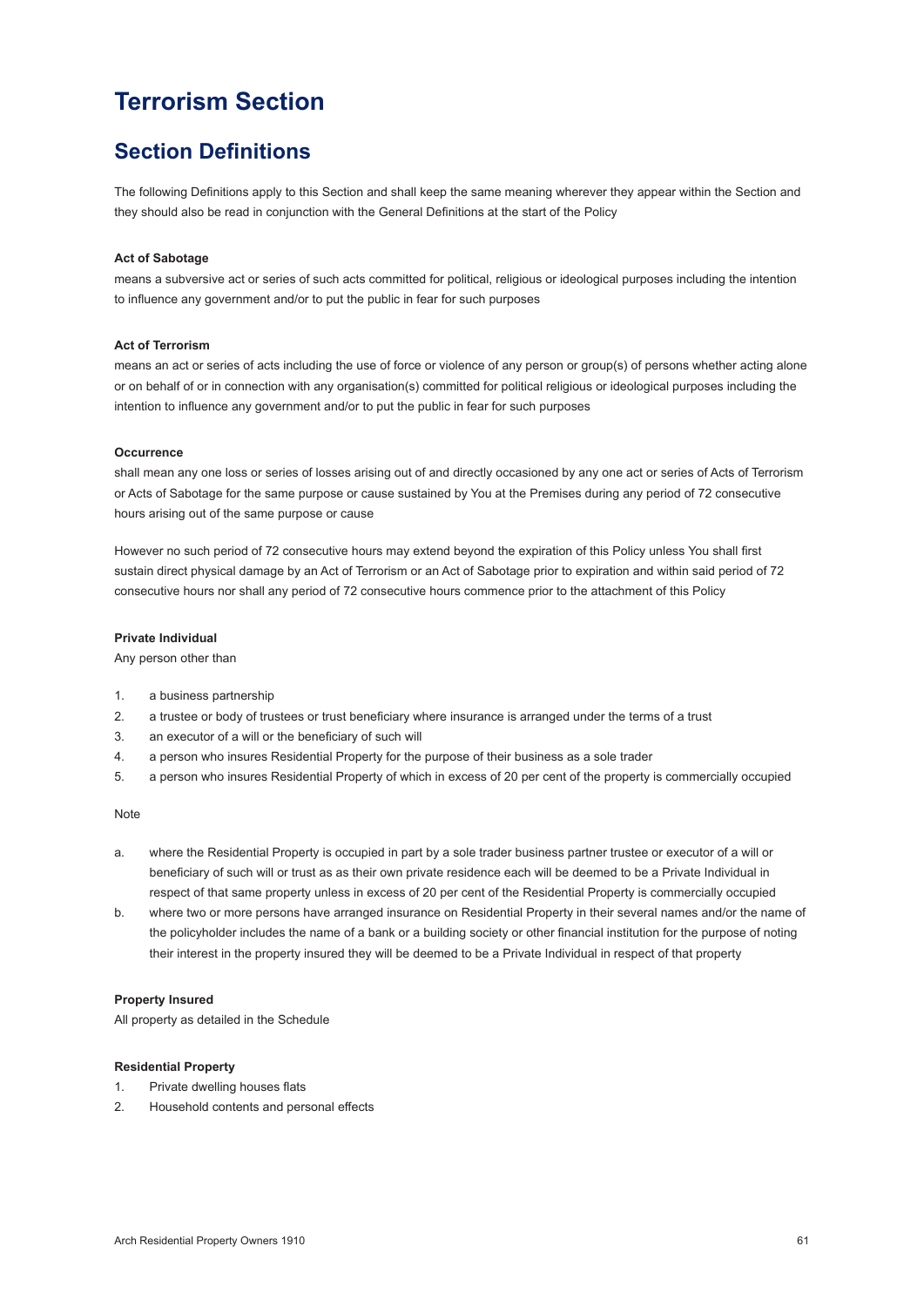# Terrorism Section

## Section Definitions

The following Definitions apply to this Section and shall keep the same meaning wherever they appear within the Section and they should also be read in conjunction with the General Definitions at the start of the Policy

**Act of Sabotage**
means a subversive act or series of such acts committed for political, religious or ideological purposes including the intention to influence any government and/or to put the public in fear for such purposes

**Act of Terrorism**
means an act or series of acts including the use of force or violence of any person or group(s) of persons whether acting alone or on behalf of or in connection with any organisation(s) committed for political religious or ideological purposes including the intention to influence any government and/or to put the public in fear for such purposes

**Occurrence**
shall mean any one loss or series of losses arising out of and directly occasioned by any one act or series of Acts of Terrorism or Acts of Sabotage for the same purpose or cause sustained by You at the Premises during any period of 72 consecutive hours arising out of the same purpose or cause

However no such period of 72 consecutive hours may extend beyond the expiration of this Policy unless You shall first sustain direct physical damage by an Act of Terrorism or an Act of Sabotage prior to expiration and within said period of 72 consecutive hours nor shall any period of 72 consecutive hours commence prior to the attachment of this Policy

**Private Individual**
Any person other than

1. a business partnership
2. a trustee or body of trustees or trust beneficiary where insurance is arranged under the terms of a trust
3. an executor of a will or the beneficiary of such will
4. a person who insures Residential Property for the purpose of their business as a sole trader
5. a person who insures Residential Property of which in excess of 20 per cent of the property is commercially occupied

Note

a. where the Residential Property is occupied in part by a sole trader business partner trustee or executor of a will or beneficiary of such will or trust as as their own private residence each will be deemed to be a Private Individual in respect of that same property unless in excess of 20 per cent of the Residential Property is commercially occupied
b. where two or more persons have arranged insurance on Residential Property in their several names and/or the name of the policyholder includes the name of a bank or a building society or other financial institution for the purpose of noting their interest in the property insured they will be deemed to be a Private Individual in respect of that property

**Property Insured**
All property as detailed in the Schedule

**Residential Property**
1. Private dwelling houses flats
2. Household contents and personal effects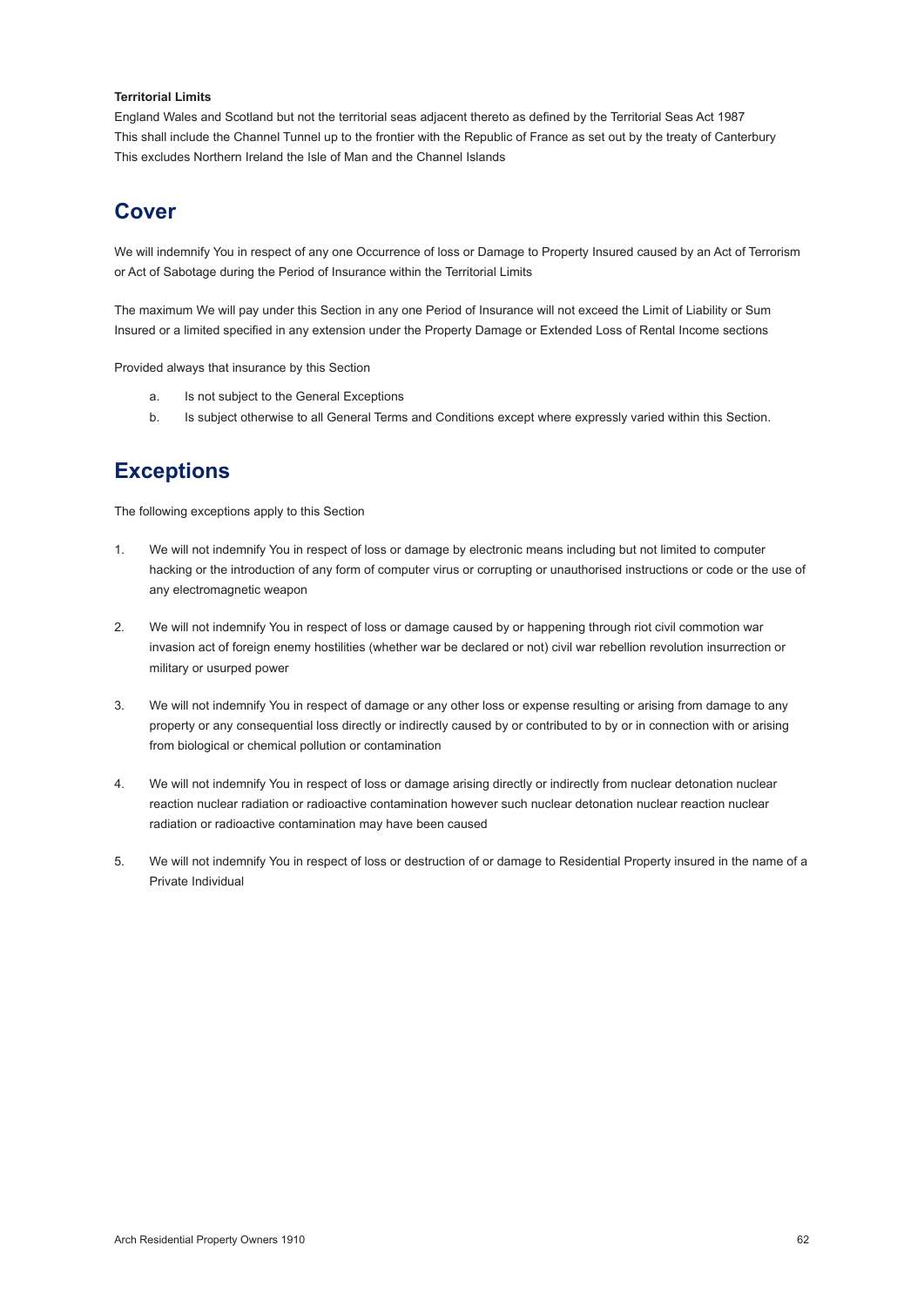**Territorial Limits**

England Wales and Scotland but not the territorial seas adjacent thereto as defined by the Territorial Seas Act 1987
This shall include the Channel Tunnel up to the frontier with the Republic of France as set out by the treaty of Canterbury
This excludes Northern Ireland the Isle of Man and the Channel Islands

## Cover

We will indemnify You in respect of any one Occurrence of loss or Damage to Property Insured caused by an Act of Terrorism or Act of Sabotage during the Period of Insurance within the Territorial Limits

The maximum We will pay under this Section in any one Period of Insurance will not exceed the Limit of Liability or Sum Insured or a limited specified in any extension under the Property Damage or Extended Loss of Rental Income sections

Provided always that insurance by this Section

a. Is not subject to the General Exceptions
b. Is subject otherwise to all General Terms and Conditions except where expressly varied within this Section.

## Exceptions

The following exceptions apply to this Section

1. We will not indemnify You in respect of loss or damage by electronic means including but not limited to computer hacking or the introduction of any form of computer virus or corrupting or unauthorised instructions or code or the use of any electromagnetic weapon

2. We will not indemnify You in respect of loss or damage caused by or happening through riot civil commotion war invasion act of foreign enemy hostilities (whether war be declared or not) civil war rebellion revolution insurrection or military or usurped power

3. We will not indemnify You in respect of damage or any other loss or expense resulting or arising from damage to any property or any consequential loss directly or indirectly caused by or contributed to by or in connection with or arising from biological or chemical pollution or contamination

4. We will not indemnify You in respect of loss or damage arising directly or indirectly from nuclear detonation nuclear reaction nuclear radiation or radioactive contamination however such nuclear detonation nuclear reaction nuclear radiation or radioactive contamination may have been caused

5. We will not indemnify You in respect of loss or destruction of or damage to Residential Property insured in the name of a Private Individual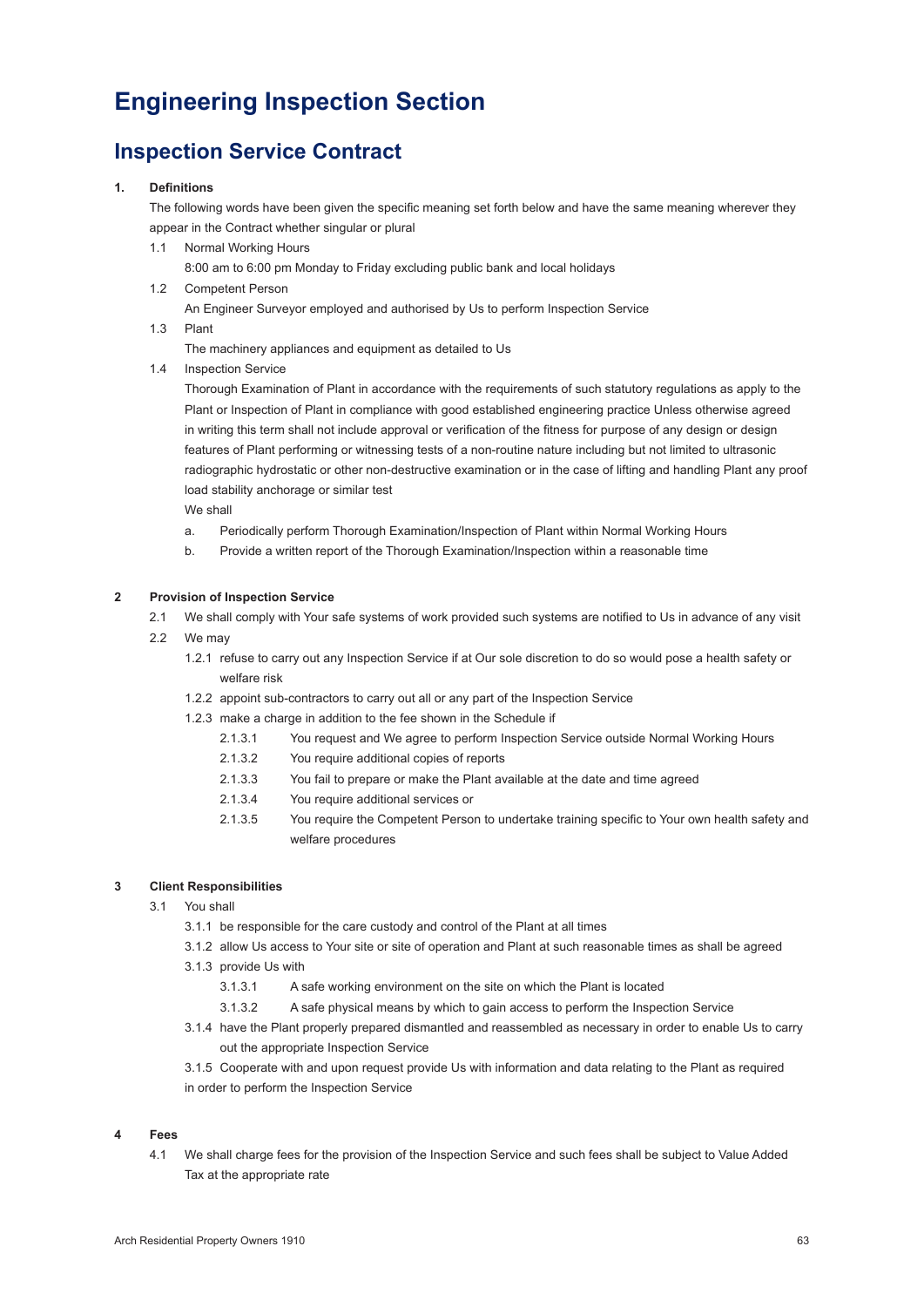# Engineering Inspection Section

## Inspection Service Contract

**1. Definitions**

The following words have been given the specific meaning set forth below and have the same meaning wherever they appear in the Contract whether singular or plural

1.1 Normal Working Hours

8:00 am to 6:00 pm Monday to Friday excluding public bank and local holidays

1.2 Competent Person

An Engineer Surveyor employed and authorised by Us to perform Inspection Service

1.3 Plant

The machinery appliances and equipment as detailed to Us

1.4 Inspection Service

Thorough Examination of Plant in accordance with the requirements of such statutory regulations as apply to the Plant or Inspection of Plant in compliance with good established engineering practice Unless otherwise agreed in writing this term shall not include approval or verification of the fitness for purpose of any design or design features of Plant performing or witnessing tests of a non-routine nature including but not limited to ultrasonic radiographic hydrostatic or other non-destructive examination or in the case of lifting and handling Plant any proof load stability anchorage or similar test

We shall

a. Periodically perform Thorough Examination/Inspection of Plant within Normal Working Hours

b. Provide a written report of the Thorough Examination/Inspection within a reasonable time

**2 Provision of Inspection Service**

2.1 We shall comply with Your safe systems of work provided such systems are notified to Us in advance of any visit

2.2 We may

1.2.1 refuse to carry out any Inspection Service if at Our sole discretion to do so would pose a health safety or welfare risk

1.2.2 appoint sub-contractors to carry out all or any part of the Inspection Service

1.2.3 make a charge in addition to the fee shown in the Schedule if

2.1.3.1 You request and We agree to perform Inspection Service outside Normal Working Hours

2.1.3.2 You require additional copies of reports

2.1.3.3 You fail to prepare or make the Plant available at the date and time agreed

2.1.3.4 You require additional services or

2.1.3.5 You require the Competent Person to undertake training specific to Your own health safety and welfare procedures

**3 Client Responsibilities**

3.1 You shall

3.1.1 be responsible for the care custody and control of the Plant at all times

3.1.2 allow Us access to Your site or site of operation and Plant at such reasonable times as shall be agreed

3.1.3 provide Us with

3.1.3.1 A safe working environment on the site on which the Plant is located

3.1.3.2 A safe physical means by which to gain access to perform the Inspection Service

3.1.4 have the Plant properly prepared dismantled and reassembled as necessary in order to enable Us to carry out the appropriate Inspection Service

3.1.5 Cooperate with and upon request provide Us with information and data relating to the Plant as required in order to perform the Inspection Service

**4 Fees**

4.1 We shall charge fees for the provision of the Inspection Service and such fees shall be subject to Value Added Tax at the appropriate rate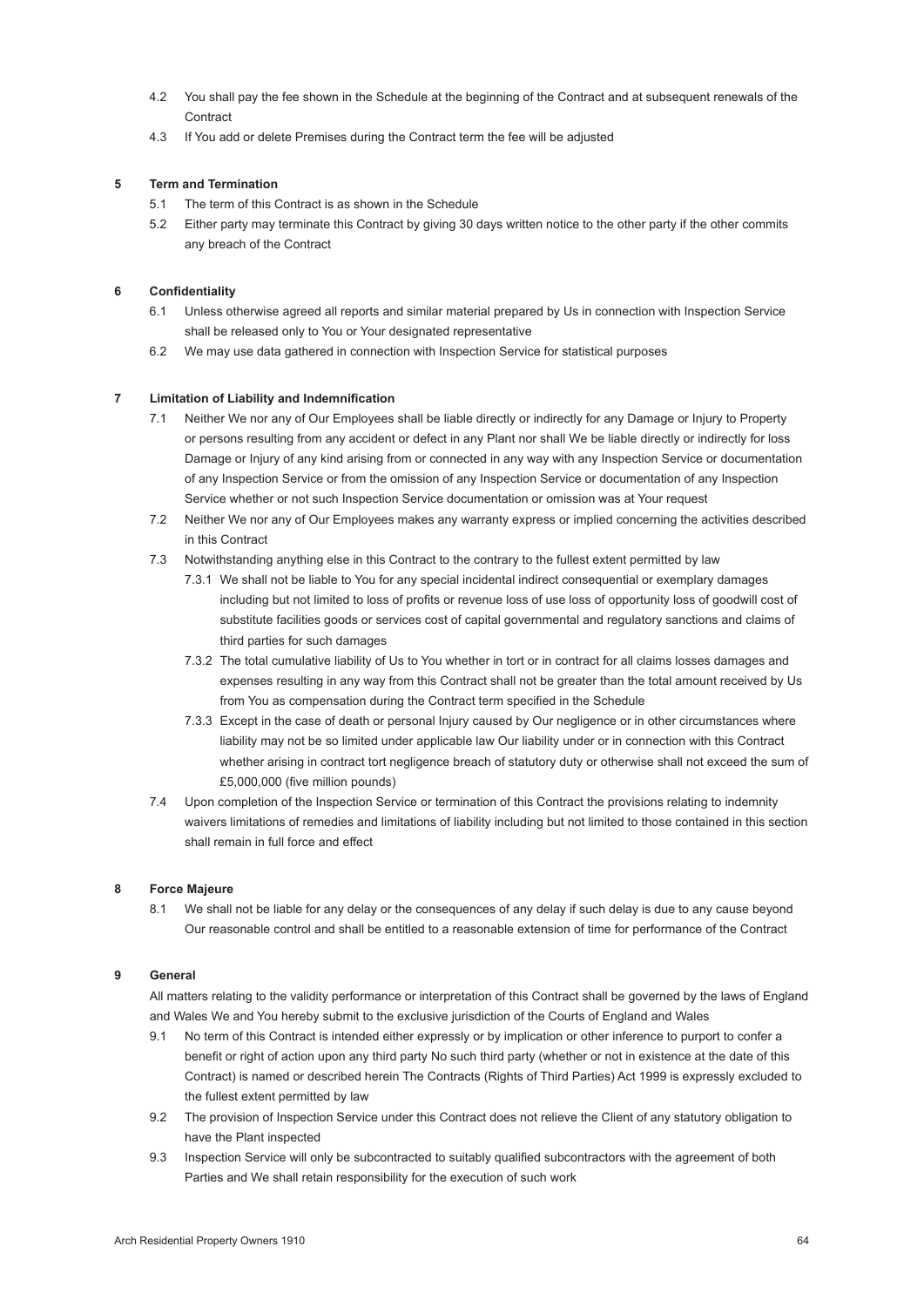4.2 You shall pay the fee shown in the Schedule at the beginning of the Contract and at subsequent renewals of the Contract

4.3 If You add or delete Premises during the Contract term the fee will be adjusted

## 5 Term and Termination

5.1 The term of this Contract is as shown in the Schedule

5.2 Either party may terminate this Contract by giving 30 days written notice to the other party if the other commits any breach of the Contract

## 6 Confidentiality

6.1 Unless otherwise agreed all reports and similar material prepared by Us in connection with Inspection Service shall be released only to You or Your designated representative

6.2 We may use data gathered in connection with Inspection Service for statistical purposes

## 7 Limitation of Liability and Indemnification

7.1 Neither We nor any of Our Employees shall be liable directly or indirectly for any Damage or Injury to Property or persons resulting from any accident or defect in any Plant nor shall We be liable directly or indirectly for loss Damage or Injury of any kind arising from or connected in any way with any Inspection Service or documentation of any Inspection Service or from the omission of any Inspection Service or documentation of any Inspection Service whether or not such Inspection Service documentation or omission was at Your request

7.2 Neither We nor any of Our Employees makes any warranty express or implied concerning the activities described in this Contract

7.3 Notwithstanding anything else in this Contract to the contrary to the fullest extent permitted by law

7.3.1 We shall not be liable to You for any special incidental indirect consequential or exemplary damages including but not limited to loss of profits or revenue loss of use loss of opportunity loss of goodwill cost of substitute facilities goods or services cost of capital governmental and regulatory sanctions and claims of third parties for such damages

7.3.2 The total cumulative liability of Us to You whether in tort or in contract for all claims losses damages and expenses resulting in any way from this Contract shall not be greater than the total amount received by Us from You as compensation during the Contract term specified in the Schedule

7.3.3 Except in the case of death or personal Injury caused by Our negligence or in other circumstances where liability may not be so limited under applicable law Our liability under or in connection with this Contract whether arising in contract tort negligence breach of statutory duty or otherwise shall not exceed the sum of £5,000,000 (five million pounds)

7.4 Upon completion of the Inspection Service or termination of this Contract the provisions relating to indemnity waivers limitations of remedies and limitations of liability including but not limited to those contained in this section shall remain in full force and effect

## 8 Force Majeure

8.1 We shall not be liable for any delay or the consequences of any delay if such delay is due to any cause beyond Our reasonable control and shall be entitled to a reasonable extension of time for performance of the Contract

## 9 General

All matters relating to the validity performance or interpretation of this Contract shall be governed by the laws of England and Wales We and You hereby submit to the exclusive jurisdiction of the Courts of England and Wales

9.1 No term of this Contract is intended either expressly or by implication or other inference to purport to confer a benefit or right of action upon any third party No such third party (whether or not in existence at the date of this Contract) is named or described herein The Contracts (Rights of Third Parties) Act 1999 is expressly excluded to the fullest extent permitted by law

9.2 The provision of Inspection Service under this Contract does not relieve the Client of any statutory obligation to have the Plant inspected

9.3 Inspection Service will only be subcontracted to suitably qualified subcontractors with the agreement of both Parties and We shall retain responsibility for the execution of such work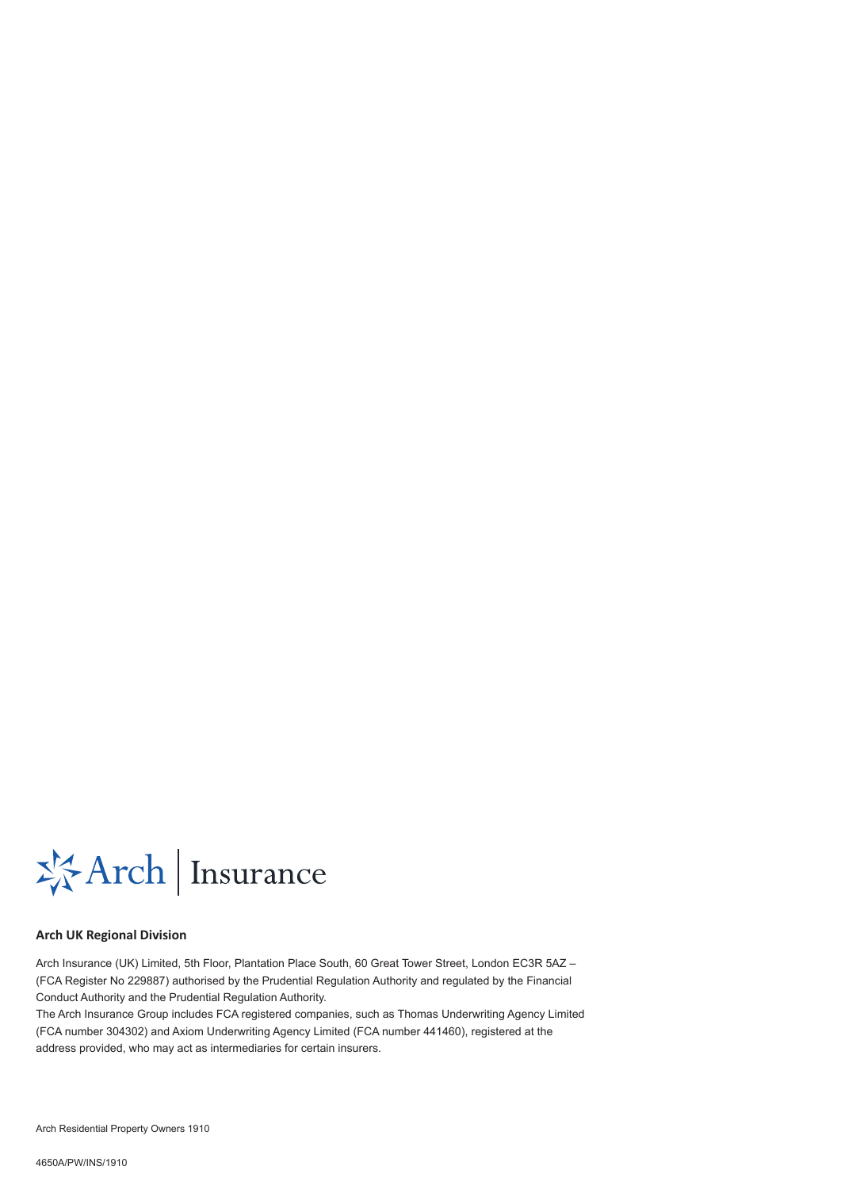Arch | Insurance

**Arch UK Regional Division**

Arch Insurance (UK) Limited, 5th Floor, Plantation Place South, 60 Great Tower Street, London EC3R 5AZ – (FCA Register No 229887) authorised by the Prudential Regulation Authority and regulated by the Financial Conduct Authority and the Prudential Regulation Authority.
The Arch Insurance Group includes FCA registered companies, such as Thomas Underwriting Agency Limited (FCA number 304302) and Axiom Underwriting Agency Limited (FCA number 441460), registered at the address provided, who may act as intermediaries for certain insurers.

Arch Residential Property Owners 1910

4650A/PW/INS/1910